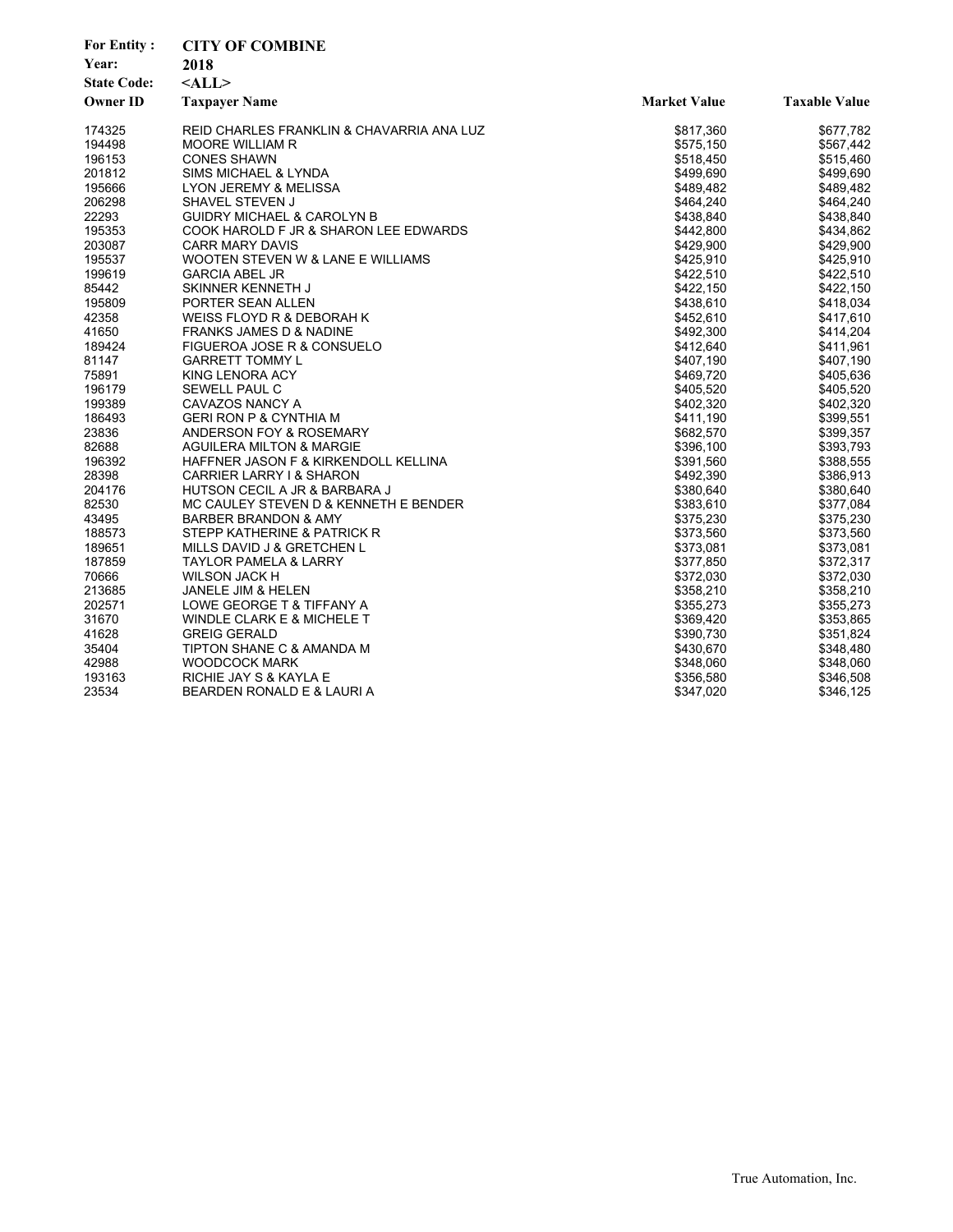**For Entity :** CITY OF COMBINE
**Year:** 2018
**State Code:** <ALL>

| Owner ID | Taxpayer Name | Market Value | Taxable Value |
|---|---|---|---|
| 174325 | REID CHARLES FRANKLIN & CHAVARRIA ANA LUZ | $817,360 | $677,782 |
| 194498 | MOORE WILLIAM R | $575,150 | $567,442 |
| 196153 | CONES SHAWN | $518,450 | $515,460 |
| 201812 | SIMS MICHAEL & LYNDA | $499,690 | $499,690 |
| 195666 | LYON JEREMY & MELISSA | $489,482 | $489,482 |
| 206298 | SHAVEL STEVEN J | $464,240 | $464,240 |
| 22293 | GUIDRY MICHAEL & CAROLYN B | $438,840 | $438,840 |
| 195353 | COOK HAROLD F JR & SHARON LEE EDWARDS | $442,800 | $434,862 |
| 203087 | CARR MARY DAVIS | $429,900 | $429,900 |
| 195537 | WOOTEN STEVEN W & LANE E WILLIAMS | $425,910 | $425,910 |
| 199619 | GARCIA ABEL JR | $422,510 | $422,510 |
| 85442 | SKINNER KENNETH J | $422,150 | $422,150 |
| 195809 | PORTER SEAN ALLEN | $438,610 | $418,034 |
| 42358 | WEISS FLOYD R & DEBORAH K | $452,610 | $417,610 |
| 41650 | FRANKS JAMES D & NADINE | $492,300 | $414,204 |
| 189424 | FIGUEROA JOSE R & CONSUELO | $412,640 | $411,961 |
| 81147 | GARRETT TOMMY L | $407,190 | $407,190 |
| 75891 | KING LENORA ACY | $469,720 | $405,636 |
| 196179 | SEWELL PAUL C | $405,520 | $405,520 |
| 199389 | CAVAZOS NANCY A | $402,320 | $402,320 |
| 186493 | GERI RON P & CYNTHIA M | $411,190 | $399,551 |
| 23836 | ANDERSON FOY & ROSEMARY | $682,570 | $399,357 |
| 82688 | AGUILERA MILTON & MARGIE | $396,100 | $393,793 |
| 196392 | HAFFNER JASON F & KIRKENDOLL KELLINA | $391,560 | $388,555 |
| 28398 | CARRIER LARRY I & SHARON | $492,390 | $386,913 |
| 204176 | HUTSON CECIL A JR & BARBARA J | $380,640 | $380,640 |
| 82530 | MC CAULEY STEVEN D & KENNETH E BENDER | $383,610 | $377,084 |
| 43495 | BARBER BRANDON & AMY | $375,230 | $375,230 |
| 188573 | STEPP KATHERINE & PATRICK R | $373,560 | $373,560 |
| 189651 | MILLS DAVID J & GRETCHEN L | $373,081 | $373,081 |
| 187859 | TAYLOR PAMELA & LARRY | $377,850 | $372,317 |
| 70666 | WILSON JACK H | $372,030 | $372,030 |
| 213685 | JANELE JIM & HELEN | $358,210 | $358,210 |
| 202571 | LOWE GEORGE T & TIFFANY A | $355,273 | $355,273 |
| 31670 | WINDLE CLARK E & MICHELE T | $369,420 | $353,865 |
| 41628 | GREIG GERALD | $390,730 | $351,824 |
| 35404 | TIPTON SHANE C & AMANDA M | $430,670 | $348,480 |
| 42988 | WOODCOCK MARK | $348,060 | $348,060 |
| 193163 | RICHIE JAY S & KAYLA E | $356,580 | $346,508 |
| 23534 | BEARDEN RONALD E & LAURI A | $347,020 | $346,125 |

True Automation, Inc.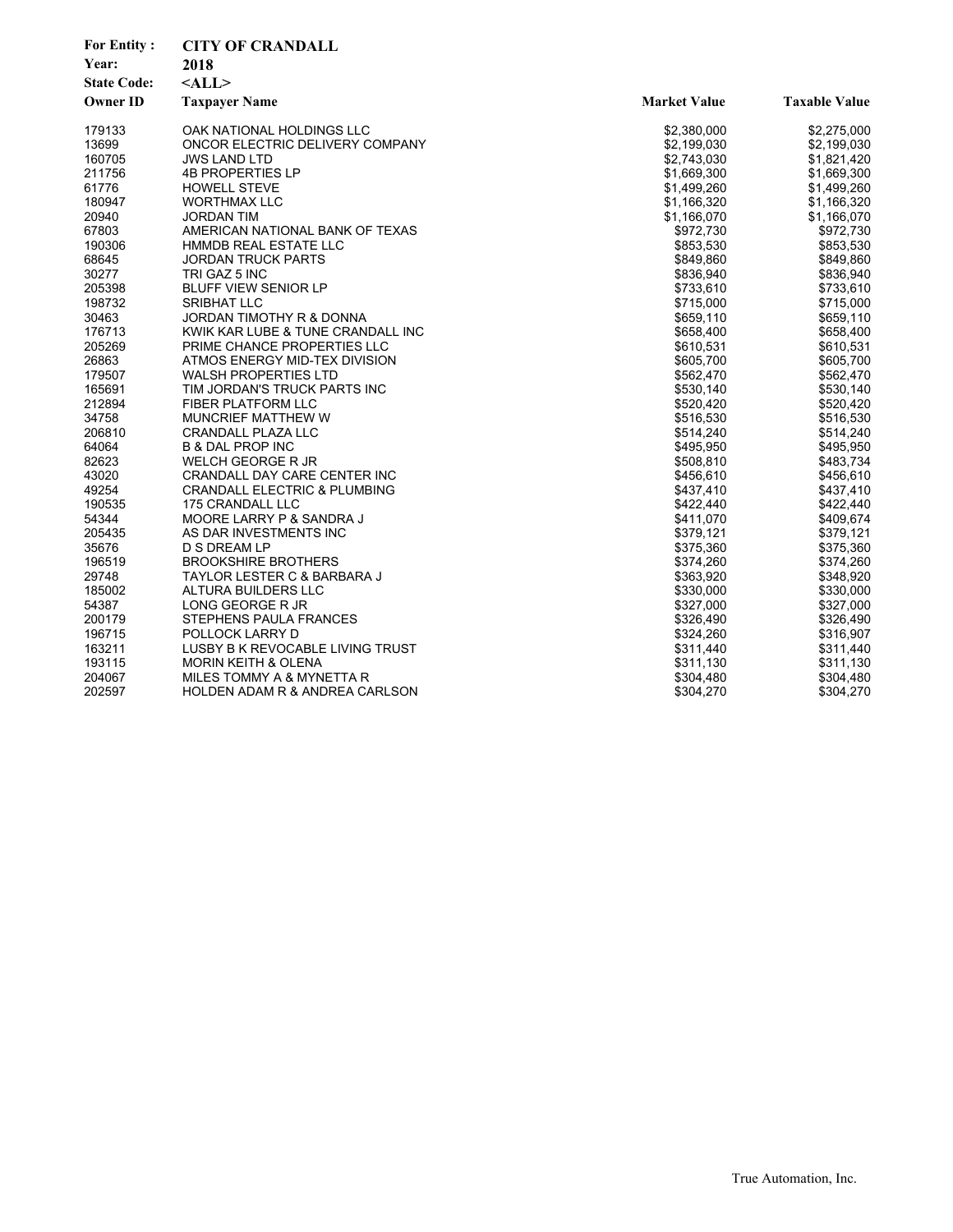**For Entity :** **CITY OF CRANDALL**
**Year:** **2018**
**State Code:** **<ALL>**

| Owner ID | Taxpayer Name | Market Value | Taxable Value |
|---|---|---|---|
| 179133 | OAK NATIONAL HOLDINGS LLC | $2,380,000 | $2,275,000 |
| 13699 | ONCOR ELECTRIC DELIVERY COMPANY | $2,199,030 | $2,199,030 |
| 160705 | JWS LAND LTD | $2,743,030 | $1,821,420 |
| 211756 | 4B PROPERTIES LP | $1,669,300 | $1,669,300 |
| 61776 | HOWELL STEVE | $1,499,260 | $1,499,260 |
| 180947 | WORTHMAX LLC | $1,166,320 | $1,166,320 |
| 20940 | JORDAN TIM | $1,166,070 | $1,166,070 |
| 67803 | AMERICAN NATIONAL BANK OF TEXAS | $972,730 | $972,730 |
| 190306 | HMMDB REAL ESTATE LLC | $853,530 | $853,530 |
| 68645 | JORDAN TRUCK PARTS | $849,860 | $849,860 |
| 30277 | TRI GAZ 5 INC | $836,940 | $836,940 |
| 205398 | BLUFF VIEW SENIOR LP | $733,610 | $733,610 |
| 198732 | SRIBHAT LLC | $715,000 | $715,000 |
| 30463 | JORDAN TIMOTHY R & DONNA | $659,110 | $659,110 |
| 176713 | KWIK KAR LUBE & TUNE CRANDALL INC | $658,400 | $658,400 |
| 205269 | PRIME CHANCE PROPERTIES LLC | $610,531 | $610,531 |
| 26863 | ATMOS ENERGY MID-TEX DIVISION | $605,700 | $605,700 |
| 179507 | WALSH PROPERTIES LTD | $562,470 | $562,470 |
| 165691 | TIM JORDAN'S TRUCK PARTS INC | $530,140 | $530,140 |
| 212894 | FIBER PLATFORM LLC | $520,420 | $520,420 |
| 34758 | MUNCRIEF MATTHEW W | $516,530 | $516,530 |
| 206810 | CRANDALL PLAZA LLC | $514,240 | $514,240 |
| 64064 | B & DAL PROP INC | $495,950 | $495,950 |
| 82623 | WELCH GEORGE R JR | $508,810 | $483,734 |
| 43020 | CRANDALL DAY CARE CENTER INC | $456,610 | $456,610 |
| 49254 | CRANDALL ELECTRIC & PLUMBING | $437,410 | $437,410 |
| 190535 | 175 CRANDALL LLC | $422,440 | $422,440 |
| 54344 | MOORE LARRY P & SANDRA J | $411,070 | $409,674 |
| 205435 | AS DAR INVESTMENTS INC | $379,121 | $379,121 |
| 35676 | D S DREAM LP | $375,360 | $375,360 |
| 196519 | BROOKSHIRE BROTHERS | $374,260 | $374,260 |
| 29748 | TAYLOR LESTER C & BARBARA J | $363,920 | $348,920 |
| 185002 | ALTURA BUILDERS LLC | $330,000 | $330,000 |
| 54387 | LONG GEORGE R JR | $327,000 | $327,000 |
| 200179 | STEPHENS PAULA FRANCES | $326,490 | $326,490 |
| 196715 | POLLOCK LARRY D | $324,260 | $316,907 |
| 163211 | LUSBY B K REVOCABLE LIVING TRUST | $311,440 | $311,440 |
| 193115 | MORIN KEITH & OLENA | $311,130 | $311,130 |
| 204067 | MILES TOMMY A & MYNETTA R | $304,480 | $304,480 |
| 202597 | HOLDEN ADAM R & ANDREA CARLSON | $304,270 | $304,270 |

True Automation, Inc.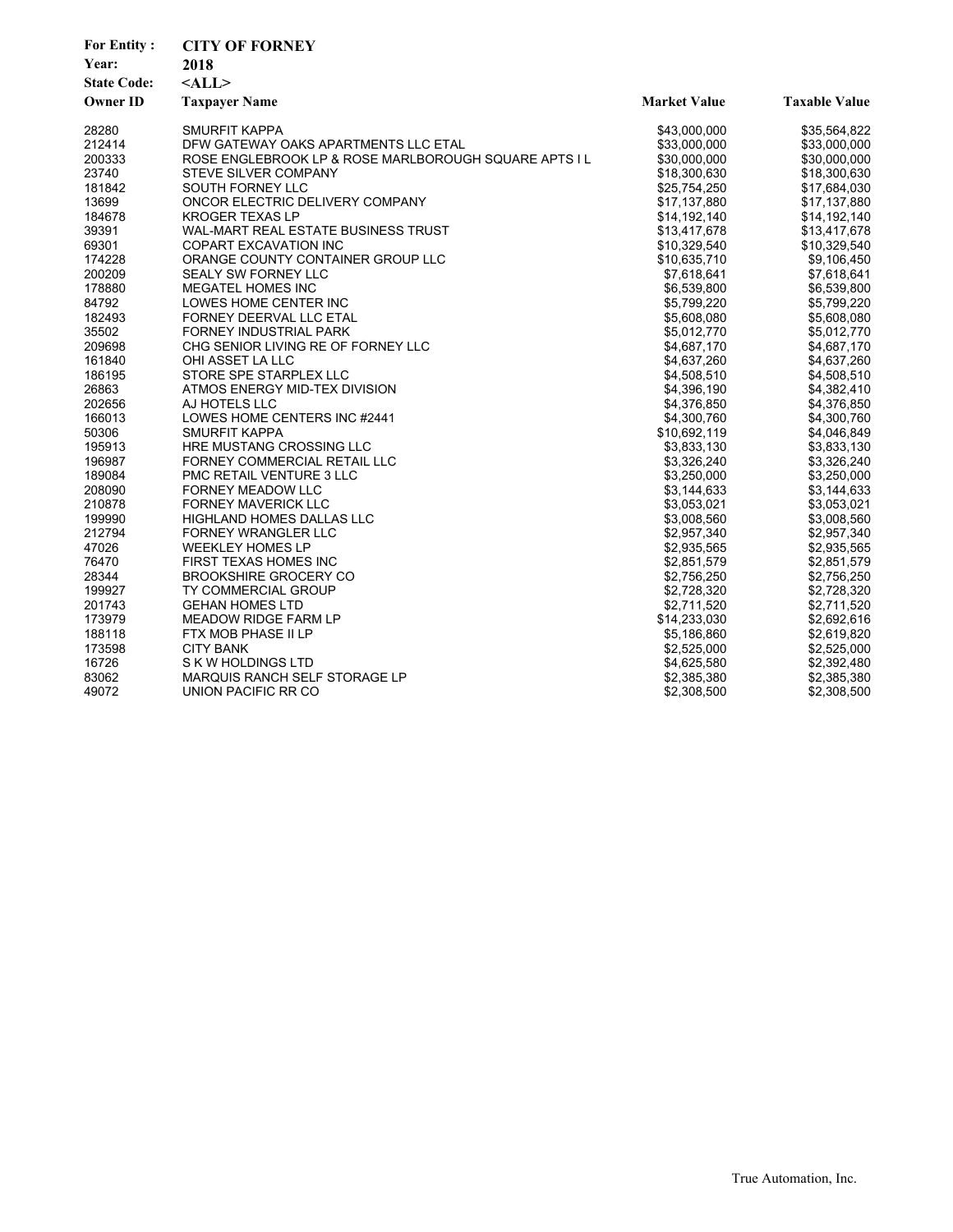**For Entity :** **CITY OF FORNEY**
**Year:** **2018**
**State Code:** **<ALL>**

| Owner ID | Taxpayer Name | Market Value | Taxable Value |
|---|---|---|---|
| 28280 | SMURFIT KAPPA | $43,000,000 | $35,564,822 |
| 212414 | DFW GATEWAY OAKS APARTMENTS LLC ETAL | $33,000,000 | $33,000,000 |
| 200333 | ROSE ENGLEBROOK LP & ROSE MARLBOROUGH SQUARE APTS I L | $30,000,000 | $30,000,000 |
| 23740 | STEVE SILVER COMPANY | $18,300,630 | $18,300,630 |
| 181842 | SOUTH FORNEY LLC | $25,754,250 | $17,684,030 |
| 13699 | ONCOR ELECTRIC DELIVERY COMPANY | $17,137,880 | $17,137,880 |
| 184678 | KROGER TEXAS LP | $14,192,140 | $14,192,140 |
| 39391 | WAL-MART REAL ESTATE BUSINESS TRUST | $13,417,678 | $13,417,678 |
| 69301 | COPART EXCAVATION INC | $10,329,540 | $10,329,540 |
| 174228 | ORANGE COUNTY CONTAINER GROUP LLC | $10,635,710 | $9,106,450 |
| 200209 | SEALY SW FORNEY LLC | $7,618,641 | $7,618,641 |
| 178880 | MEGATEL HOMES INC | $6,539,800 | $6,539,800 |
| 84792 | LOWES HOME CENTER INC | $5,799,220 | $5,799,220 |
| 182493 | FORNEY DEERVAL LLC ETAL | $5,608,080 | $5,608,080 |
| 35502 | FORNEY INDUSTRIAL PARK | $5,012,770 | $5,012,770 |
| 209698 | CHG SENIOR LIVING RE OF FORNEY LLC | $4,687,170 | $4,687,170 |
| 161840 | OHI ASSET LA LLC | $4,637,260 | $4,637,260 |
| 186195 | STORE SPE STARPLEX LLC | $4,508,510 | $4,508,510 |
| 26863 | ATMOS ENERGY MID-TEX DIVISION | $4,396,190 | $4,382,410 |
| 202656 | AJ HOTELS LLC | $4,376,850 | $4,376,850 |
| 166013 | LOWES HOME CENTERS INC #2441 | $4,300,760 | $4,300,760 |
| 50306 | SMURFIT KAPPA | $10,692,119 | $4,046,849 |
| 195913 | HRE MUSTANG CROSSING LLC | $3,833,130 | $3,833,130 |
| 196987 | FORNEY COMMERCIAL RETAIL LLC | $3,326,240 | $3,326,240 |
| 189084 | PMC RETAIL VENTURE 3 LLC | $3,250,000 | $3,250,000 |
| 208090 | FORNEY MEADOW LLC | $3,144,633 | $3,144,633 |
| 210878 | FORNEY MAVERICK LLC | $3,053,021 | $3,053,021 |
| 199990 | HIGHLAND HOMES DALLAS LLC | $3,008,560 | $3,008,560 |
| 212794 | FORNEY WRANGLER LLC | $2,957,340 | $2,957,340 |
| 47026 | WEEKLEY HOMES LP | $2,935,565 | $2,935,565 |
| 76470 | FIRST TEXAS HOMES INC | $2,851,579 | $2,851,579 |
| 28344 | BROOKSHIRE GROCERY CO | $2,756,250 | $2,756,250 |
| 199927 | TY COMMERCIAL GROUP | $2,728,320 | $2,728,320 |
| 201743 | GEHAN HOMES LTD | $2,711,520 | $2,711,520 |
| 173979 | MEADOW RIDGE FARM LP | $14,233,030 | $2,692,616 |
| 188118 | FTX MOB PHASE II LP | $5,186,860 | $2,619,820 |
| 173598 | CITY BANK | $2,525,000 | $2,525,000 |
| 16726 | S K W HOLDINGS LTD | $4,625,580 | $2,392,480 |
| 83062 | MARQUIS RANCH SELF STORAGE LP | $2,385,380 | $2,385,380 |
| 49072 | UNION PACIFIC RR CO | $2,308,500 | $2,308,500 |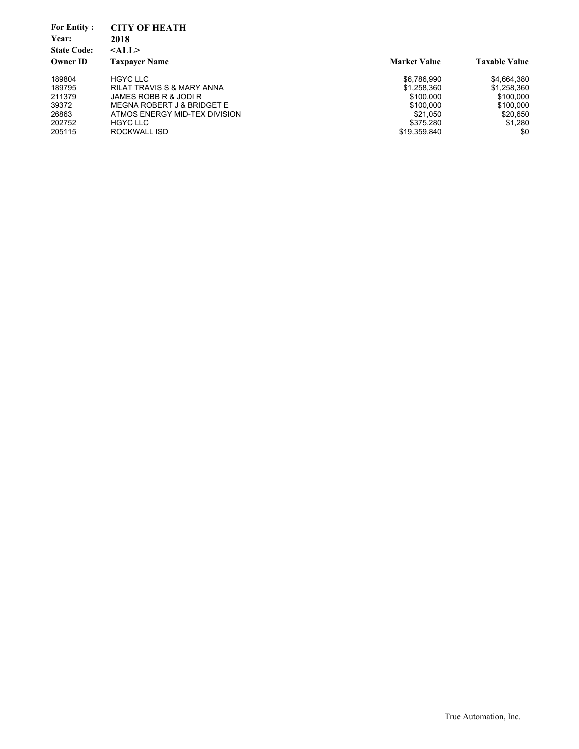**For Entity :** **CITY OF HEATH**
**Year:** **2018**
**State Code:** **<ALL>**

| Owner ID | Taxpayer Name | Market Value | Taxable Value |
|---|---|---|---|
| 189804 | HGYC LLC | $6,786,990 | $4,664,380 |
| 189795 | RILAT TRAVIS S & MARY ANNA | $1,258,360 | $1,258,360 |
| 211379 | JAMES ROBB R & JODI R | $100,000 | $100,000 |
| 39372 | MEGNA ROBERT J & BRIDGET E | $100,000 | $100,000 |
| 26863 | ATMOS ENERGY MID-TEX DIVISION | $21,050 | $20,650 |
| 202752 | HGYC LLC | $375,280 | $1,280 |
| 205115 | ROCKWALL ISD | $19,359,840 | $0 |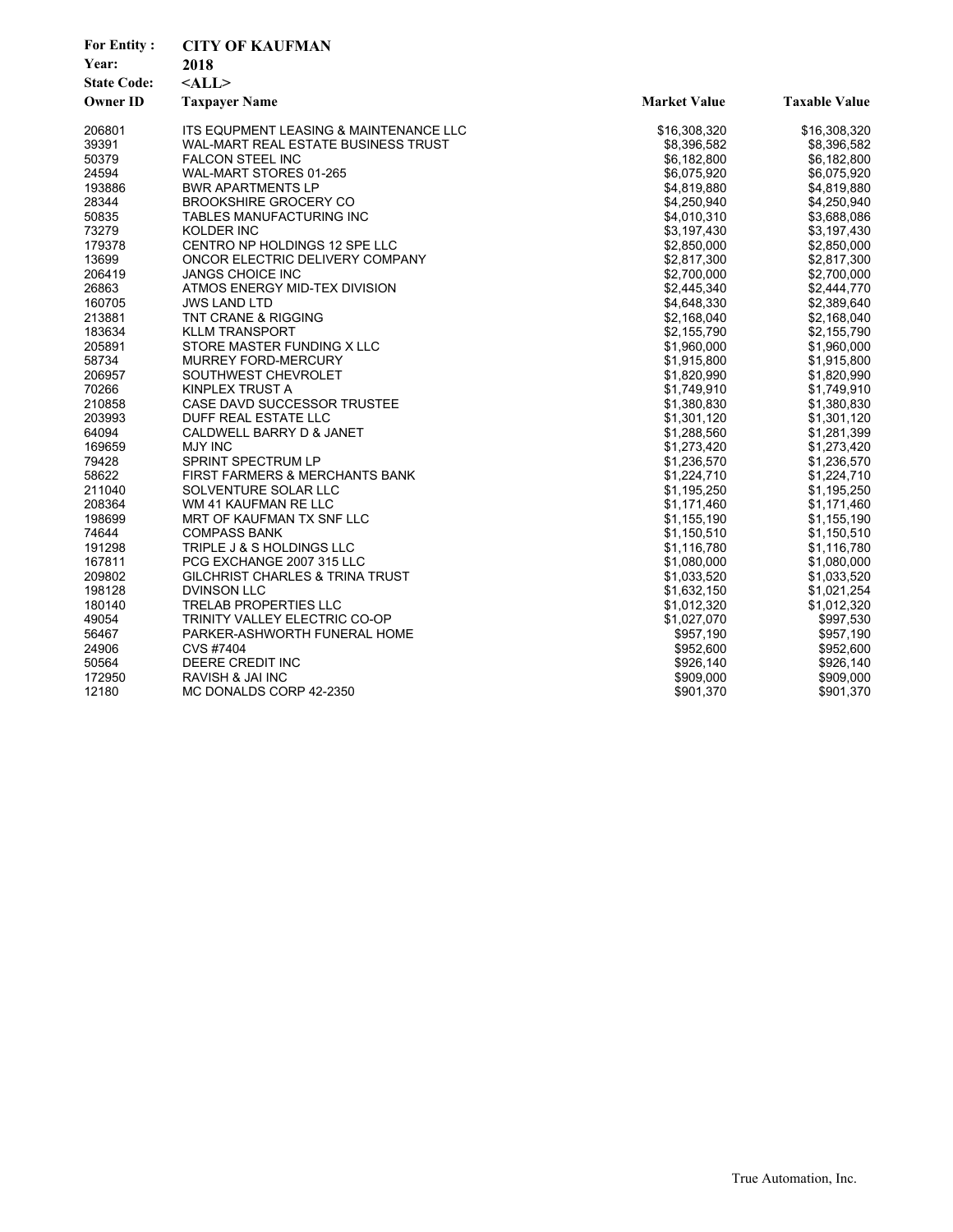**For Entity :** **CITY OF KAUFMAN**
**Year:** **2018**
**State Code:** **<ALL>**

| Owner ID | Taxpayer Name | Market Value | Taxable Value |
|---|---|---|---|
| 206801 | ITS EQUPMENT LEASING & MAINTENANCE LLC | $16,308,320 | $16,308,320 |
| 39391 | WAL-MART REAL ESTATE BUSINESS TRUST | $8,396,582 | $8,396,582 |
| 50379 | FALCON STEEL INC | $6,182,800 | $6,182,800 |
| 24594 | WAL-MART STORES 01-265 | $6,075,920 | $6,075,920 |
| 193886 | BWR APARTMENTS LP | $4,819,880 | $4,819,880 |
| 28344 | BROOKSHIRE GROCERY CO | $4,250,940 | $4,250,940 |
| 50835 | TABLES MANUFACTURING INC | $4,010,310 | $3,688,086 |
| 73279 | KOLDER INC | $3,197,430 | $3,197,430 |
| 179378 | CENTRO NP HOLDINGS 12 SPE LLC | $2,850,000 | $2,850,000 |
| 13699 | ONCOR ELECTRIC DELIVERY COMPANY | $2,817,300 | $2,817,300 |
| 206419 | JANGS CHOICE INC | $2,700,000 | $2,700,000 |
| 26863 | ATMOS ENERGY MID-TEX DIVISION | $2,445,340 | $2,444,770 |
| 160705 | JWS LAND LTD | $4,648,330 | $2,389,640 |
| 213881 | TNT CRANE & RIGGING | $2,168,040 | $2,168,040 |
| 183634 | KLLM TRANSPORT | $2,155,790 | $2,155,790 |
| 205891 | STORE MASTER FUNDING X LLC | $1,960,000 | $1,960,000 |
| 58734 | MURREY FORD-MERCURY | $1,915,800 | $1,915,800 |
| 206957 | SOUTHWEST CHEVROLET | $1,820,990 | $1,820,990 |
| 70266 | KINPLEX TRUST A | $1,749,910 | $1,749,910 |
| 210858 | CASE DAVD SUCCESSOR TRUSTEE | $1,380,830 | $1,380,830 |
| 203993 | DUFF REAL ESTATE LLC | $1,301,120 | $1,301,120 |
| 64094 | CALDWELL BARRY D & JANET | $1,288,560 | $1,281,399 |
| 169659 | MJY INC | $1,273,420 | $1,273,420 |
| 79428 | SPRINT SPECTRUM LP | $1,236,570 | $1,236,570 |
| 58622 | FIRST FARMERS & MERCHANTS BANK | $1,224,710 | $1,224,710 |
| 211040 | SOLVENTURE SOLAR LLC | $1,195,250 | $1,195,250 |
| 208364 | WM 41 KAUFMAN RE LLC | $1,171,460 | $1,171,460 |
| 198699 | MRT OF KAUFMAN TX SNF LLC | $1,155,190 | $1,155,190 |
| 74644 | COMPASS BANK | $1,150,510 | $1,150,510 |
| 191298 | TRIPLE J & S HOLDINGS LLC | $1,116,780 | $1,116,780 |
| 167811 | PCG EXCHANGE 2007 315 LLC | $1,080,000 | $1,080,000 |
| 209802 | GILCHRIST CHARLES & TRINA TRUST | $1,033,520 | $1,033,520 |
| 198128 | DVINSON LLC | $1,632,150 | $1,021,254 |
| 180140 | TRELAB PROPERTIES LLC | $1,012,320 | $1,012,320 |
| 49054 | TRINITY VALLEY ELECTRIC CO-OP | $1,027,070 | $997,530 |
| 56467 | PARKER-ASHWORTH FUNERAL HOME | $957,190 | $957,190 |
| 24906 | CVS #7404 | $952,600 | $952,600 |
| 50564 | DEERE CREDIT INC | $926,140 | $926,140 |
| 172950 | RAVISH & JAI INC | $909,000 | $909,000 |
| 12180 | MC DONALDS CORP 42-2350 | $901,370 | $901,370 |

True Automation, Inc.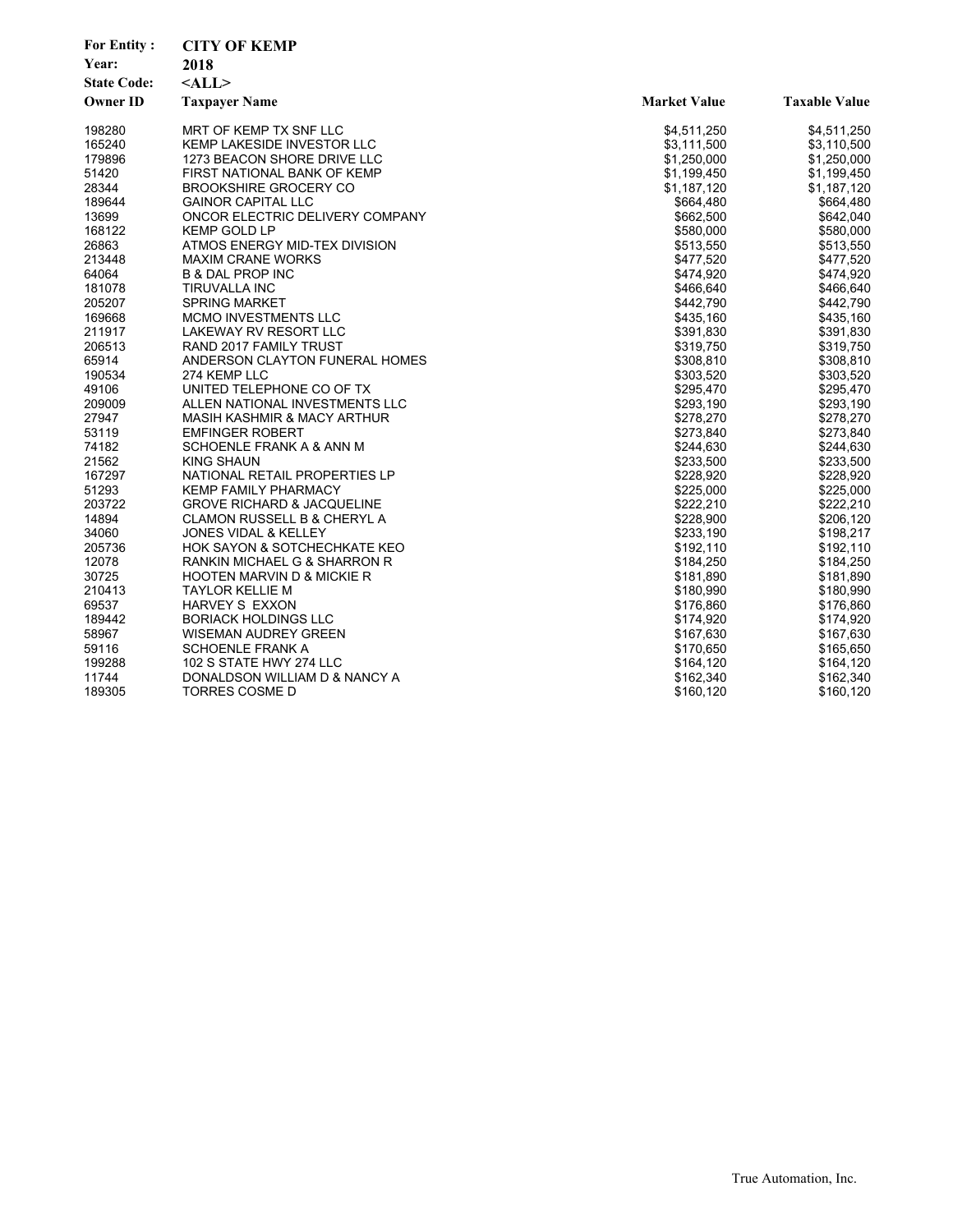**For Entity :** **CITY OF KEMP**
**Year:** **2018**
**State Code:** **<ALL>**

| Owner ID | Taxpayer Name | Market Value | Taxable Value |
|---|---|---|---|
| 198280 | MRT OF KEMP TX SNF LLC | $4,511,250 | $4,511,250 |
| 165240 | KEMP LAKESIDE INVESTOR LLC | $3,111,500 | $3,110,500 |
| 179896 | 1273 BEACON SHORE DRIVE LLC | $1,250,000 | $1,250,000 |
| 51420 | FIRST NATIONAL BANK OF KEMP | $1,199,450 | $1,199,450 |
| 28344 | BROOKSHIRE GROCERY CO | $1,187,120 | $1,187,120 |
| 189644 | GAINOR CAPITAL LLC | $664,480 | $664,480 |
| 13699 | ONCOR ELECTRIC DELIVERY COMPANY | $662,500 | $642,040 |
| 168122 | KEMP GOLD LP | $580,000 | $580,000 |
| 26863 | ATMOS ENERGY MID-TEX DIVISION | $513,550 | $513,550 |
| 213448 | MAXIM CRANE WORKS | $477,520 | $477,520 |
| 64064 | B & DAL PROP INC | $474,920 | $474,920 |
| 181078 | TIRUVALLA INC | $466,640 | $466,640 |
| 205207 | SPRING MARKET | $442,790 | $442,790 |
| 169668 | MCMO INVESTMENTS LLC | $435,160 | $435,160 |
| 211917 | LAKEWAY RV RESORT LLC | $391,830 | $391,830 |
| 206513 | RAND 2017 FAMILY TRUST | $319,750 | $319,750 |
| 65914 | ANDERSON CLAYTON FUNERAL HOMES | $308,810 | $308,810 |
| 190534 | 274 KEMP LLC | $303,520 | $303,520 |
| 49106 | UNITED TELEPHONE CO OF TX | $295,470 | $295,470 |
| 209009 | ALLEN NATIONAL INVESTMENTS LLC | $293,190 | $293,190 |
| 27947 | MASIH KASHMIR & MACY ARTHUR | $278,270 | $278,270 |
| 53119 | EMFINGER ROBERT | $273,840 | $273,840 |
| 74182 | SCHOENLE FRANK A & ANN M | $244,630 | $244,630 |
| 21562 | KING SHAUN | $233,500 | $233,500 |
| 167297 | NATIONAL RETAIL PROPERTIES LP | $228,920 | $228,920 |
| 51293 | KEMP FAMILY PHARMACY | $225,000 | $225,000 |
| 203722 | GROVE RICHARD & JACQUELINE | $222,210 | $222,210 |
| 14894 | CLAMON RUSSELL B & CHERYL A | $228,900 | $206,120 |
| 34060 | JONES VIDAL & KELLEY | $233,190 | $198,217 |
| 205736 | HOK SAYON & SOTCHECHKATE KEO | $192,110 | $192,110 |
| 12078 | RANKIN MICHAEL G & SHARRON R | $184,250 | $184,250 |
| 30725 | HOOTEN MARVIN D & MICKIE R | $181,890 | $181,890 |
| 210413 | TAYLOR KELLIE M | $180,990 | $180,990 |
| 69537 | HARVEY S EXXON | $176,860 | $176,860 |
| 189442 | BORIACK HOLDINGS LLC | $174,920 | $174,920 |
| 58967 | WISEMAN AUDREY GREEN | $167,630 | $167,630 |
| 59116 | SCHOENLE FRANK A | $170,650 | $165,650 |
| 199288 | 102 S STATE HWY 274 LLC | $164,120 | $164,120 |
| 11744 | DONALDSON WILLIAM D & NANCY A | $162,340 | $162,340 |
| 189305 | TORRES COSME D | $160,120 | $160,120 |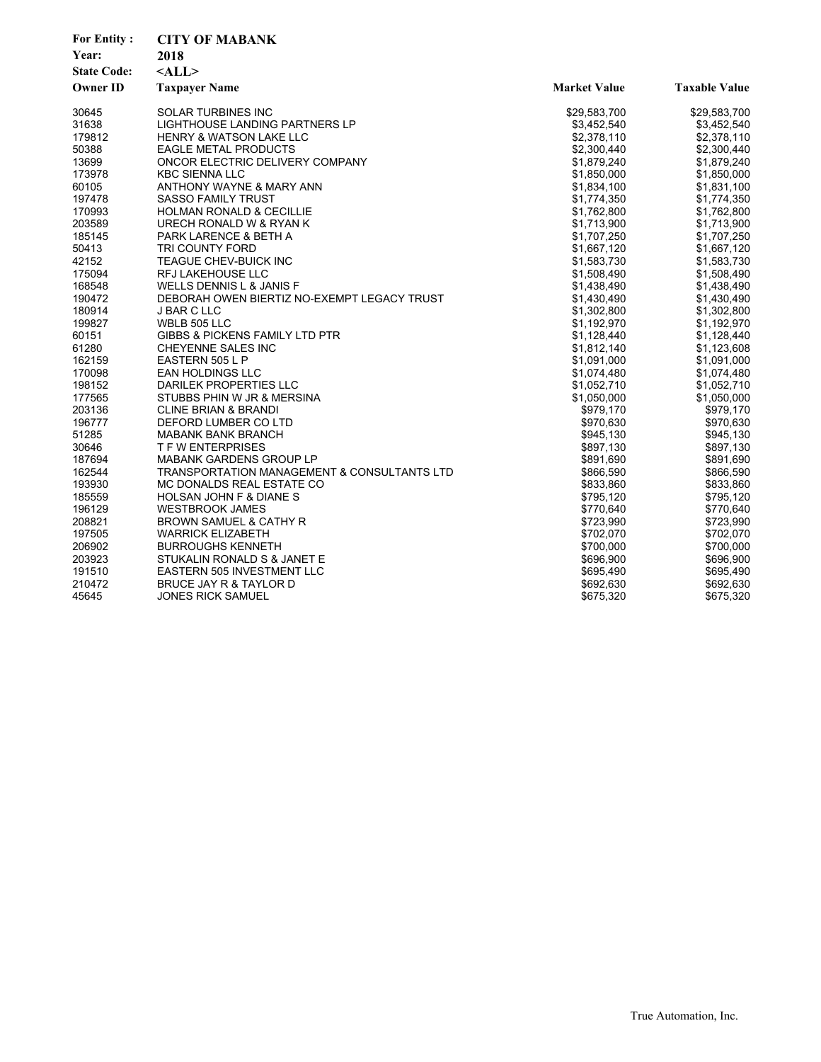**For Entity :** CITY OF MABANK

**Year:** 2018

**State Code:** <ALL>

| Owner ID | Taxpayer Name | Market Value | Taxable Value |
|---|---|---|---|
| 30645 | SOLAR TURBINES INC | $29,583,700 | $29,583,700 |
| 31638 | LIGHTHOUSE LANDING PARTNERS LP | $3,452,540 | $3,452,540 |
| 179812 | HENRY & WATSON LAKE LLC | $2,378,110 | $2,378,110 |
| 50388 | EAGLE METAL PRODUCTS | $2,300,440 | $2,300,440 |
| 13699 | ONCOR ELECTRIC DELIVERY COMPANY | $1,879,240 | $1,879,240 |
| 173978 | KBC SIENNA LLC | $1,850,000 | $1,850,000 |
| 60105 | ANTHONY WAYNE & MARY ANN | $1,834,100 | $1,831,100 |
| 197478 | SASSO FAMILY TRUST | $1,774,350 | $1,774,350 |
| 170993 | HOLMAN RONALD & CECILLIE | $1,762,800 | $1,762,800 |
| 203589 | URECH RONALD W & RYAN K | $1,713,900 | $1,713,900 |
| 185145 | PARK LARENCE & BETH A | $1,707,250 | $1,707,250 |
| 50413 | TRI COUNTY FORD | $1,667,120 | $1,667,120 |
| 42152 | TEAGUE CHEV-BUICK INC | $1,583,730 | $1,583,730 |
| 175094 | RFJ LAKEHOUSE LLC | $1,508,490 | $1,508,490 |
| 168548 | WELLS DENNIS L & JANIS F | $1,438,490 | $1,438,490 |
| 190472 | DEBORAH OWEN BIERTIZ NO-EXEMPT LEGACY TRUST | $1,430,490 | $1,430,490 |
| 180914 | J BAR C LLC | $1,302,800 | $1,302,800 |
| 199827 | WBLB 505 LLC | $1,192,970 | $1,192,970 |
| 60151 | GIBBS & PICKENS FAMILY LTD PTR | $1,128,440 | $1,128,440 |
| 61280 | CHEYENNE SALES INC | $1,812,140 | $1,123,608 |
| 162159 | EASTERN 505 L P | $1,091,000 | $1,091,000 |
| 170098 | EAN HOLDINGS LLC | $1,074,480 | $1,074,480 |
| 198152 | DARILEK PROPERTIES LLC | $1,052,710 | $1,052,710 |
| 177565 | STUBBS PHIN W JR & MERSINA | $1,050,000 | $1,050,000 |
| 203136 | CLINE BRIAN & BRANDI | $979,170 | $979,170 |
| 196777 | DEFORD LUMBER CO LTD | $970,630 | $970,630 |
| 51285 | MABANK BANK BRANCH | $945,130 | $945,130 |
| 30646 | T F W ENTERPRISES | $897,130 | $897,130 |
| 187694 | MABANK GARDENS GROUP LP | $891,690 | $891,690 |
| 162544 | TRANSPORTATION MANAGEMENT & CONSULTANTS LTD | $866,590 | $866,590 |
| 193930 | MC DONALDS REAL ESTATE CO | $833,860 | $833,860 |
| 185559 | HOLSAN JOHN F & DIANE S | $795,120 | $795,120 |
| 196129 | WESTBROOK JAMES | $770,640 | $770,640 |
| 208821 | BROWN SAMUEL & CATHY R | $723,990 | $723,990 |
| 197505 | WARRICK ELIZABETH | $702,070 | $702,070 |
| 206902 | BURROUGHS KENNETH | $700,000 | $700,000 |
| 203923 | STUKALIN RONALD S & JANET E | $696,900 | $696,900 |
| 191510 | EASTERN 505 INVESTMENT LLC | $695,490 | $695,490 |
| 210472 | BRUCE JAY R & TAYLOR D | $692,630 | $692,630 |
| 45645 | JONES RICK SAMUEL | $675,320 | $675,320 |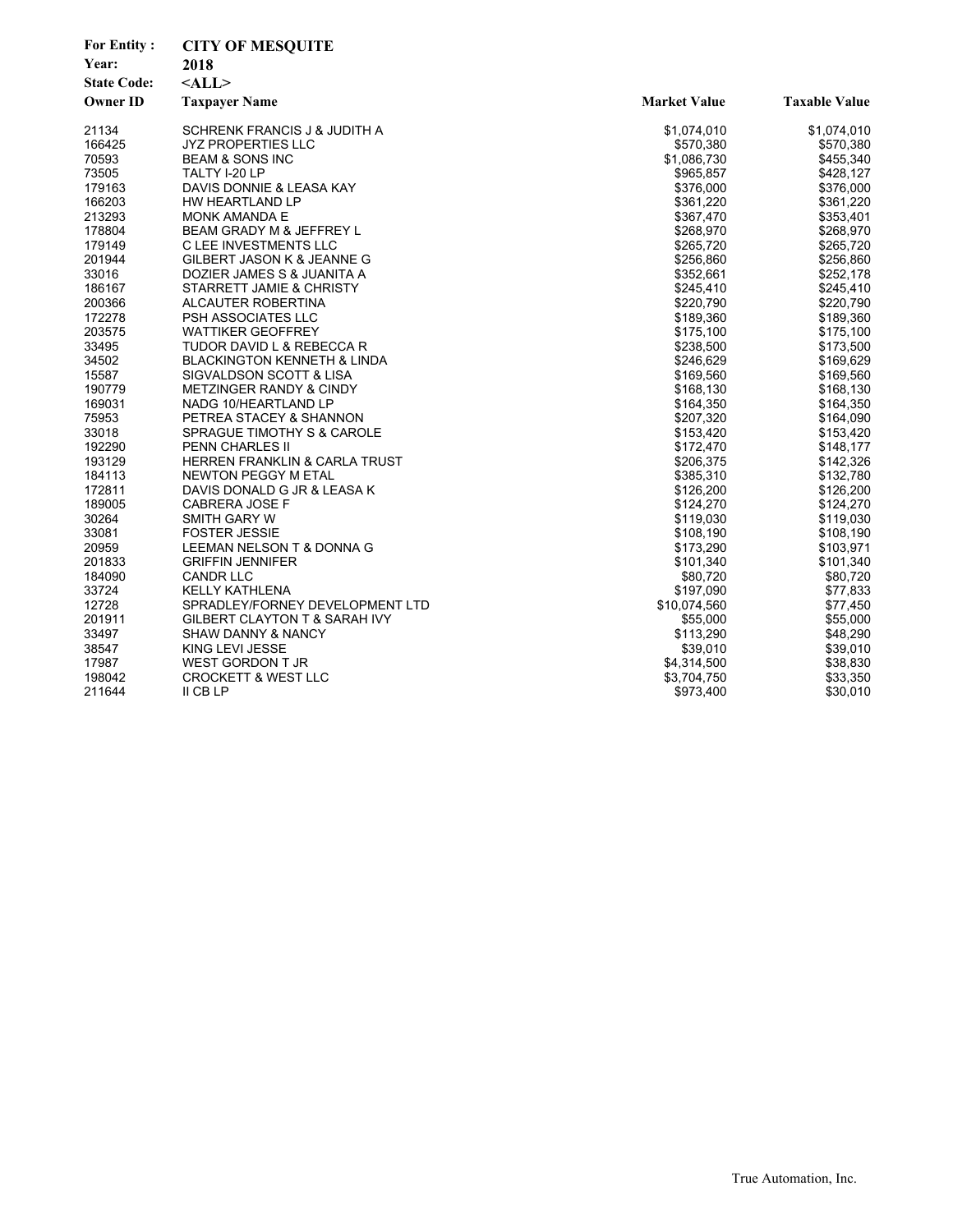**For Entity :** **CITY OF MESQUITE**
**Year:** **2018**
**State Code:** **<ALL>**

| Owner ID | Taxpayer Name | Market Value | Taxable Value |
|---|---|---|---|
| 21134 | SCHRENK FRANCIS J & JUDITH A | $1,074,010 | $1,074,010 |
| 166425 | JYZ PROPERTIES LLC | $570,380 | $570,380 |
| 70593 | BEAM & SONS INC | $1,086,730 | $455,340 |
| 73505 | TALTY I-20 LP | $965,857 | $428,127 |
| 179163 | DAVIS DONNIE & LEASA KAY | $376,000 | $376,000 |
| 166203 | HW HEARTLAND LP | $361,220 | $361,220 |
| 213293 | MONK AMANDA E | $367,470 | $353,401 |
| 178804 | BEAM GRADY M & JEFFREY L | $268,970 | $268,970 |
| 179149 | C LEE INVESTMENTS LLC | $265,720 | $265,720 |
| 201944 | GILBERT JASON K & JEANNE G | $256,860 | $256,860 |
| 33016 | DOZIER JAMES S & JUANITA A | $352,661 | $252,178 |
| 186167 | STARRETT JAMIE & CHRISTY | $245,410 | $245,410 |
| 200366 | ALCAUTER ROBERTINA | $220,790 | $220,790 |
| 172278 | PSH ASSOCIATES LLC | $189,360 | $189,360 |
| 203575 | WATTIKER GEOFFREY | $175,100 | $175,100 |
| 33495 | TUDOR DAVID L & REBECCA R | $238,500 | $173,500 |
| 34502 | BLACKINGTON KENNETH & LINDA | $246,629 | $169,629 |
| 15587 | SIGVALDSON SCOTT & LISA | $169,560 | $169,560 |
| 190779 | METZINGER RANDY & CINDY | $168,130 | $168,130 |
| 169031 | NADG 10/HEARTLAND LP | $164,350 | $164,350 |
| 75953 | PETREA STACEY & SHANNON | $207,320 | $164,090 |
| 33018 | SPRAGUE TIMOTHY S & CAROLE | $153,420 | $153,420 |
| 192290 | PENN CHARLES II | $172,470 | $148,177 |
| 193129 | HERREN FRANKLIN & CARLA TRUST | $206,375 | $142,326 |
| 184113 | NEWTON PEGGY M ETAL | $385,310 | $132,780 |
| 172811 | DAVIS DONALD G JR & LEASA K | $126,200 | $126,200 |
| 189005 | CABRERA JOSE F | $124,270 | $124,270 |
| 30264 | SMITH GARY W | $119,030 | $119,030 |
| 33081 | FOSTER JESSIE | $108,190 | $108,190 |
| 20959 | LEEMAN NELSON T & DONNA G | $173,290 | $103,971 |
| 201833 | GRIFFIN JENNIFER | $101,340 | $101,340 |
| 184090 | CANDR LLC | $80,720 | $80,720 |
| 33724 | KELLY KATHLENA | $197,090 | $77,833 |
| 12728 | SPRADLEY/FORNEY DEVELOPMENT LTD | $10,074,560 | $77,450 |
| 201911 | GILBERT CLAYTON T & SARAH IVY | $55,000 | $55,000 |
| 33497 | SHAW DANNY & NANCY | $113,290 | $48,290 |
| 38547 | KING LEVI JESSE | $39,010 | $39,010 |
| 17987 | WEST GORDON T JR | $4,314,500 | $38,830 |
| 198042 | CROCKETT & WEST LLC | $3,704,750 | $33,350 |
| 211644 | II CB LP | $973,400 | $30,010 |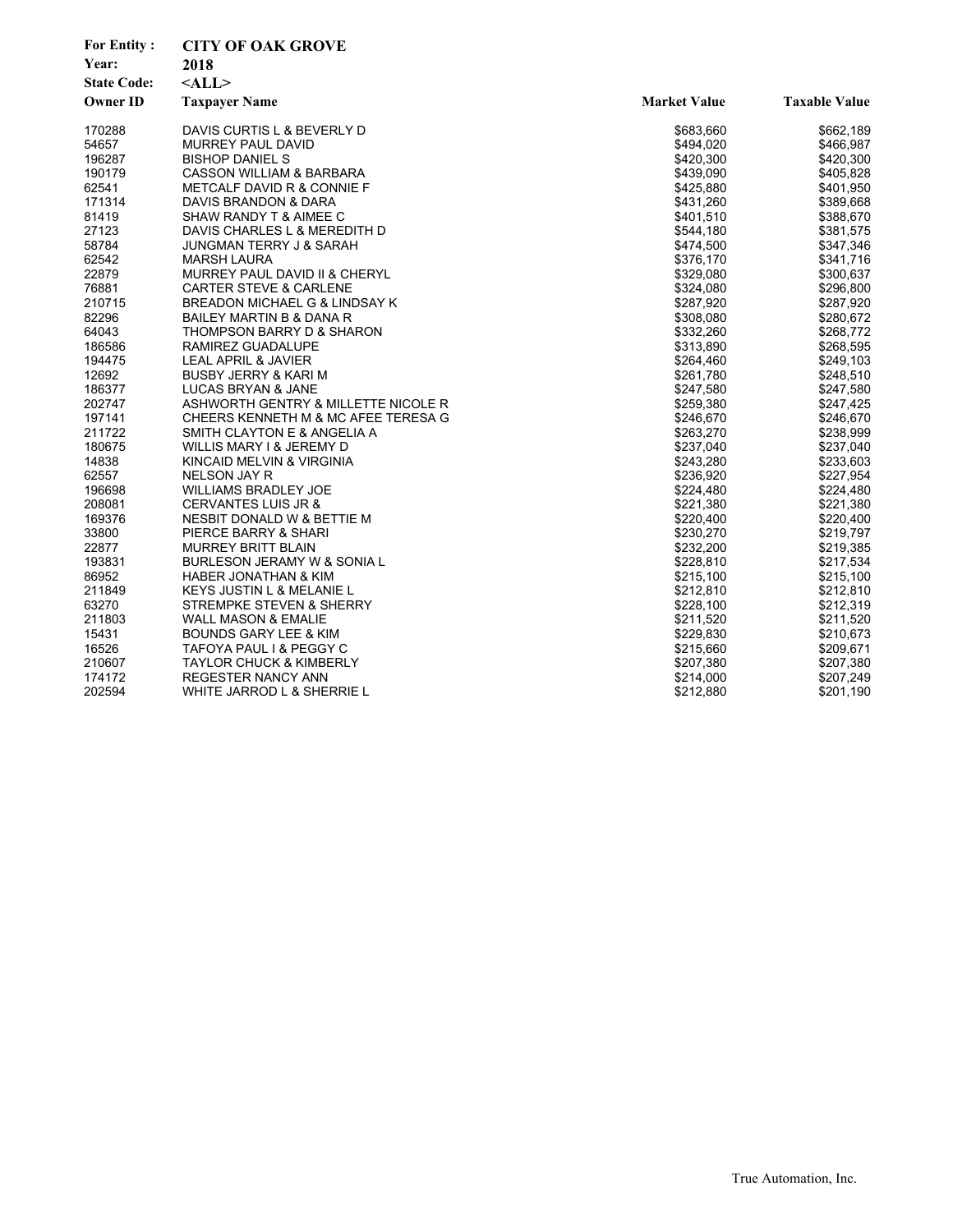**For Entity :** CITY OF OAK GROVE
**Year:** 2018
**State Code:** <ALL>

| Owner ID | Taxpayer Name | Market Value | Taxable Value |
|---|---|---|---|
| 170288 | DAVIS CURTIS L & BEVERLY D | $683,660 | $662,189 |
| 54657 | MURREY PAUL DAVID | $494,020 | $466,987 |
| 196287 | BISHOP DANIEL S | $420,300 | $420,300 |
| 190179 | CASSON WILLIAM & BARBARA | $439,090 | $405,828 |
| 62541 | METCALF DAVID R & CONNIE F | $425,880 | $401,950 |
| 171314 | DAVIS BRANDON & DARA | $431,260 | $389,668 |
| 81419 | SHAW RANDY T & AIMEE C | $401,510 | $388,670 |
| 27123 | DAVIS CHARLES L & MEREDITH D | $544,180 | $381,575 |
| 58784 | JUNGMAN TERRY J & SARAH | $474,500 | $347,346 |
| 62542 | MARSH LAURA | $376,170 | $341,716 |
| 22879 | MURREY PAUL DAVID II & CHERYL | $329,080 | $300,637 |
| 76881 | CARTER STEVE & CARLENE | $324,080 | $296,800 |
| 210715 | BREADON MICHAEL G & LINDSAY K | $287,920 | $287,920 |
| 82296 | BAILEY MARTIN B & DANA R | $308,080 | $280,672 |
| 64043 | THOMPSON BARRY D & SHARON | $332,260 | $268,772 |
| 186586 | RAMIREZ GUADALUPE | $313,890 | $268,595 |
| 194475 | LEAL APRIL & JAVIER | $264,460 | $249,103 |
| 12692 | BUSBY JERRY & KARI M | $261,780 | $248,510 |
| 186377 | LUCAS BRYAN & JANE | $247,580 | $247,580 |
| 202747 | ASHWORTH GENTRY & MILLETTE NICOLE R | $259,380 | $247,425 |
| 197141 | CHEERS KENNETH M & MC AFEE TERESA G | $246,670 | $246,670 |
| 211722 | SMITH CLAYTON E & ANGELIA A | $263,270 | $238,999 |
| 180675 | WILLIS MARY I & JEREMY D | $237,040 | $237,040 |
| 14838 | KINCAID MELVIN & VIRGINIA | $243,280 | $233,603 |
| 62557 | NELSON JAY R | $236,920 | $227,954 |
| 196698 | WILLIAMS BRADLEY JOE | $224,480 | $224,480 |
| 208081 | CERVANTES LUIS JR & | $221,380 | $221,380 |
| 169376 | NESBIT DONALD W & BETTIE M | $220,400 | $220,400 |
| 33800 | PIERCE BARRY & SHARI | $230,270 | $219,797 |
| 22877 | MURREY BRITT BLAIN | $232,200 | $219,385 |
| 193831 | BURLESON JERAMY W & SONIA L | $228,810 | $217,534 |
| 86952 | HABER JONATHAN & KIM | $215,100 | $215,100 |
| 211849 | KEYS JUSTIN L & MELANIE L | $212,810 | $212,810 |
| 63270 | STREMPKE STEVEN & SHERRY | $228,100 | $212,319 |
| 211803 | WALL MASON & EMALIE | $211,520 | $211,520 |
| 15431 | BOUNDS GARY LEE & KIM | $229,830 | $210,673 |
| 16526 | TAFOYA PAUL I & PEGGY C | $215,660 | $209,671 |
| 210607 | TAYLOR CHUCK & KIMBERLY | $207,380 | $207,380 |
| 174172 | REGESTER NANCY ANN | $214,000 | $207,249 |
| 202594 | WHITE JARROD L & SHERRIE L | $212,880 | $201,190 |

True Automation, Inc.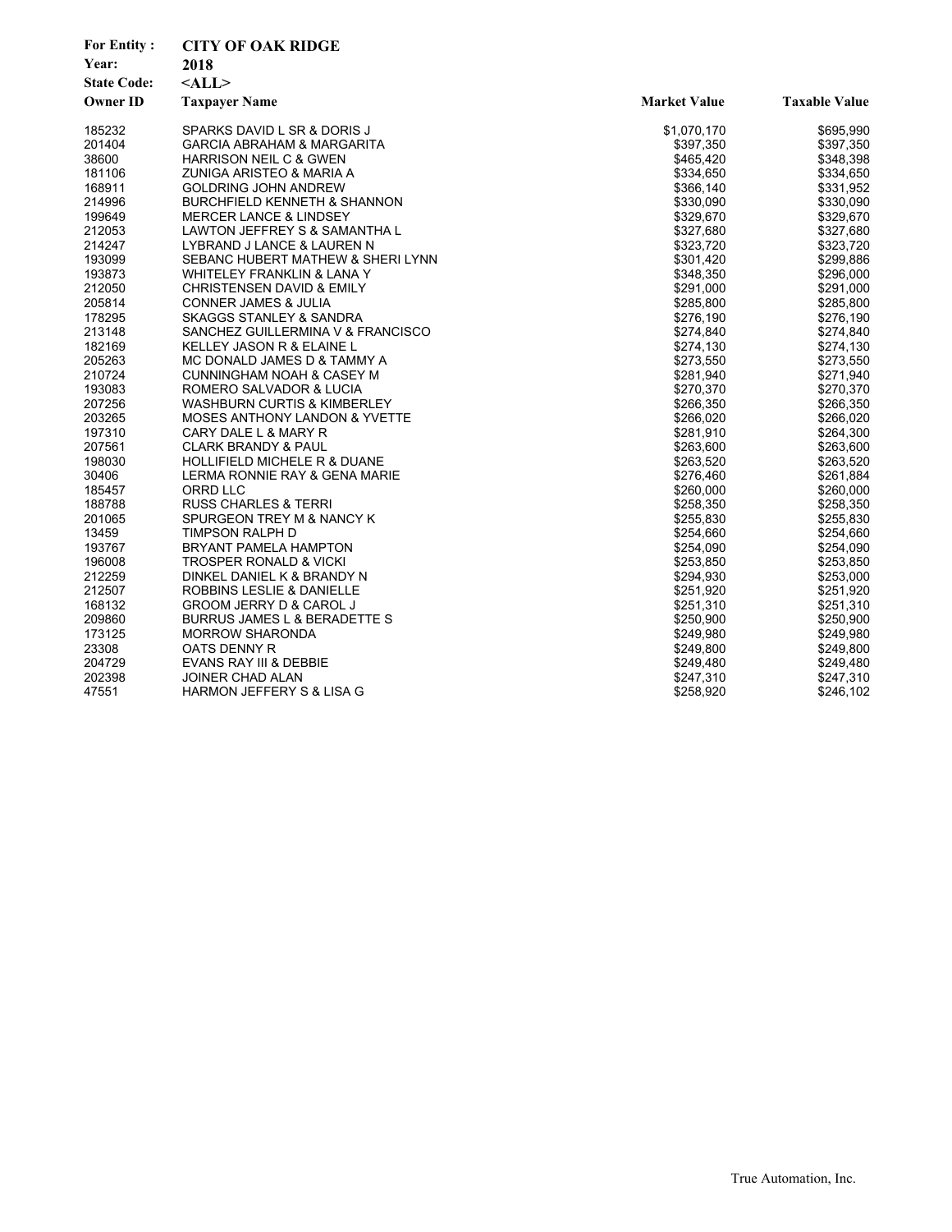**For Entity :** CITY OF OAK RIDGE
**Year:** 2018
**State Code:** <ALL>

| Owner ID | Taxpayer Name | Market Value | Taxable Value |
|---|---|---|---|
| 185232 | SPARKS DAVID L SR & DORIS J | $1,070,170 | $695,990 |
| 201404 | GARCIA ABRAHAM & MARGARITA | $397,350 | $397,350 |
| 38600 | HARRISON NEIL C & GWEN | $465,420 | $348,398 |
| 181106 | ZUNIGA ARISTEO & MARIA A | $334,650 | $334,650 |
| 168911 | GOLDRING JOHN ANDREW | $366,140 | $331,952 |
| 214996 | BURCHFIELD KENNETH & SHANNON | $330,090 | $330,090 |
| 199649 | MERCER LANCE & LINDSEY | $329,670 | $329,670 |
| 212053 | LAWTON JEFFREY S & SAMANTHA L | $327,680 | $327,680 |
| 214247 | LYBRAND J LANCE & LAUREN N | $323,720 | $323,720 |
| 193099 | SEBANC HUBERT MATHEW & SHERI LYNN | $301,420 | $299,886 |
| 193873 | WHITELEY FRANKLIN & LANA Y | $348,350 | $296,000 |
| 212050 | CHRISTENSEN DAVID & EMILY | $291,000 | $291,000 |
| 205814 | CONNER JAMES & JULIA | $285,800 | $285,800 |
| 178295 | SKAGGS STANLEY & SANDRA | $276,190 | $276,190 |
| 213148 | SANCHEZ GUILLERMINA V & FRANCISCO | $274,840 | $274,840 |
| 182169 | KELLEY JASON R & ELAINE L | $274,130 | $274,130 |
| 205263 | MC DONALD JAMES D & TAMMY A | $273,550 | $273,550 |
| 210724 | CUNNINGHAM NOAH & CASEY M | $281,940 | $271,940 |
| 193083 | ROMERO SALVADOR & LUCIA | $270,370 | $270,370 |
| 207256 | WASHBURN CURTIS & KIMBERLEY | $266,350 | $266,350 |
| 203265 | MOSES ANTHONY LANDON & YVETTE | $266,020 | $266,020 |
| 197310 | CARY DALE L & MARY R | $281,910 | $264,300 |
| 207561 | CLARK BRANDY & PAUL | $263,600 | $263,600 |
| 198030 | HOLLIFIELD MICHELE R & DUANE | $263,520 | $263,520 |
| 30406 | LERMA RONNIE RAY & GENA MARIE | $276,460 | $261,884 |
| 185457 | ORRD LLC | $260,000 | $260,000 |
| 188788 | RUSS CHARLES & TERRI | $258,350 | $258,350 |
| 201065 | SPURGEON TREY M & NANCY K | $255,830 | $255,830 |
| 13459 | TIMPSON RALPH D | $254,660 | $254,660 |
| 193767 | BRYANT PAMELA HAMPTON | $254,090 | $254,090 |
| 196008 | TROSPER RONALD & VICKI | $253,850 | $253,850 |
| 212259 | DINKEL DANIEL K & BRANDY N | $294,930 | $253,000 |
| 212507 | ROBBINS LESLIE & DANIELLE | $251,920 | $251,920 |
| 168132 | GROOM JERRY D & CAROL J | $251,310 | $251,310 |
| 209860 | BURRUS JAMES L & BERADETTE S | $250,900 | $250,900 |
| 173125 | MORROW SHARONDA | $249,980 | $249,980 |
| 23308 | OATS DENNY R | $249,800 | $249,800 |
| 204729 | EVANS RAY III & DEBBIE | $249,480 | $249,480 |
| 202398 | JOINER CHAD ALAN | $247,310 | $247,310 |
| 47551 | HARMON JEFFERY S & LISA G | $258,920 | $246,102 |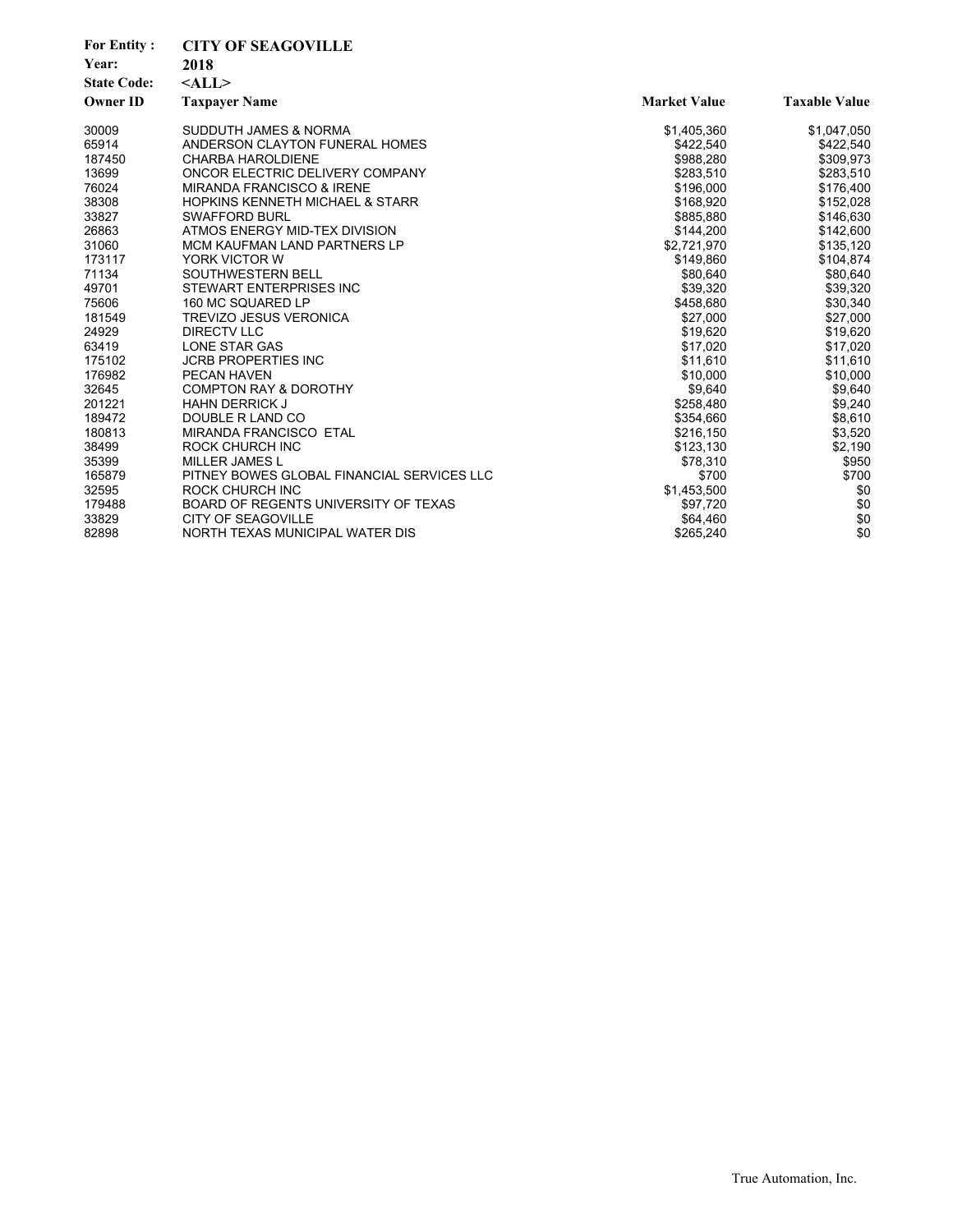**For Entity :** **CITY OF SEAGOVILLE**

**Year:** **2018**

**State Code:** **<ALL>**

| Owner ID | Taxpayer Name | Market Value | Taxable Value |
|---|---|---|---|
| 30009 | SUDDUTH JAMES & NORMA | $1,405,360 | $1,047,050 |
| 65914 | ANDERSON CLAYTON FUNERAL HOMES | $422,540 | $422,540 |
| 187450 | CHARBA HAROLDIENE | $988,280 | $309,973 |
| 13699 | ONCOR ELECTRIC DELIVERY COMPANY | $283,510 | $283,510 |
| 76024 | MIRANDA FRANCISCO & IRENE | $196,000 | $176,400 |
| 38308 | HOPKINS KENNETH MICHAEL & STARR | $168,920 | $152,028 |
| 33827 | SWAFFORD BURL | $885,880 | $146,630 |
| 26863 | ATMOS ENERGY MID-TEX DIVISION | $144,200 | $142,600 |
| 31060 | MCM KAUFMAN LAND PARTNERS LP | $2,721,970 | $135,120 |
| 173117 | YORK VICTOR W | $149,860 | $104,874 |
| 71134 | SOUTHWESTERN BELL | $80,640 | $80,640 |
| 49701 | STEWART ENTERPRISES INC | $39,320 | $39,320 |
| 75606 | 160 MC SQUARED LP | $458,680 | $30,340 |
| 181549 | TREVIZO JESUS VERONICA | $27,000 | $27,000 |
| 24929 | DIRECTV LLC | $19,620 | $19,620 |
| 63419 | LONE STAR GAS | $17,020 | $17,020 |
| 175102 | JCRB PROPERTIES INC | $11,610 | $11,610 |
| 176982 | PECAN HAVEN | $10,000 | $10,000 |
| 32645 | COMPTON RAY & DOROTHY | $9,640 | $9,640 |
| 201221 | HAHN DERRICK J | $258,480 | $9,240 |
| 189472 | DOUBLE R LAND CO | $354,660 | $8,610 |
| 180813 | MIRANDA FRANCISCO ETAL | $216,150 | $3,520 |
| 38499 | ROCK CHURCH INC | $123,130 | $2,190 |
| 35399 | MILLER JAMES L | $78,310 | $950 |
| 165879 | PITNEY BOWES GLOBAL FINANCIAL SERVICES LLC | $700 | $700 |
| 32595 | ROCK CHURCH INC | $1,453,500 | $0 |
| 179488 | BOARD OF REGENTS UNIVERSITY OF TEXAS | $97,720 | $0 |
| 33829 | CITY OF SEAGOVILLE | $64,460 | $0 |
| 82898 | NORTH TEXAS MUNICIPAL WATER DIS | $265,240 | $0 |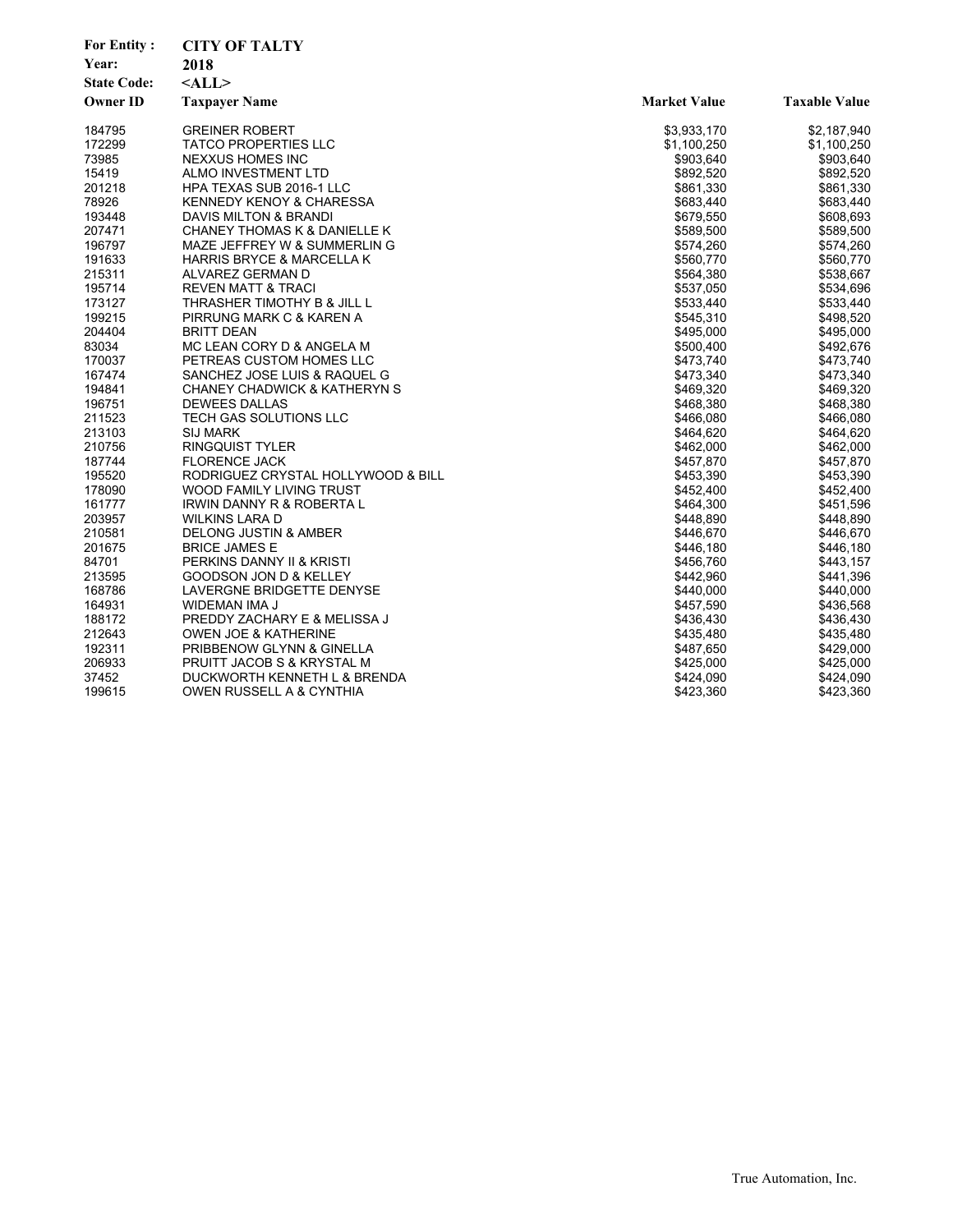**For Entity :** **CITY OF TALTY**

**Year:** **2018**

**State Code:** **<ALL>**

| Owner ID | Taxpayer Name | Market Value | Taxable Value |
|---|---|---|---|
| 184795 | GREINER ROBERT | $3,933,170 | $2,187,940 |
| 172299 | TATCO PROPERTIES LLC | $1,100,250 | $1,100,250 |
| 73985 | NEXXUS HOMES INC | $903,640 | $903,640 |
| 15419 | ALMO INVESTMENT LTD | $892,520 | $892,520 |
| 201218 | HPA TEXAS SUB 2016-1 LLC | $861,330 | $861,330 |
| 78926 | KENNEDY KENOY & CHARESSA | $683,440 | $683,440 |
| 193448 | DAVIS MILTON & BRANDI | $679,550 | $608,693 |
| 207471 | CHANEY THOMAS K & DANIELLE K | $589,500 | $589,500 |
| 196797 | MAZE JEFFREY W & SUMMERLIN G | $574,260 | $574,260 |
| 191633 | HARRIS BRYCE & MARCELLA K | $560,770 | $560,770 |
| 215311 | ALVAREZ GERMAN D | $564,380 | $538,667 |
| 195714 | REVEN MATT & TRACI | $537,050 | $534,696 |
| 173127 | THRASHER TIMOTHY B & JILL L | $533,440 | $533,440 |
| 199215 | PIRRUNG MARK C & KAREN A | $545,310 | $498,520 |
| 204404 | BRITT DEAN | $495,000 | $495,000 |
| 83034 | MC LEAN CORY D & ANGELA M | $500,400 | $492,676 |
| 170037 | PETREAS CUSTOM HOMES LLC | $473,740 | $473,740 |
| 167474 | SANCHEZ JOSE LUIS & RAQUEL G | $473,340 | $473,340 |
| 194841 | CHANEY CHADWICK & KATHERYN S | $469,320 | $469,320 |
| 196751 | DEWEES DALLAS | $468,380 | $468,380 |
| 211523 | TECH GAS SOLUTIONS LLC | $466,080 | $466,080 |
| 213103 | SIJ MARK | $464,620 | $464,620 |
| 210756 | RINGQUIST TYLER | $462,000 | $462,000 |
| 187744 | FLORENCE JACK | $457,870 | $457,870 |
| 195520 | RODRIGUEZ CRYSTAL HOLLYWOOD & BILL | $453,390 | $453,390 |
| 178090 | WOOD FAMILY LIVING TRUST | $452,400 | $452,400 |
| 161777 | IRWIN DANNY R & ROBERTA L | $464,300 | $451,596 |
| 203957 | WILKINS LARA D | $448,890 | $448,890 |
| 210581 | DELONG JUSTIN & AMBER | $446,670 | $446,670 |
| 201675 | BRICE JAMES E | $446,180 | $446,180 |
| 84701 | PERKINS DANNY II & KRISTI | $456,760 | $443,157 |
| 213595 | GOODSON JON D & KELLEY | $442,960 | $441,396 |
| 168786 | LAVERGNE BRIDGETTE DENYSE | $440,000 | $440,000 |
| 164931 | WIDEMAN IMA J | $457,590 | $436,568 |
| 188172 | PREDDY ZACHARY E & MELISSA J | $436,430 | $436,430 |
| 212643 | OWEN JOE & KATHERINE | $435,480 | $435,480 |
| 192311 | PRIBBENOW GLYNN & GINELLA | $487,650 | $429,000 |
| 206933 | PRUITT JACOB S & KRYSTAL M | $425,000 | $425,000 |
| 37452 | DUCKWORTH KENNETH L & BRENDA | $424,090 | $424,090 |
| 199615 | OWEN RUSSELL A & CYNTHIA | $423,360 | $423,360 |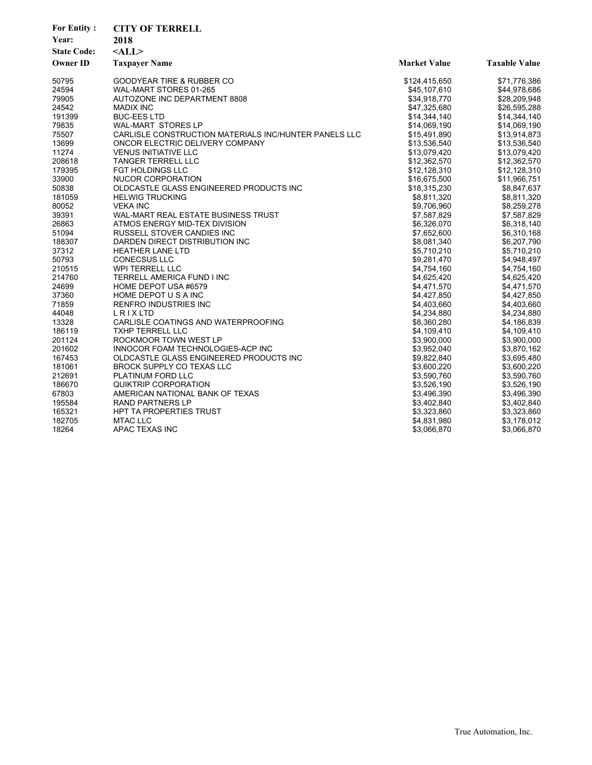**For Entity :** CITY OF TERRELL
**Year:** 2018
**State Code:** <ALL>

| Owner ID | Taxpayer Name | Market Value | Taxable Value |
|---|---|---|---|
| 50795 | GOODYEAR TIRE & RUBBER CO | $124,415,650 | $71,776,386 |
| 24594 | WAL-MART STORES 01-265 | $45,107,610 | $44,978,686 |
| 79905 | AUTOZONE INC DEPARTMENT 8808 | $34,918,770 | $28,209,948 |
| 24542 | MADIX INC | $47,325,680 | $26,595,288 |
| 191399 | BUC-EES LTD | $14,344,140 | $14,344,140 |
| 79835 | WAL-MART STORES LP | $14,069,190 | $14,069,190 |
| 75507 | CARLISLE CONSTRUCTION MATERIALS INC/HUNTER PANELS LLC | $15,491,890 | $13,914,873 |
| 13699 | ONCOR ELECTRIC DELIVERY COMPANY | $13,536,540 | $13,536,540 |
| 11274 | VENUS INITIATIVE LLC | $13,079,420 | $13,079,420 |
| 208618 | TANGER TERRELL LLC | $12,362,570 | $12,362,570 |
| 179395 | FGT HOLDINGS LLC | $12,128,310 | $12,128,310 |
| 33900 | NUCOR CORPORATION | $16,675,500 | $11,966,751 |
| 50838 | OLDCASTLE GLASS ENGINEERED PRODUCTS INC | $18,315,230 | $8,847,637 |
| 181059 | HELWIG TRUCKING | $8,811,320 | $8,811,320 |
| 80052 | VEKA INC | $9,706,960 | $8,259,278 |
| 39391 | WAL-MART REAL ESTATE BUSINESS TRUST | $7,587,829 | $7,587,829 |
| 26863 | ATMOS ENERGY MID-TEX DIVISION | $6,326,070 | $6,318,140 |
| 51094 | RUSSELL STOVER CANDIES INC | $7,652,600 | $6,310,168 |
| 188307 | DARDEN DIRECT DISTRIBUTION INC | $8,081,340 | $6,207,790 |
| 37312 | HEATHER LANE LTD | $5,710,210 | $5,710,210 |
| 50793 | CONECSUS LLC | $9,281,470 | $4,948,497 |
| 210515 | WPI TERRELL LLC | $4,754,160 | $4,754,160 |
| 214760 | TERRELL AMERICA FUND I INC | $4,625,420 | $4,625,420 |
| 24699 | HOME DEPOT USA #6579 | $4,471,570 | $4,471,570 |
| 37360 | HOME DEPOT U S A INC | $4,427,850 | $4,427,850 |
| 71859 | RENFRO INDUSTRIES INC | $4,403,660 | $4,403,660 |
| 44048 | L R I X LTD | $4,234,880 | $4,234,880 |
| 13328 | CARLISLE COATINGS AND WATERPROOFING | $8,360,280 | $4,186,839 |
| 186119 | TXHP TERRELL LLC | $4,109,410 | $4,109,410 |
| 201124 | ROCKMOOR TOWN WEST LP | $3,900,000 | $3,900,000 |
| 201602 | INNOCOR FOAM TECHNOLOGIES-ACP INC | $3,952,040 | $3,870,162 |
| 167453 | OLDCASTLE GLASS ENGINEERED PRODUCTS INC | $9,822,840 | $3,695,480 |
| 181061 | BROCK SUPPLY CO TEXAS LLC | $3,600,220 | $3,600,220 |
| 212691 | PLATINUM FORD LLC | $3,590,760 | $3,590,760 |
| 186670 | QUIKTRIP CORPORATION | $3,526,190 | $3,526,190 |
| 67803 | AMERICAN NATIONAL BANK OF TEXAS | $3,496,390 | $3,496,390 |
| 195584 | RAND PARTNERS LP | $3,402,840 | $3,402,840 |
| 165321 | HPT TA PROPERTIES TRUST | $3,323,860 | $3,323,860 |
| 182705 | MTAC LLC | $4,831,980 | $3,178,012 |
| 18264 | APAC TEXAS INC | $3,066,870 | $3,066,870 |

True Automation, Inc.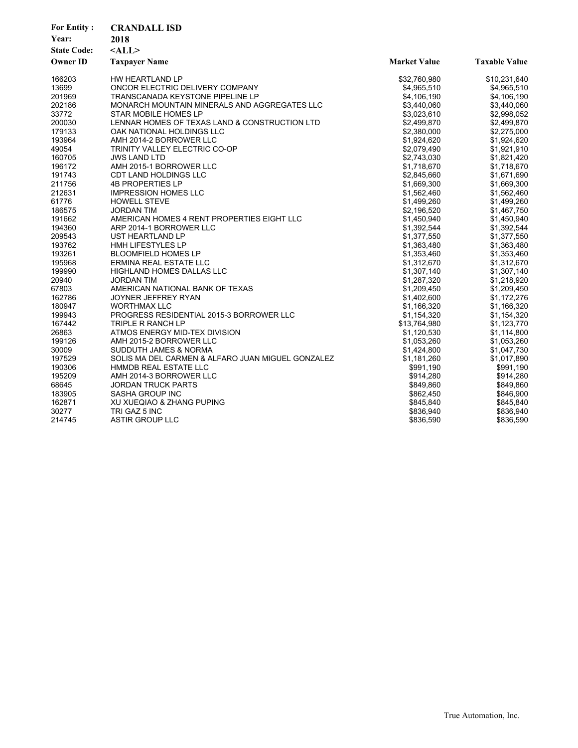**For Entity :** CRANDALL ISD
**Year:** 2018
**State Code:** <ALL>

| Owner ID | Taxpayer Name | Market Value | Taxable Value |
|---|---|---|---|
| 166203 | HW HEARTLAND LP | $32,760,980 | $10,231,640 |
| 13699 | ONCOR ELECTRIC DELIVERY COMPANY | $4,965,510 | $4,965,510 |
| 201969 | TRANSCANADA KEYSTONE PIPELINE LP | $4,106,190 | $4,106,190 |
| 202186 | MONARCH MOUNTAIN MINERALS AND AGGREGATES LLC | $3,440,060 | $3,440,060 |
| 33772 | STAR MOBILE HOMES LP | $3,023,610 | $2,998,052 |
| 200030 | LENNAR HOMES OF TEXAS LAND & CONSTRUCTION LTD | $2,499,870 | $2,499,870 |
| 179133 | OAK NATIONAL HOLDINGS LLC | $2,380,000 | $2,275,000 |
| 193964 | AMH 2014-2 BORROWER LLC | $1,924,620 | $1,924,620 |
| 49054 | TRINITY VALLEY ELECTRIC CO-OP | $2,079,490 | $1,921,910 |
| 160705 | JWS LAND LTD | $2,743,030 | $1,821,420 |
| 196172 | AMH 2015-1 BORROWER LLC | $1,718,670 | $1,718,670 |
| 191743 | CDT LAND HOLDINGS LLC | $2,845,660 | $1,671,690 |
| 211756 | 4B PROPERTIES LP | $1,669,300 | $1,669,300 |
| 212631 | IMPRESSION HOMES LLC | $1,562,460 | $1,562,460 |
| 61776 | HOWELL STEVE | $1,499,260 | $1,499,260 |
| 186575 | JORDAN TIM | $2,196,520 | $1,467,750 |
| 191662 | AMERICAN HOMES 4 RENT PROPERTIES EIGHT LLC | $1,450,940 | $1,450,940 |
| 194360 | ARP 2014-1 BORROWER LLC | $1,392,544 | $1,392,544 |
| 209543 | UST HEARTLAND LP | $1,377,550 | $1,377,550 |
| 193762 | HMH LIFESTYLES LP | $1,363,480 | $1,363,480 |
| 193261 | BLOOMFIELD HOMES LP | $1,353,460 | $1,353,460 |
| 195968 | ERMINA REAL ESTATE LLC | $1,312,670 | $1,312,670 |
| 199990 | HIGHLAND HOMES DALLAS LLC | $1,307,140 | $1,307,140 |
| 20940 | JORDAN TIM | $1,287,320 | $1,218,920 |
| 67803 | AMERICAN NATIONAL BANK OF TEXAS | $1,209,450 | $1,209,450 |
| 162786 | JOYNER JEFFREY RYAN | $1,402,600 | $1,172,276 |
| 180947 | WORTHMAX LLC | $1,166,320 | $1,166,320 |
| 199943 | PROGRESS RESIDENTIAL 2015-3 BORROWER LLC | $1,154,320 | $1,154,320 |
| 167442 | TRIPLE R RANCH LP | $13,764,980 | $1,123,770 |
| 26863 | ATMOS ENERGY MID-TEX DIVISION | $1,120,530 | $1,114,800 |
| 199126 | AMH 2015-2 BORROWER LLC | $1,053,260 | $1,053,260 |
| 30009 | SUDDUTH JAMES & NORMA | $1,424,800 | $1,047,730 |
| 197529 | SOLIS MA DEL CARMEN & ALFARO JUAN MIGUEL GONZALEZ | $1,181,260 | $1,017,890 |
| 190306 | HMMDB REAL ESTATE LLC | $991,190 | $991,190 |
| 195209 | AMH 2014-3 BORROWER LLC | $914,280 | $914,280 |
| 68645 | JORDAN TRUCK PARTS | $849,860 | $849,860 |
| 183905 | SASHA GROUP INC | $862,450 | $846,900 |
| 162871 | XU XUEQIAO & ZHANG PUPING | $845,840 | $845,840 |
| 30277 | TRI GAZ 5 INC | $836,940 | $836,940 |
| 214745 | ASTIR GROUP LLC | $836,590 | $836,590 |

True Automation, Inc.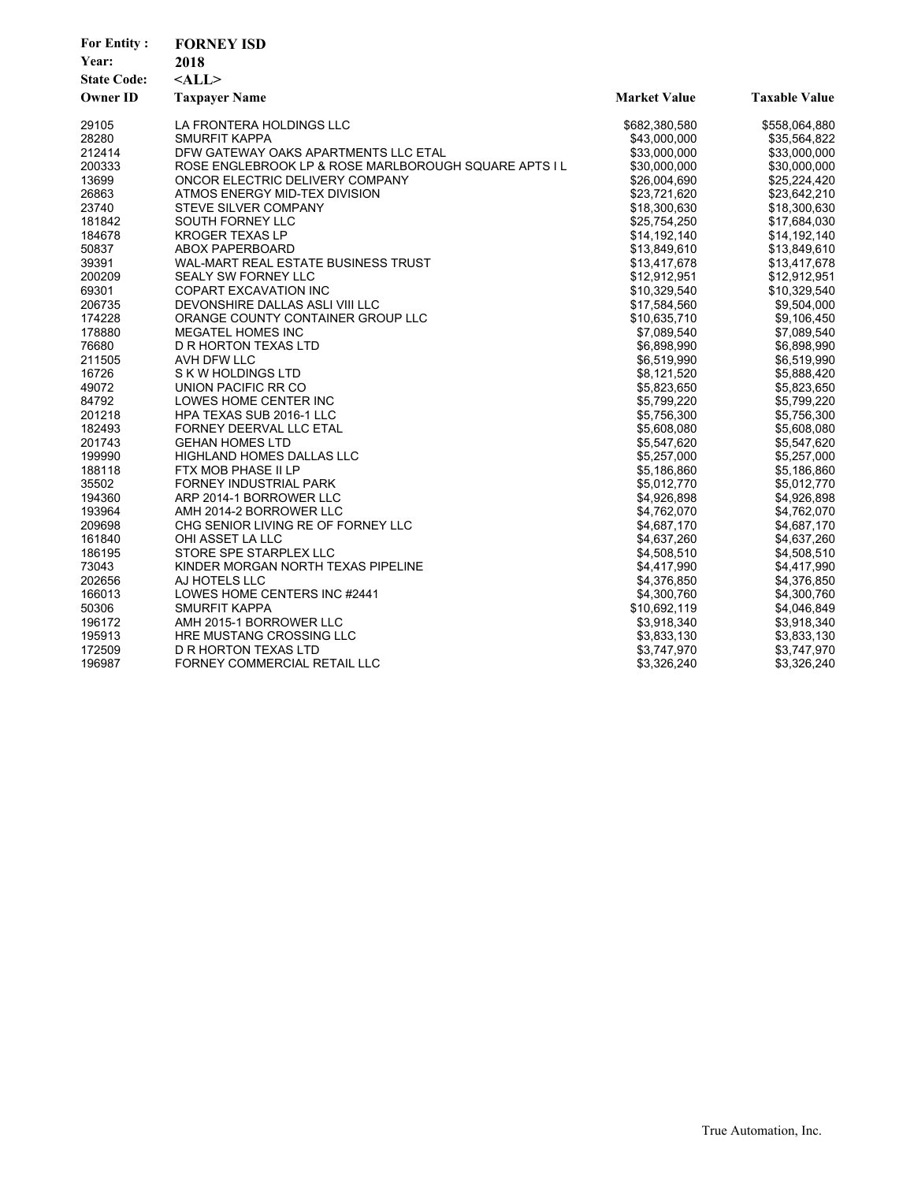**For Entity :** FORNEY ISD
**Year:** 2018
**State Code:** <ALL>

| Owner ID | Taxpayer Name | Market Value | Taxable Value |
|---|---|---|---|
| 29105 | LA FRONTERA HOLDINGS LLC | $682,380,580 | $558,064,880 |
| 28280 | SMURFIT KAPPA | $43,000,000 | $35,564,822 |
| 212414 | DFW GATEWAY OAKS APARTMENTS LLC ETAL | $33,000,000 | $33,000,000 |
| 200333 | ROSE ENGLEBROOK LP & ROSE MARLBOROUGH SQUARE APTS I L | $30,000,000 | $30,000,000 |
| 13699 | ONCOR ELECTRIC DELIVERY COMPANY | $26,004,690 | $25,224,420 |
| 26863 | ATMOS ENERGY MID-TEX DIVISION | $23,721,620 | $23,642,210 |
| 23740 | STEVE SILVER COMPANY | $18,300,630 | $18,300,630 |
| 181842 | SOUTH FORNEY LLC | $25,754,250 | $17,684,030 |
| 184678 | KROGER TEXAS LP | $14,192,140 | $14,192,140 |
| 50837 | ABOX PAPERBOARD | $13,849,610 | $13,849,610 |
| 39391 | WAL-MART REAL ESTATE BUSINESS TRUST | $13,417,678 | $13,417,678 |
| 200209 | SEALY SW FORNEY LLC | $12,912,951 | $12,912,951 |
| 69301 | COPART EXCAVATION INC | $10,329,540 | $10,329,540 |
| 206735 | DEVONSHIRE DALLAS ASLI VIII LLC | $17,584,560 | $9,504,000 |
| 174228 | ORANGE COUNTY CONTAINER GROUP LLC | $10,635,710 | $9,106,450 |
| 178880 | MEGATEL HOMES INC | $7,089,540 | $7,089,540 |
| 76680 | D R HORTON TEXAS LTD | $6,898,990 | $6,898,990 |
| 211505 | AVH DFW LLC | $6,519,990 | $6,519,990 |
| 16726 | S K W HOLDINGS LTD | $8,121,520 | $5,888,420 |
| 49072 | UNION PACIFIC RR CO | $5,823,650 | $5,823,650 |
| 84792 | LOWES HOME CENTER INC | $5,799,220 | $5,799,220 |
| 201218 | HPA TEXAS SUB 2016-1 LLC | $5,756,300 | $5,756,300 |
| 182493 | FORNEY DEERVAL LLC ETAL | $5,608,080 | $5,608,080 |
| 201743 | GEHAN HOMES LTD | $5,547,620 | $5,547,620 |
| 199990 | HIGHLAND HOMES DALLAS LLC | $5,257,000 | $5,257,000 |
| 188118 | FTX MOB PHASE II LP | $5,186,860 | $5,186,860 |
| 35502 | FORNEY INDUSTRIAL PARK | $5,012,770 | $5,012,770 |
| 194360 | ARP 2014-1 BORROWER LLC | $4,926,898 | $4,926,898 |
| 193964 | AMH 2014-2 BORROWER LLC | $4,762,070 | $4,762,070 |
| 209698 | CHG SENIOR LIVING RE OF FORNEY LLC | $4,687,170 | $4,687,170 |
| 161840 | OHI ASSET LA LLC | $4,637,260 | $4,637,260 |
| 186195 | STORE SPE STARPLEX LLC | $4,508,510 | $4,508,510 |
| 73043 | KINDER MORGAN NORTH TEXAS PIPELINE | $4,417,990 | $4,417,990 |
| 202656 | AJ HOTELS LLC | $4,376,850 | $4,376,850 |
| 166013 | LOWES HOME CENTERS INC #2441 | $4,300,760 | $4,300,760 |
| 50306 | SMURFIT KAPPA | $10,692,119 | $4,046,849 |
| 196172 | AMH 2015-1 BORROWER LLC | $3,918,340 | $3,918,340 |
| 195913 | HRE MUSTANG CROSSING LLC | $3,833,130 | $3,833,130 |
| 172509 | D R HORTON TEXAS LTD | $3,747,970 | $3,747,970 |
| 196987 | FORNEY COMMERCIAL RETAIL LLC | $3,326,240 | $3,326,240 |

True Automation, Inc.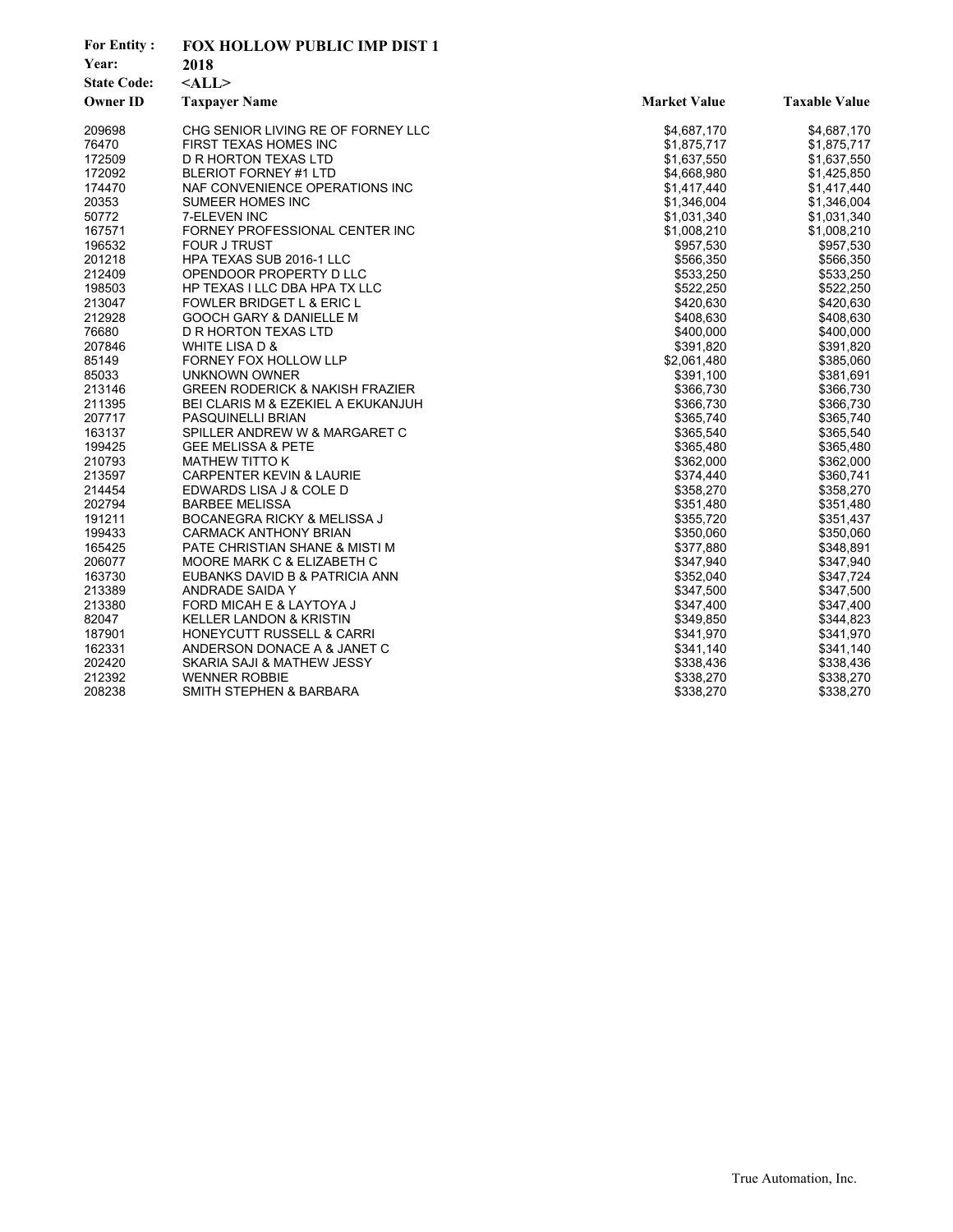**For Entity :** FOX HOLLOW PUBLIC IMP DIST 1
**Year:** 2018
**State Code:** <ALL>

| Owner ID | Taxpayer Name | Market Value | Taxable Value |
|---|---|---|---|
| 209698 | CHG SENIOR LIVING RE OF FORNEY LLC | $4,687,170 | $4,687,170 |
| 76470 | FIRST TEXAS HOMES INC | $1,875,717 | $1,875,717 |
| 172509 | D R HORTON TEXAS LTD | $1,637,550 | $1,637,550 |
| 172092 | BLERIOT FORNEY #1 LTD | $4,668,980 | $1,425,850 |
| 174470 | NAF CONVENIENCE OPERATIONS INC | $1,417,440 | $1,417,440 |
| 20353 | SUMEER HOMES INC | $1,346,004 | $1,346,004 |
| 50772 | 7-ELEVEN INC | $1,031,340 | $1,031,340 |
| 167571 | FORNEY PROFESSIONAL CENTER INC | $1,008,210 | $1,008,210 |
| 196532 | FOUR J TRUST | $957,530 | $957,530 |
| 201218 | HPA TEXAS SUB 2016-1 LLC | $566,350 | $566,350 |
| 212409 | OPENDOOR PROPERTY D LLC | $533,250 | $533,250 |
| 198503 | HP TEXAS I LLC DBA HPA TX LLC | $522,250 | $522,250 |
| 213047 | FOWLER BRIDGET L & ERIC L | $420,630 | $420,630 |
| 212928 | GOOCH GARY & DANIELLE M | $408,630 | $408,630 |
| 76680 | D R HORTON TEXAS LTD | $400,000 | $400,000 |
| 207846 | WHITE LISA D & | $391,820 | $391,820 |
| 85149 | FORNEY FOX HOLLOW LLP | $2,061,480 | $385,060 |
| 85033 | UNKNOWN OWNER | $391,100 | $381,691 |
| 213146 | GREEN RODERICK & NAKISH FRAZIER | $366,730 | $366,730 |
| 211395 | BEI CLARIS M & EZEKIEL A EKUKANJUH | $366,730 | $366,730 |
| 207717 | PASQUINELLI BRIAN | $365,740 | $365,740 |
| 163137 | SPILLER ANDREW W & MARGARET C | $365,540 | $365,540 |
| 199425 | GEE MELISSA & PETE | $365,480 | $365,480 |
| 210793 | MATHEW TITTO K | $362,000 | $362,000 |
| 213597 | CARPENTER KEVIN & LAURIE | $374,440 | $360,741 |
| 214454 | EDWARDS LISA J & COLE D | $358,270 | $358,270 |
| 202794 | BARBEE MELISSA | $351,480 | $351,480 |
| 191211 | BOCANEGRA RICKY & MELISSA J | $355,720 | $351,437 |
| 199433 | CARMACK ANTHONY BRIAN | $350,060 | $350,060 |
| 165425 | PATE CHRISTIAN SHANE & MISTI M | $377,880 | $348,891 |
| 206077 | MOORE MARK C & ELIZABETH C | $347,940 | $347,940 |
| 163730 | EUBANKS DAVID B & PATRICIA ANN | $352,040 | $347,724 |
| 213389 | ANDRADE SAIDA Y | $347,500 | $347,500 |
| 213380 | FORD MICAH E & LAYTOYA J | $347,400 | $347,400 |
| 82047 | KELLER LANDON & KRISTIN | $349,850 | $344,823 |
| 187901 | HONEYCUTT RUSSELL & CARRI | $341,970 | $341,970 |
| 162331 | ANDERSON DONACE A & JANET C | $341,140 | $341,140 |
| 202420 | SKARIA SAJI & MATHEW JESSY | $338,436 | $338,436 |
| 212392 | WENNER ROBBIE | $338,270 | $338,270 |
| 208238 | SMITH STEPHEN & BARBARA | $338,270 | $338,270 |

True Automation, Inc.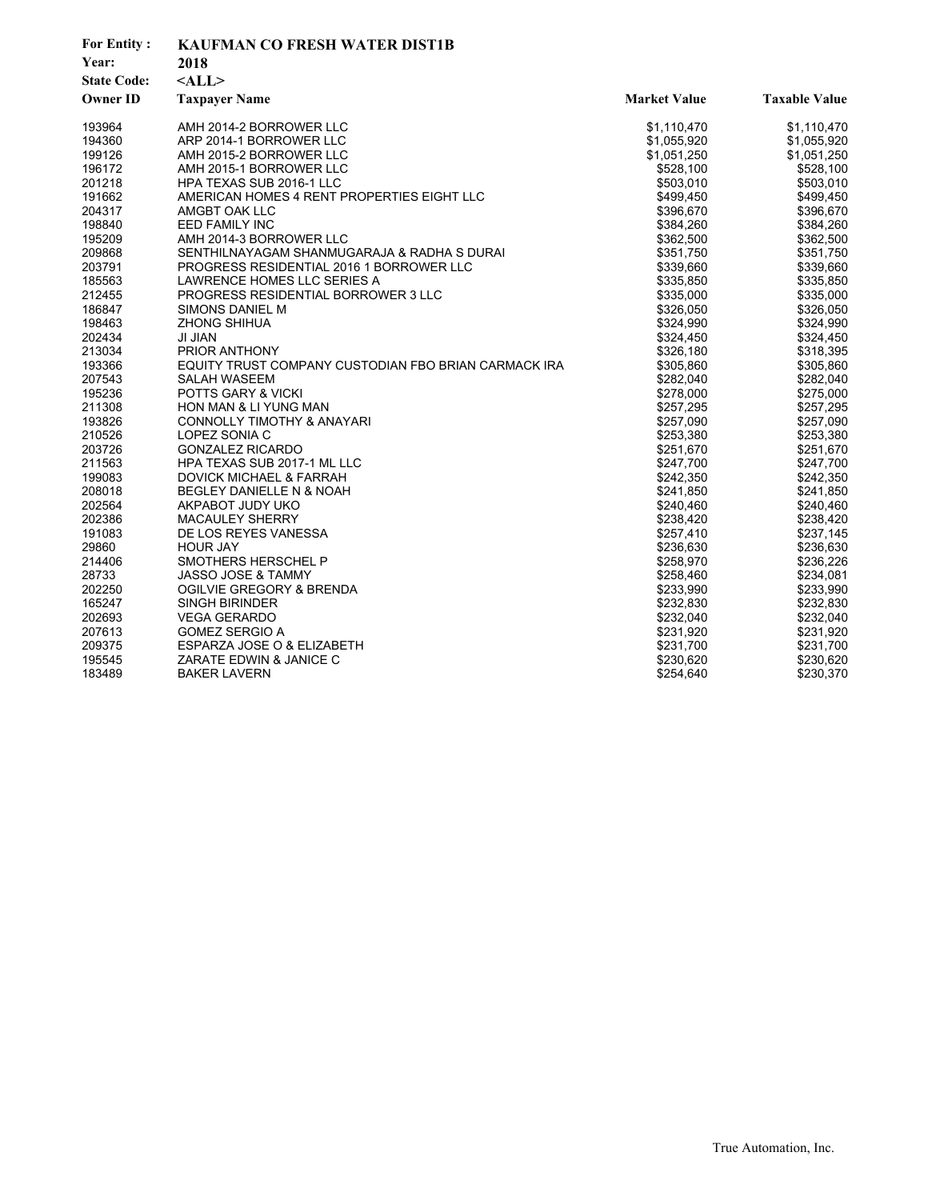**For Entity :** KAUFMAN CO FRESH WATER DIST1B
**Year:** 2018
**State Code:** <ALL>

| Owner ID | Taxpayer Name | Market Value | Taxable Value |
|---|---|---|---|
| 193964 | AMH 2014-2 BORROWER LLC | $1,110,470 | $1,110,470 |
| 194360 | ARP 2014-1 BORROWER LLC | $1,055,920 | $1,055,920 |
| 199126 | AMH 2015-2 BORROWER LLC | $1,051,250 | $1,051,250 |
| 196172 | AMH 2015-1 BORROWER LLC | $528,100 | $528,100 |
| 201218 | HPA TEXAS SUB 2016-1 LLC | $503,010 | $503,010 |
| 191662 | AMERICAN HOMES 4 RENT PROPERTIES EIGHT LLC | $499,450 | $499,450 |
| 204317 | AMGBT OAK LLC | $396,670 | $396,670 |
| 198840 | EED FAMILY INC | $384,260 | $384,260 |
| 195209 | AMH 2014-3 BORROWER LLC | $362,500 | $362,500 |
| 209868 | SENTHILNAYAGAM SHANMUGARAJA & RADHA S DURAI | $351,750 | $351,750 |
| 203791 | PROGRESS RESIDENTIAL 2016 1 BORROWER LLC | $339,660 | $339,660 |
| 185563 | LAWRENCE HOMES LLC SERIES A | $335,850 | $335,850 |
| 212455 | PROGRESS RESIDENTIAL BORROWER 3 LLC | $335,000 | $335,000 |
| 186847 | SIMONS DANIEL M | $326,050 | $326,050 |
| 198463 | ZHONG SHIHUA | $324,990 | $324,990 |
| 202434 | JI JIAN | $324,450 | $324,450 |
| 213034 | PRIOR ANTHONY | $326,180 | $318,395 |
| 193366 | EQUITY TRUST COMPANY CUSTODIAN FBO BRIAN CARMACK IRA | $305,860 | $305,860 |
| 207543 | SALAH WASEEM | $282,040 | $282,040 |
| 195236 | POTTS GARY & VICKI | $278,000 | $275,000 |
| 211308 | HON MAN & LI YUNG MAN | $257,295 | $257,295 |
| 193826 | CONNOLLY TIMOTHY & ANAYARI | $257,090 | $257,090 |
| 210526 | LOPEZ SONIA C | $253,380 | $253,380 |
| 203726 | GONZALEZ RICARDO | $251,670 | $251,670 |
| 211563 | HPA TEXAS SUB 2017-1 ML LLC | $247,700 | $247,700 |
| 199083 | DOVICK MICHAEL & FARRAH | $242,350 | $242,350 |
| 208018 | BEGLEY DANIELLE N & NOAH | $241,850 | $241,850 |
| 202564 | AKPABOT JUDY UKO | $240,460 | $240,460 |
| 202386 | MACAULEY SHERRY | $238,420 | $238,420 |
| 191083 | DE LOS REYES VANESSA | $257,410 | $237,145 |
| 29860 | HOUR JAY | $236,630 | $236,630 |
| 214406 | SMOTHERS HERSCHEL P | $258,970 | $236,226 |
| 28733 | JASSO JOSE & TAMMY | $258,460 | $234,081 |
| 202250 | OGILVIE GREGORY & BRENDA | $233,990 | $233,990 |
| 165247 | SINGH BIRINDER | $232,830 | $232,830 |
| 202693 | VEGA GERARDO | $232,040 | $232,040 |
| 207613 | GOMEZ SERGIO A | $231,920 | $231,920 |
| 209375 | ESPARZA JOSE O & ELIZABETH | $231,700 | $231,700 |
| 195545 | ZARATE EDWIN & JANICE C | $230,620 | $230,620 |
| 183489 | BAKER LAVERN | $254,640 | $230,370 |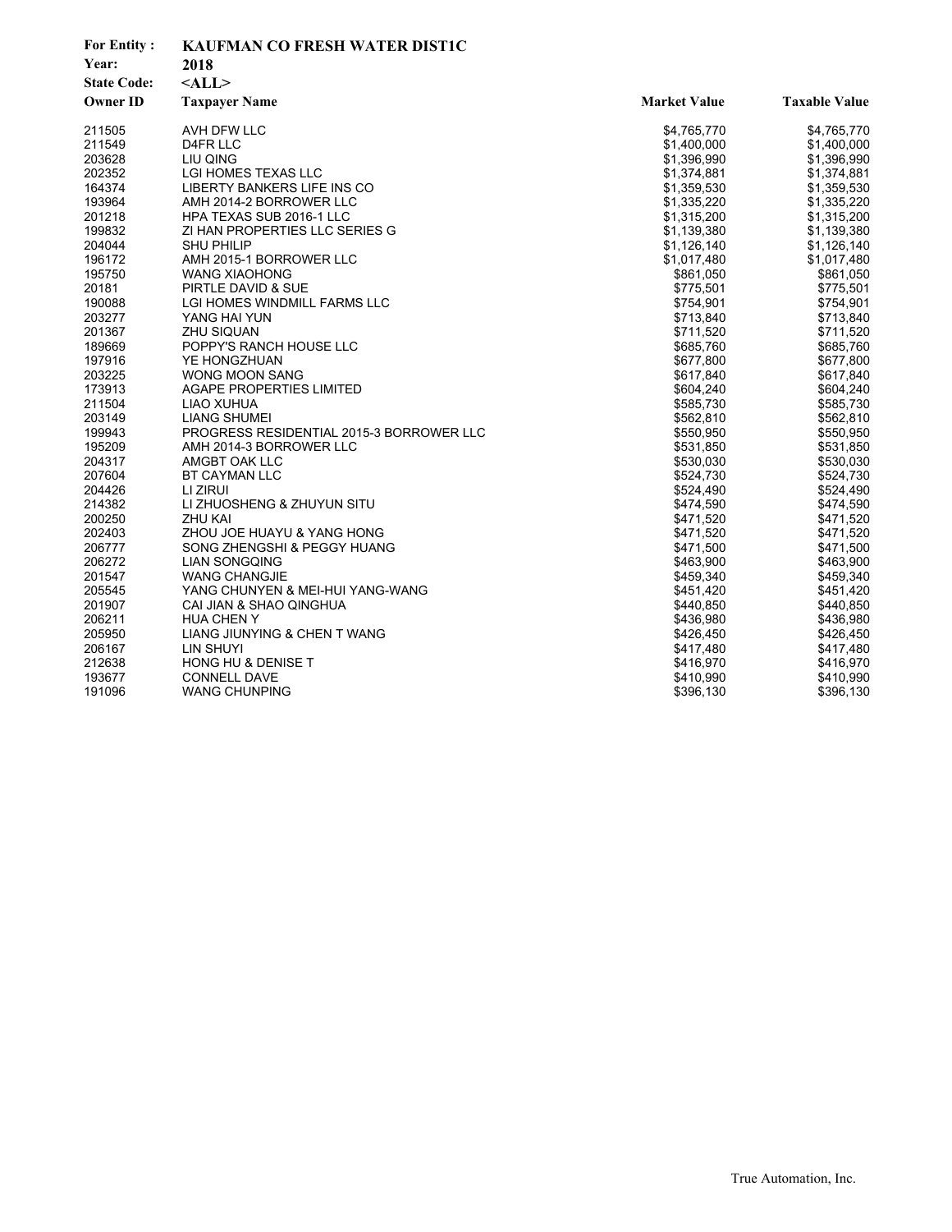**For Entity :** KAUFMAN CO FRESH WATER DIST1C
**Year:** 2018
**State Code:** <ALL>

| Owner ID | Taxpayer Name | Market Value | Taxable Value |
|---|---|---|---|
| 211505 | AVH DFW LLC | $4,765,770 | $4,765,770 |
| 211549 | D4FR LLC | $1,400,000 | $1,400,000 |
| 203628 | LIU QING | $1,396,990 | $1,396,990 |
| 202352 | LGI HOMES TEXAS LLC | $1,374,881 | $1,374,881 |
| 164374 | LIBERTY BANKERS LIFE INS CO | $1,359,530 | $1,359,530 |
| 193964 | AMH 2014-2 BORROWER LLC | $1,335,220 | $1,335,220 |
| 201218 | HPA TEXAS SUB 2016-1 LLC | $1,315,200 | $1,315,200 |
| 199832 | ZI HAN PROPERTIES LLC SERIES G | $1,139,380 | $1,139,380 |
| 204044 | SHU PHILIP | $1,126,140 | $1,126,140 |
| 196172 | AMH 2015-1 BORROWER LLC | $1,017,480 | $1,017,480 |
| 195750 | WANG XIAOHONG | $861,050 | $861,050 |
| 20181 | PIRTLE DAVID & SUE | $775,501 | $775,501 |
| 190088 | LGI HOMES WINDMILL FARMS LLC | $754,901 | $754,901 |
| 203277 | YANG HAI YUN | $713,840 | $713,840 |
| 201367 | ZHU SIQUAN | $711,520 | $711,520 |
| 189669 | POPPY'S RANCH HOUSE LLC | $685,760 | $685,760 |
| 197916 | YE HONGZHUAN | $677,800 | $677,800 |
| 203225 | WONG MOON SANG | $617,840 | $617,840 |
| 173913 | AGAPE PROPERTIES LIMITED | $604,240 | $604,240 |
| 211504 | LIAO XUHUA | $585,730 | $585,730 |
| 203149 | LIANG SHUMEI | $562,810 | $562,810 |
| 199943 | PROGRESS RESIDENTIAL 2015-3 BORROWER LLC | $550,950 | $550,950 |
| 195209 | AMH 2014-3 BORROWER LLC | $531,850 | $531,850 |
| 204317 | AMGBT OAK LLC | $530,030 | $530,030 |
| 207604 | BT CAYMAN LLC | $524,730 | $524,730 |
| 204426 | LI ZIRUI | $524,490 | $524,490 |
| 214382 | LI ZHUOSHENG & ZHUYUN SITU | $474,590 | $474,590 |
| 200250 | ZHU KAI | $471,520 | $471,520 |
| 202403 | ZHOU JOE HUAYU & YANG HONG | $471,520 | $471,520 |
| 206777 | SONG ZHENGSHI & PEGGY HUANG | $471,500 | $471,500 |
| 206272 | LIAN SONGQING | $463,900 | $463,900 |
| 201547 | WANG CHANGJIE | $459,340 | $459,340 |
| 205545 | YANG CHUNYEN & MEI-HUI YANG-WANG | $451,420 | $451,420 |
| 201907 | CAI JIAN & SHAO QINGHUA | $440,850 | $440,850 |
| 206211 | HUA CHEN Y | $436,980 | $436,980 |
| 205950 | LIANG JIUNYING & CHEN T WANG | $426,450 | $426,450 |
| 206167 | LIN SHUYI | $417,480 | $417,480 |
| 212638 | HONG HU & DENISE T | $416,970 | $416,970 |
| 193677 | CONNELL DAVE | $410,990 | $410,990 |
| 191096 | WANG CHUNPING | $396,130 | $396,130 |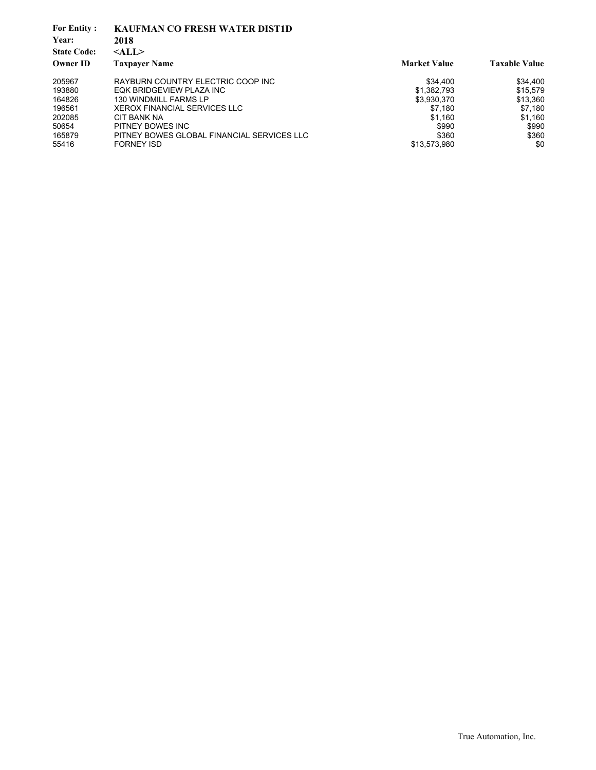**For Entity :** KAUFMAN CO FRESH WATER DIST1D

**Year:** 2018

**State Code:** <ALL>

| Owner ID | Taxpayer Name | Market Value | Taxable Value |
|---|---|---|---|
| 205967 | RAYBURN COUNTRY ELECTRIC COOP INC | $34,400 | $34,400 |
| 193880 | EQK BRIDGEVIEW PLAZA INC | $1,382,793 | $15,579 |
| 164826 | 130 WINDMILL FARMS LP | $3,930,370 | $13,360 |
| 196561 | XEROX FINANCIAL SERVICES LLC | $7,180 | $7,180 |
| 202085 | CIT BANK NA | $1,160 | $1,160 |
| 50654 | PITNEY BOWES INC | $990 | $990 |
| 165879 | PITNEY BOWES GLOBAL FINANCIAL SERVICES LLC | $360 | $360 |
| 55416 | FORNEY ISD | $13,573,980 | $0 |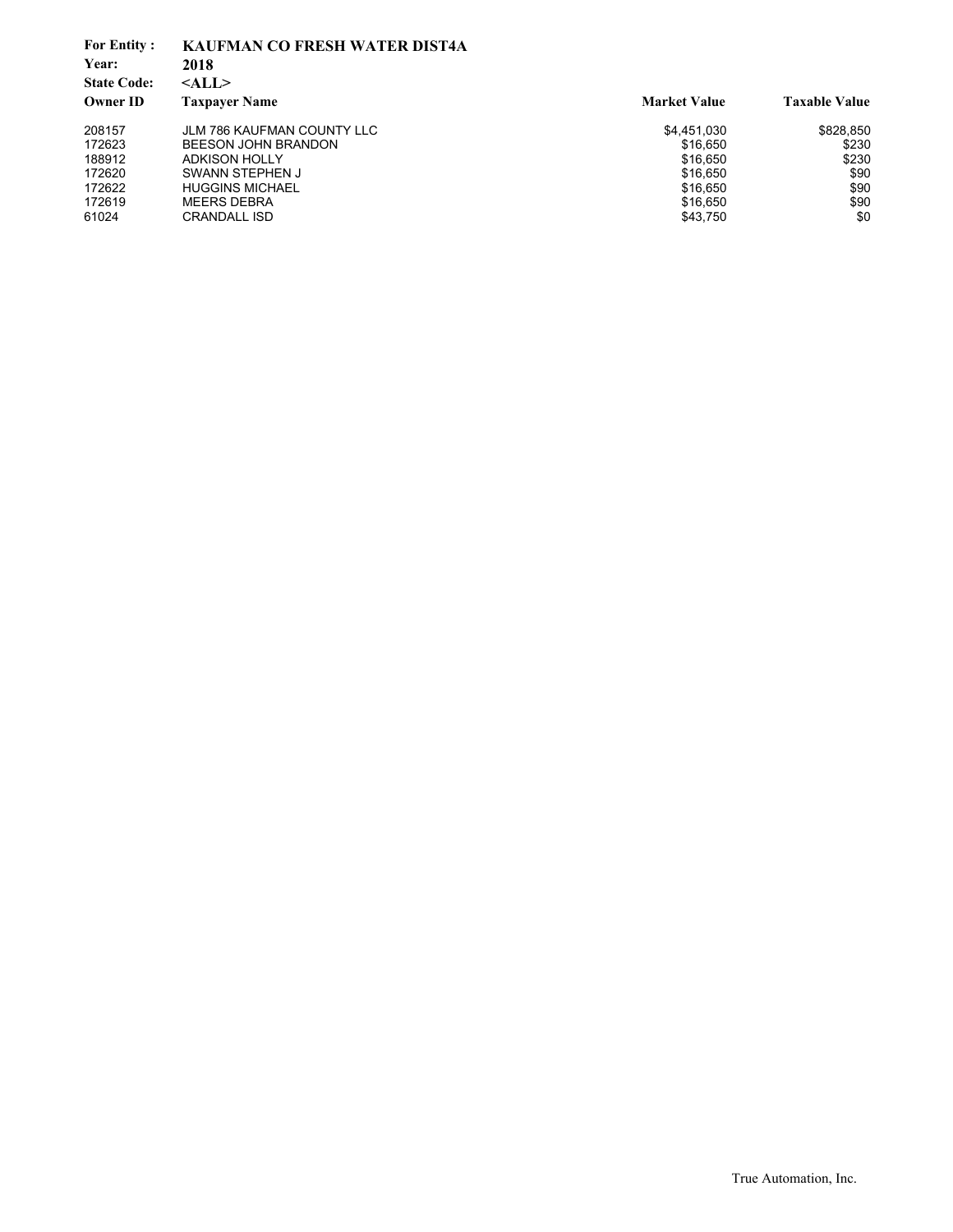**For Entity :** **KAUFMAN CO FRESH WATER DIST4A**
**Year:** **2018**
**State Code:** **<ALL>**

| Owner ID | Taxpayer Name | Market Value | Taxable Value |
|---|---|---|---|
| 208157 | JLM 786 KAUFMAN COUNTY LLC | $4,451,030 | $828,850 |
| 172623 | BEESON JOHN BRANDON | $16,650 | $230 |
| 188912 | ADKISON HOLLY | $16,650 | $230 |
| 172620 | SWANN STEPHEN J | $16,650 | $90 |
| 172622 | HUGGINS MICHAEL | $16,650 | $90 |
| 172619 | MEERS DEBRA | $16,650 | $90 |
| 61024 | CRANDALL ISD | $43,750 | $0 |

True Automation, Inc.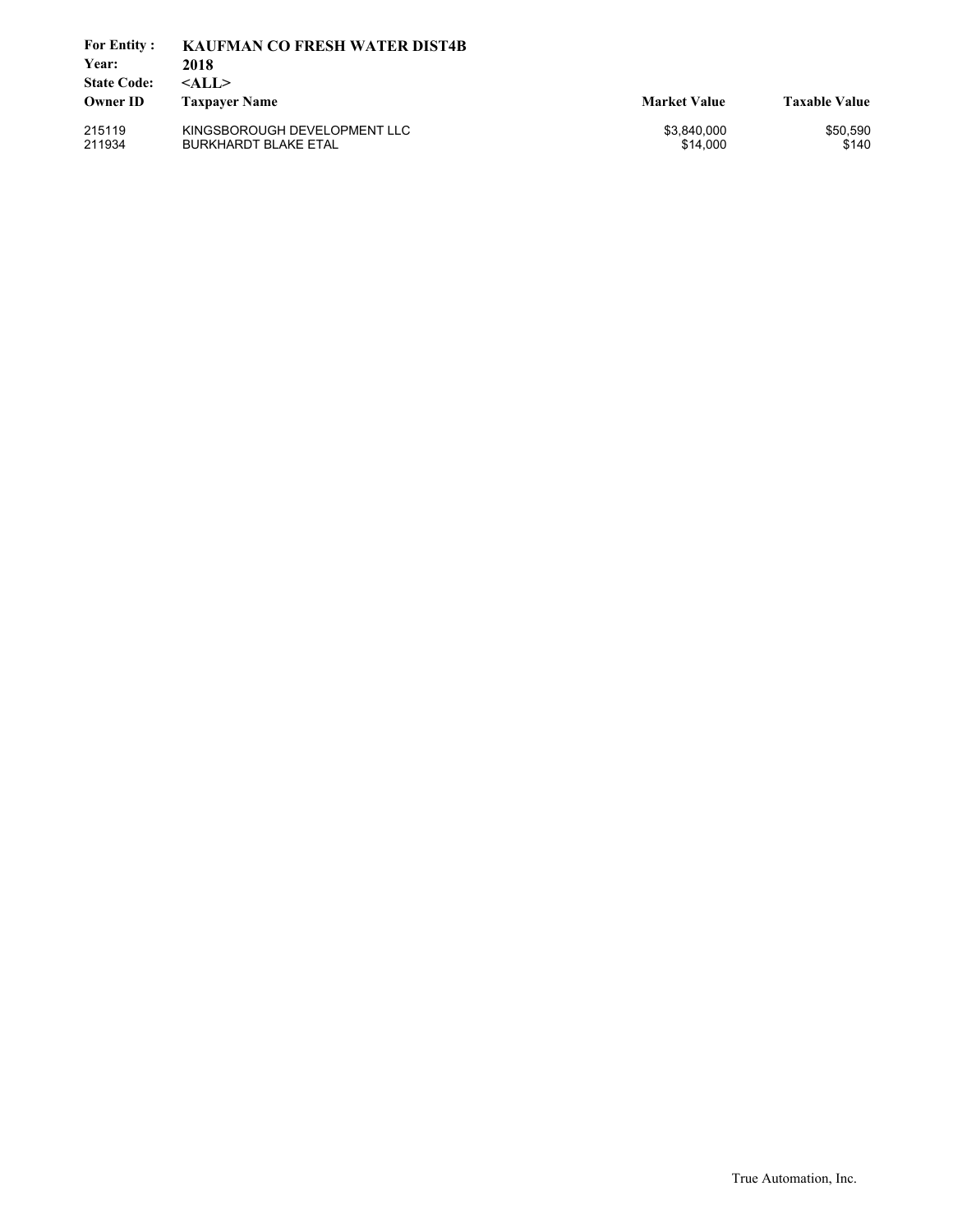**For Entity :** **KAUFMAN CO FRESH WATER DIST4B**
**Year:** **2018**
**State Code:** **<ALL>**

| Owner ID | Taxpayer Name | Market Value | Taxable Value |
|---|---|---|---|
| 215119 | KINGSBOROUGH DEVELOPMENT LLC | $3,840,000 | $50,590 |
| 211934 | BURKHARDT BLAKE ETAL | $14,000 | $140 |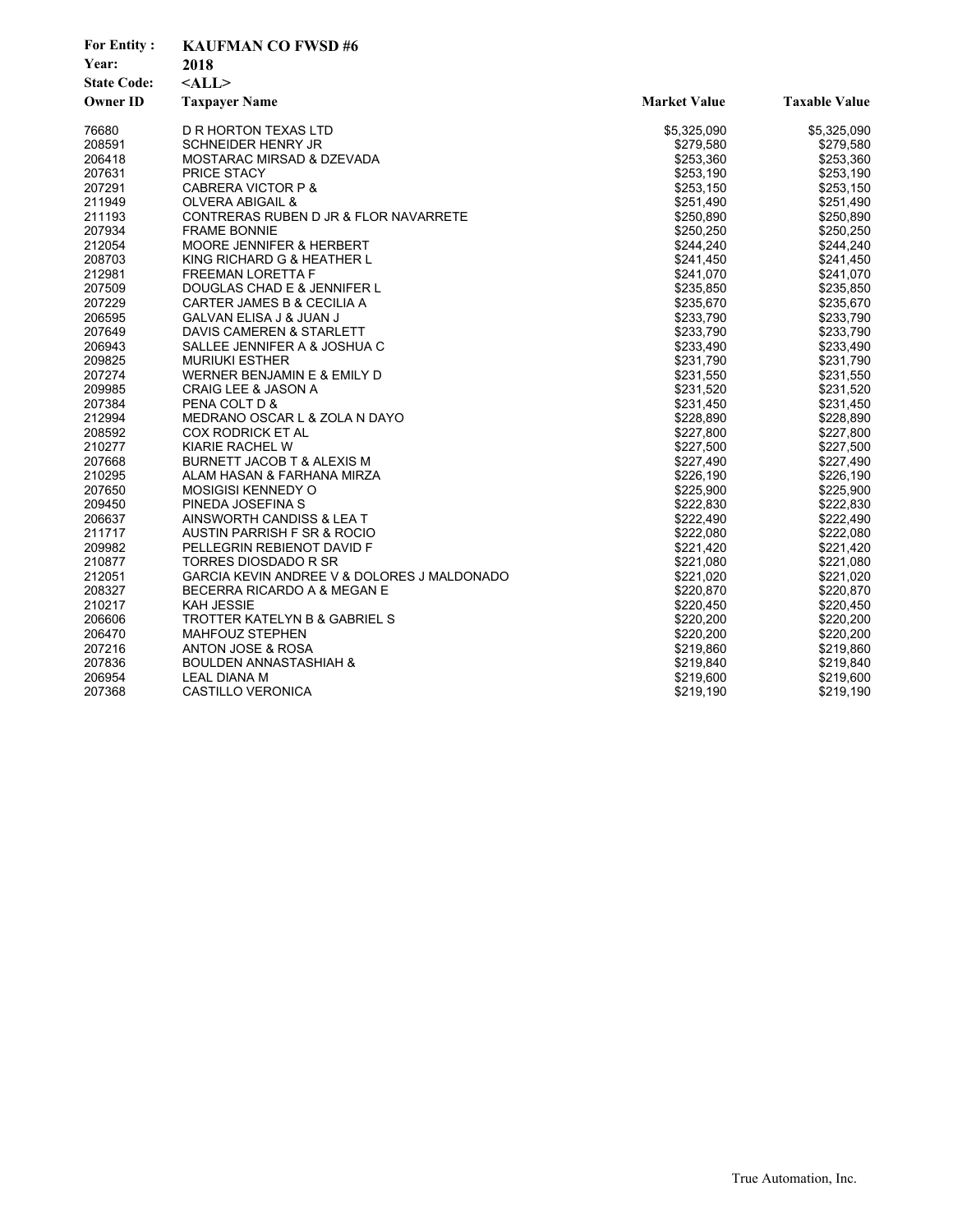**For Entity :** KAUFMAN CO FWSD #6

**Year:** 2018

**State Code:** <ALL>

| Owner ID | Taxpayer Name | Market Value | Taxable Value |
|---|---|---|---|
| 76680 | D R HORTON TEXAS LTD | $5,325,090 | $5,325,090 |
| 208591 | SCHNEIDER HENRY JR | $279,580 | $279,580 |
| 206418 | MOSTARAC MIRSAD & DZEVADA | $253,360 | $253,360 |
| 207631 | PRICE STACY | $253,190 | $253,190 |
| 207291 | CABRERA VICTOR P & | $253,150 | $253,150 |
| 211949 | OLVERA ABIGAIL & | $251,490 | $251,490 |
| 211193 | CONTRERAS RUBEN D JR & FLOR NAVARRETE | $250,890 | $250,890 |
| 207934 | FRAME BONNIE | $250,250 | $250,250 |
| 212054 | MOORE JENNIFER & HERBERT | $244,240 | $244,240 |
| 208703 | KING RICHARD G & HEATHER L | $241,450 | $241,450 |
| 212981 | FREEMAN LORETTA F | $241,070 | $241,070 |
| 207509 | DOUGLAS CHAD E & JENNIFER L | $235,850 | $235,850 |
| 207229 | CARTER JAMES B & CECILIA A | $235,670 | $235,670 |
| 206595 | GALVAN ELISA J & JUAN J | $233,790 | $233,790 |
| 207649 | DAVIS CAMEREN & STARLETT | $233,790 | $233,790 |
| 206943 | SALLEE JENNIFER A & JOSHUA C | $233,490 | $233,490 |
| 209825 | MURIUKI ESTHER | $231,790 | $231,790 |
| 207274 | WERNER BENJAMIN E & EMILY D | $231,550 | $231,550 |
| 209985 | CRAIG LEE & JASON A | $231,520 | $231,520 |
| 207384 | PENA COLT D & | $231,450 | $231,450 |
| 212994 | MEDRANO OSCAR L & ZOLA N DAYO | $228,890 | $228,890 |
| 208592 | COX RODRICK ET AL | $227,800 | $227,800 |
| 210277 | KIARIE RACHEL W | $227,500 | $227,500 |
| 207668 | BURNETT JACOB T & ALEXIS M | $227,490 | $227,490 |
| 210295 | ALAM HASAN & FARHANA MIRZA | $226,190 | $226,190 |
| 207650 | MOSIGISI KENNEDY O | $225,900 | $225,900 |
| 209450 | PINEDA JOSEFINA S | $222,830 | $222,830 |
| 206637 | AINSWORTH CANDISS & LEA T | $222,490 | $222,490 |
| 211717 | AUSTIN PARRISH F SR & ROCIO | $222,080 | $222,080 |
| 209982 | PELLEGRIN REBIENOT DAVID F | $221,420 | $221,420 |
| 210877 | TORRES DIOSDADO R SR | $221,080 | $221,080 |
| 212051 | GARCIA KEVIN ANDREE V & DOLORES J MALDONADO | $221,020 | $221,020 |
| 208327 | BECERRA RICARDO A & MEGAN E | $220,870 | $220,870 |
| 210217 | KAH JESSIE | $220,450 | $220,450 |
| 206606 | TROTTER KATELYN B & GABRIEL S | $220,200 | $220,200 |
| 206470 | MAHFOUZ STEPHEN | $220,200 | $220,200 |
| 207216 | ANTON JOSE & ROSA | $219,860 | $219,860 |
| 207836 | BOULDEN ANNASTASHIAH & | $219,840 | $219,840 |
| 206954 | LEAL DIANA M | $219,600 | $219,600 |
| 207368 | CASTILLO VERONICA | $219,190 | $219,190 |

True Automation, Inc.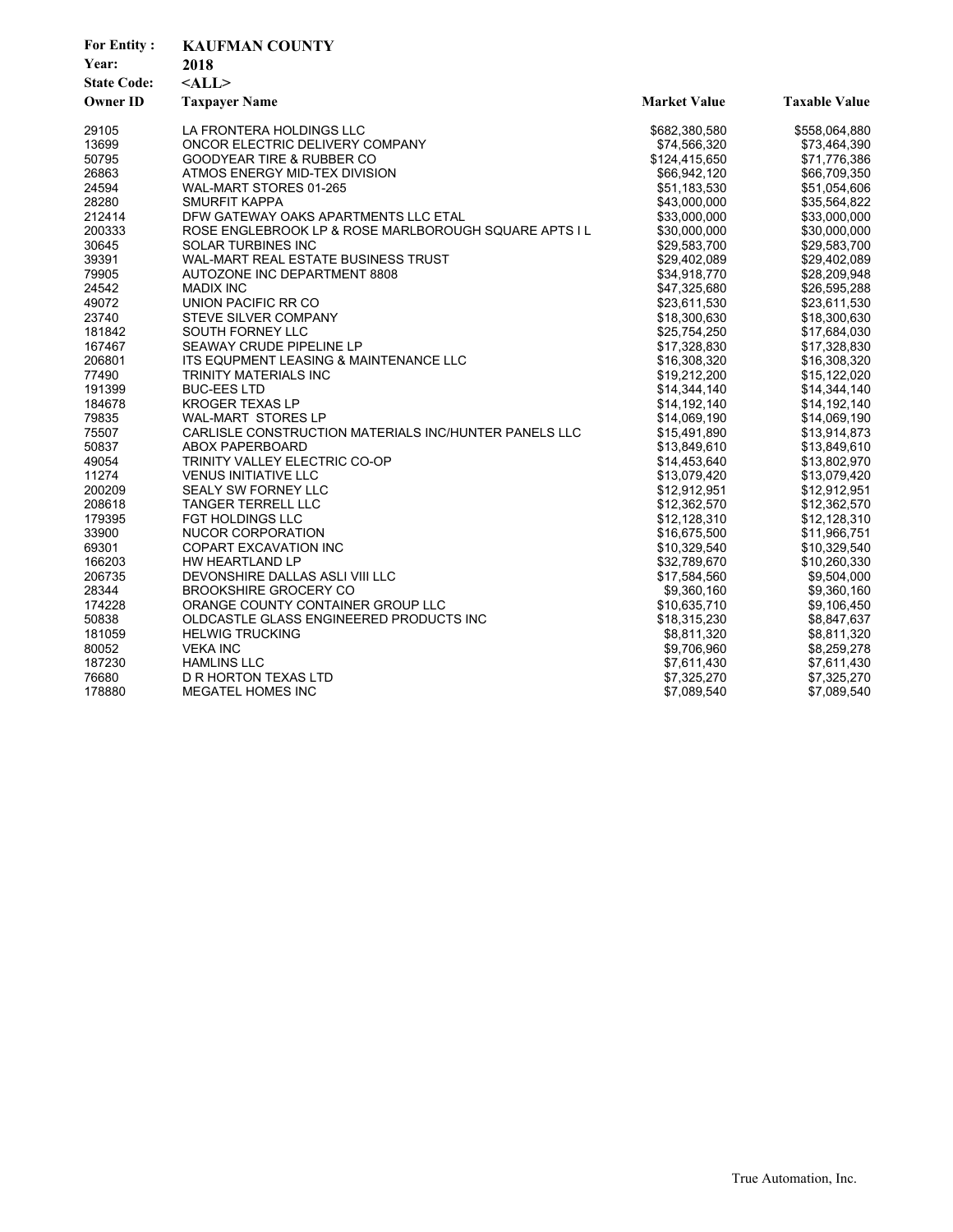**For Entity :** **KAUFMAN COUNTY**
**Year:** **2018**
**State Code:** **<ALL>**

| Owner ID | Taxpayer Name | Market Value | Taxable Value |
|---|---|---|---|
| 29105 | LA FRONTERA HOLDINGS LLC | $682,380,580 | $558,064,880 |
| 13699 | ONCOR ELECTRIC DELIVERY COMPANY | $74,566,320 | $73,464,390 |
| 50795 | GOODYEAR TIRE & RUBBER CO | $124,415,650 | $71,776,386 |
| 26863 | ATMOS ENERGY MID-TEX DIVISION | $66,942,120 | $66,709,350 |
| 24594 | WAL-MART STORES 01-265 | $51,183,530 | $51,054,606 |
| 28280 | SMURFIT KAPPA | $43,000,000 | $35,564,822 |
| 212414 | DFW GATEWAY OAKS APARTMENTS LLC ETAL | $33,000,000 | $33,000,000 |
| 200333 | ROSE ENGLEBROOK LP & ROSE MARLBOROUGH SQUARE APTS I L | $30,000,000 | $30,000,000 |
| 30645 | SOLAR TURBINES INC | $29,583,700 | $29,583,700 |
| 39391 | WAL-MART REAL ESTATE BUSINESS TRUST | $29,402,089 | $29,402,089 |
| 79905 | AUTOZONE INC DEPARTMENT 8808 | $34,918,770 | $28,209,948 |
| 24542 | MADIX INC | $47,325,680 | $26,595,288 |
| 49072 | UNION PACIFIC RR CO | $23,611,530 | $23,611,530 |
| 23740 | STEVE SILVER COMPANY | $18,300,630 | $18,300,630 |
| 181842 | SOUTH FORNEY LLC | $25,754,250 | $17,684,030 |
| 167467 | SEAWAY CRUDE PIPELINE LP | $17,328,830 | $17,328,830 |
| 206801 | ITS EQUPMENT LEASING & MAINTENANCE LLC | $16,308,320 | $16,308,320 |
| 77490 | TRINITY MATERIALS INC | $19,212,200 | $15,122,020 |
| 191399 | BUC-EES LTD | $14,344,140 | $14,344,140 |
| 184678 | KROGER TEXAS LP | $14,192,140 | $14,192,140 |
| 79835 | WAL-MART STORES LP | $14,069,190 | $14,069,190 |
| 75507 | CARLISLE CONSTRUCTION MATERIALS INC/HUNTER PANELS LLC | $15,491,890 | $13,914,873 |
| 50837 | ABOX PAPERBOARD | $13,849,610 | $13,849,610 |
| 49054 | TRINITY VALLEY ELECTRIC CO-OP | $14,453,640 | $13,802,970 |
| 11274 | VENUS INITIATIVE LLC | $13,079,420 | $13,079,420 |
| 200209 | SEALY SW FORNEY LLC | $12,912,951 | $12,912,951 |
| 208618 | TANGER TERRELL LLC | $12,362,570 | $12,362,570 |
| 179395 | FGT HOLDINGS LLC | $12,128,310 | $12,128,310 |
| 33900 | NUCOR CORPORATION | $16,675,500 | $11,966,751 |
| 69301 | COPART EXCAVATION INC | $10,329,540 | $10,329,540 |
| 166203 | HW HEARTLAND LP | $32,789,670 | $10,260,330 |
| 206735 | DEVONSHIRE DALLAS ASLI VIII LLC | $17,584,560 | $9,504,000 |
| 28344 | BROOKSHIRE GROCERY CO | $9,360,160 | $9,360,160 |
| 174228 | ORANGE COUNTY CONTAINER GROUP LLC | $10,635,710 | $9,106,450 |
| 50838 | OLDCASTLE GLASS ENGINEERED PRODUCTS INC | $18,315,230 | $8,847,637 |
| 181059 | HELWIG TRUCKING | $8,811,320 | $8,811,320 |
| 80052 | VEKA INC | $9,706,960 | $8,259,278 |
| 187230 | HAMLINS LLC | $7,611,430 | $7,611,430 |
| 76680 | D R HORTON TEXAS LTD | $7,325,270 | $7,325,270 |
| 178880 | MEGATEL HOMES INC | $7,089,540 | $7,089,540 |

True Automation, Inc.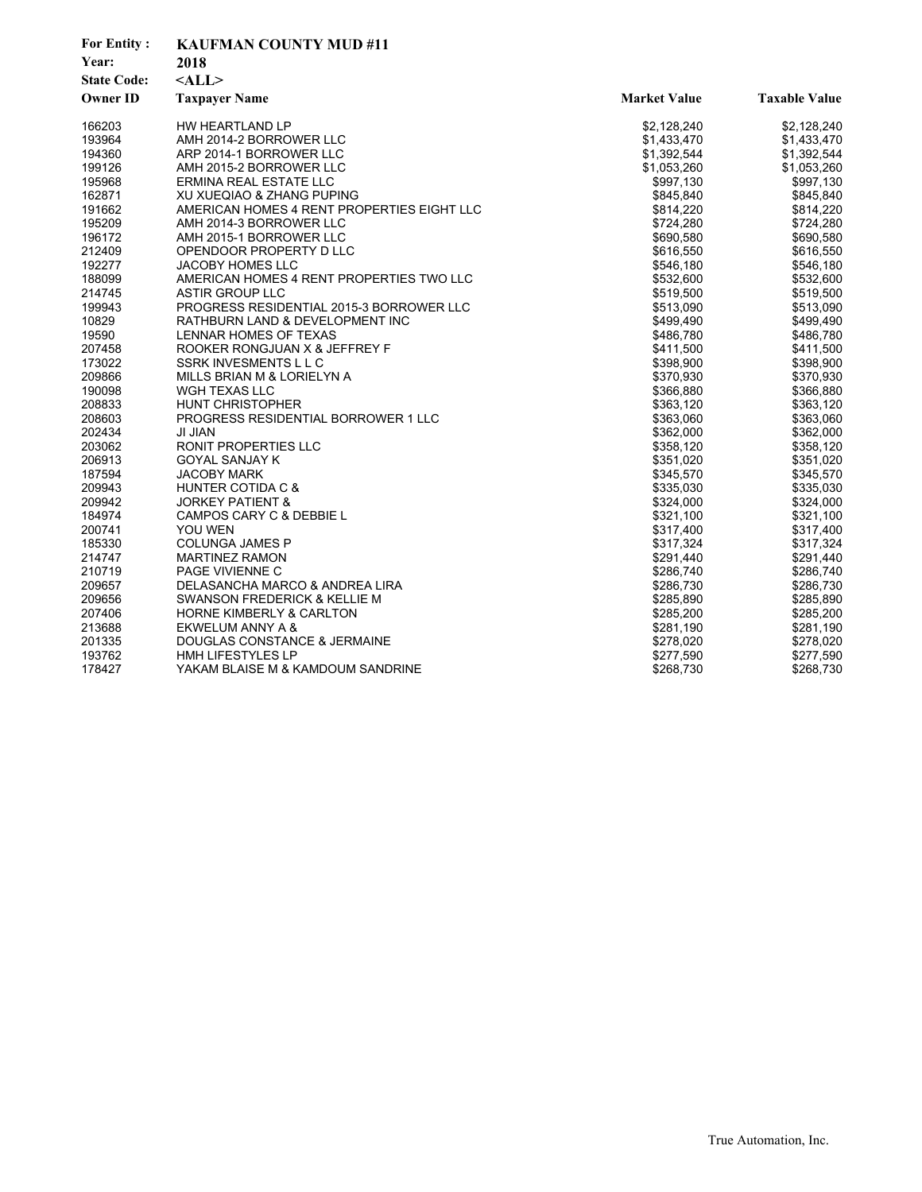**For Entity :** **KAUFMAN COUNTY MUD #11**
**Year:** **2018**
**State Code:** **<ALL>**

| Owner ID | Taxpayer Name | Market Value | Taxable Value |
|---|---|---|---|
| 166203 | HW HEARTLAND LP | $2,128,240 | $2,128,240 |
| 193964 | AMH 2014-2 BORROWER LLC | $1,433,470 | $1,433,470 |
| 194360 | ARP 2014-1 BORROWER LLC | $1,392,544 | $1,392,544 |
| 199126 | AMH 2015-2 BORROWER LLC | $1,053,260 | $1,053,260 |
| 195968 | ERMINA REAL ESTATE LLC | $997,130 | $997,130 |
| 162871 | XU XUEQIAO & ZHANG PUPING | $845,840 | $845,840 |
| 191662 | AMERICAN HOMES 4 RENT PROPERTIES EIGHT LLC | $814,220 | $814,220 |
| 195209 | AMH 2014-3 BORROWER LLC | $724,280 | $724,280 |
| 196172 | AMH 2015-1 BORROWER LLC | $690,580 | $690,580 |
| 212409 | OPENDOOR PROPERTY D LLC | $616,550 | $616,550 |
| 192277 | JACOBY HOMES LLC | $546,180 | $546,180 |
| 188099 | AMERICAN HOMES 4 RENT PROPERTIES TWO LLC | $532,600 | $532,600 |
| 214745 | ASTIR GROUP LLC | $519,500 | $519,500 |
| 199943 | PROGRESS RESIDENTIAL 2015-3 BORROWER LLC | $513,090 | $513,090 |
| 10829 | RATHBURN LAND & DEVELOPMENT INC | $499,490 | $499,490 |
| 19590 | LENNAR HOMES OF TEXAS | $486,780 | $486,780 |
| 207458 | ROOKER RONGJUAN X & JEFFREY F | $411,500 | $411,500 |
| 173022 | SSRK INVESMENTS L L C | $398,900 | $398,900 |
| 209866 | MILLS BRIAN M & LORIELYN A | $370,930 | $370,930 |
| 190098 | WGH TEXAS LLC | $366,880 | $366,880 |
| 208833 | HUNT CHRISTOPHER | $363,120 | $363,120 |
| 208603 | PROGRESS RESIDENTIAL BORROWER 1 LLC | $363,060 | $363,060 |
| 202434 | JI JIAN | $362,000 | $362,000 |
| 203062 | RONIT PROPERTIES LLC | $358,120 | $358,120 |
| 206913 | GOYAL SANJAY K | $351,020 | $351,020 |
| 187594 | JACOBY MARK | $345,570 | $345,570 |
| 209943 | HUNTER COTIDA C & | $335,030 | $335,030 |
| 209942 | JORKEY PATIENT & | $324,000 | $324,000 |
| 184974 | CAMPOS CARY C & DEBBIE L | $321,100 | $321,100 |
| 200741 | YOU WEN | $317,400 | $317,400 |
| 185330 | COLUNGA JAMES P | $317,324 | $317,324 |
| 214747 | MARTINEZ RAMON | $291,440 | $291,440 |
| 210719 | PAGE VIVIENNE C | $286,740 | $286,740 |
| 209657 | DELASANCHA MARCO & ANDREA LIRA | $286,730 | $286,730 |
| 209656 | SWANSON FREDERICK & KELLIE M | $285,890 | $285,890 |
| 207406 | HORNE KIMBERLY & CARLTON | $285,200 | $285,200 |
| 213688 | EKWELUM ANNY A & | $281,190 | $281,190 |
| 201335 | DOUGLAS CONSTANCE & JERMAINE | $278,020 | $278,020 |
| 193762 | HMH LIFESTYLES LP | $277,590 | $277,590 |
| 178427 | YAKAM BLAISE M & KAMDOUM SANDRINE | $268,730 | $268,730 |

True Automation, Inc.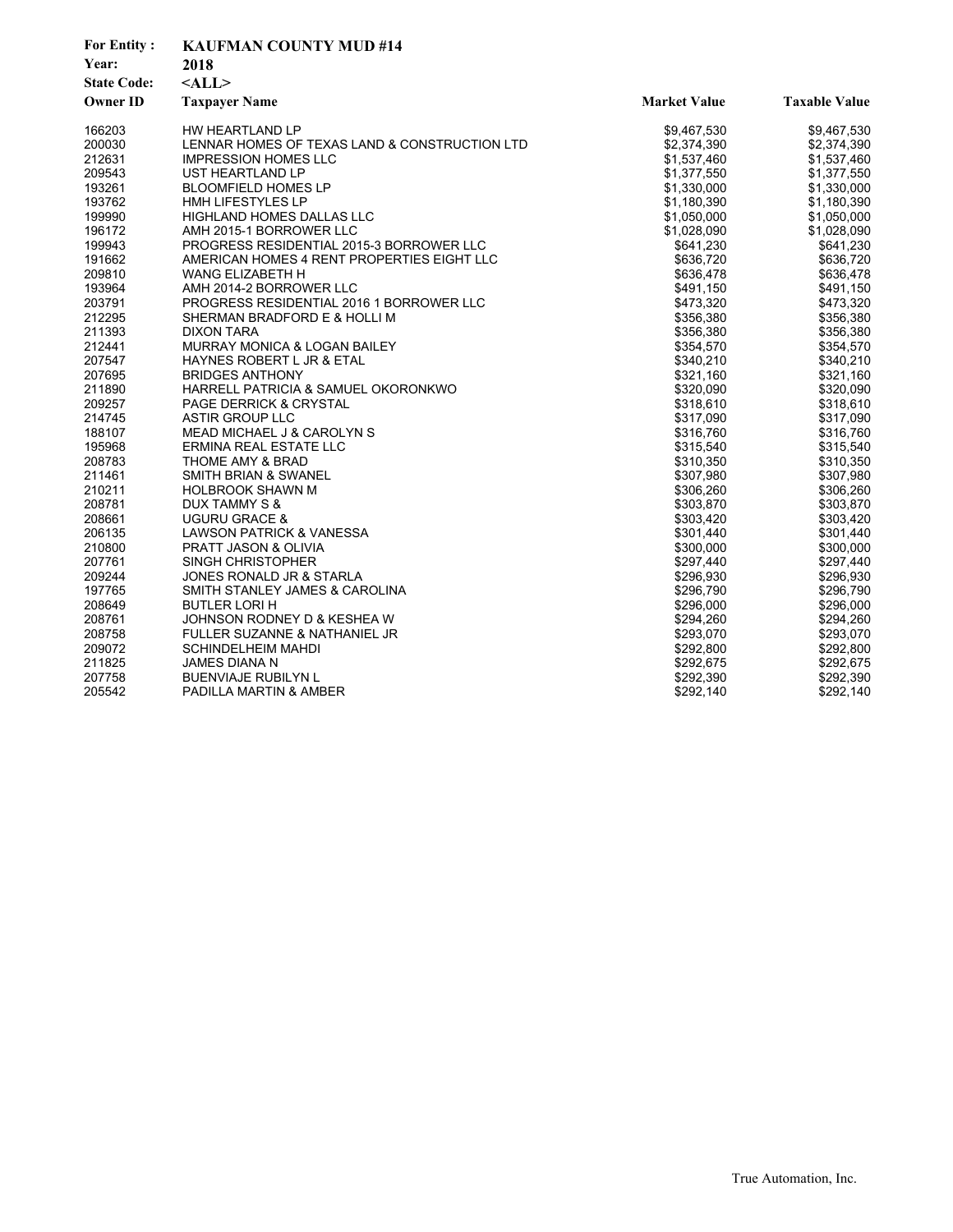**For Entity :** KAUFMAN COUNTY MUD #14

**Year:** 2018

**State Code:** <ALL>

| Owner ID | Taxpayer Name | Market Value | Taxable Value |
|---|---|---|---|
| 166203 | HW HEARTLAND LP | $9,467,530 | $9,467,530 |
| 200030 | LENNAR HOMES OF TEXAS LAND & CONSTRUCTION LTD | $2,374,390 | $2,374,390 |
| 212631 | IMPRESSION HOMES LLC | $1,537,460 | $1,537,460 |
| 209543 | UST HEARTLAND LP | $1,377,550 | $1,377,550 |
| 193261 | BLOOMFIELD HOMES LP | $1,330,000 | $1,330,000 |
| 193762 | HMH LIFESTYLES LP | $1,180,390 | $1,180,390 |
| 199990 | HIGHLAND HOMES DALLAS LLC | $1,050,000 | $1,050,000 |
| 196172 | AMH 2015-1 BORROWER LLC | $1,028,090 | $1,028,090 |
| 199943 | PROGRESS RESIDENTIAL 2015-3 BORROWER LLC | $641,230 | $641,230 |
| 191662 | AMERICAN HOMES 4 RENT PROPERTIES EIGHT LLC | $636,720 | $636,720 |
| 209810 | WANG ELIZABETH H | $636,478 | $636,478 |
| 193964 | AMH 2014-2 BORROWER LLC | $491,150 | $491,150 |
| 203791 | PROGRESS RESIDENTIAL 2016 1 BORROWER LLC | $473,320 | $473,320 |
| 212295 | SHERMAN BRADFORD E & HOLLI M | $356,380 | $356,380 |
| 211393 | DIXON TARA | $356,380 | $356,380 |
| 212441 | MURRAY MONICA & LOGAN BAILEY | $354,570 | $354,570 |
| 207547 | HAYNES ROBERT L JR & ETAL | $340,210 | $340,210 |
| 207695 | BRIDGES ANTHONY | $321,160 | $321,160 |
| 211890 | HARRELL PATRICIA & SAMUEL OKORONKWO | $320,090 | $320,090 |
| 209257 | PAGE DERRICK & CRYSTAL | $318,610 | $318,610 |
| 214745 | ASTIR GROUP LLC | $317,090 | $317,090 |
| 188107 | MEAD MICHAEL J & CAROLYN S | $316,760 | $316,760 |
| 195968 | ERMINA REAL ESTATE LLC | $315,540 | $315,540 |
| 208783 | THOME AMY & BRAD | $310,350 | $310,350 |
| 211461 | SMITH BRIAN & SWANEL | $307,980 | $307,980 |
| 210211 | HOLBROOK SHAWN M | $306,260 | $306,260 |
| 208781 | DUX TAMMY S & | $303,870 | $303,870 |
| 208661 | UGURU GRACE & | $303,420 | $303,420 |
| 206135 | LAWSON PATRICK & VANESSA | $301,440 | $301,440 |
| 210800 | PRATT JASON & OLIVIA | $300,000 | $300,000 |
| 207761 | SINGH CHRISTOPHER | $297,440 | $297,440 |
| 209244 | JONES RONALD JR & STARLA | $296,930 | $296,930 |
| 197765 | SMITH STANLEY JAMES & CAROLINA | $296,790 | $296,790 |
| 208649 | BUTLER LORI H | $296,000 | $296,000 |
| 208761 | JOHNSON RODNEY D & KESHEA W | $294,260 | $294,260 |
| 208758 | FULLER SUZANNE & NATHANIEL JR | $293,070 | $293,070 |
| 209072 | SCHINDELHEIM MAHDI | $292,800 | $292,800 |
| 211825 | JAMES DIANA N | $292,675 | $292,675 |
| 207758 | BUENVIAJE RUBILYN L | $292,390 | $292,390 |
| 205542 | PADILLA MARTIN & AMBER | $292,140 | $292,140 |

True Automation, Inc.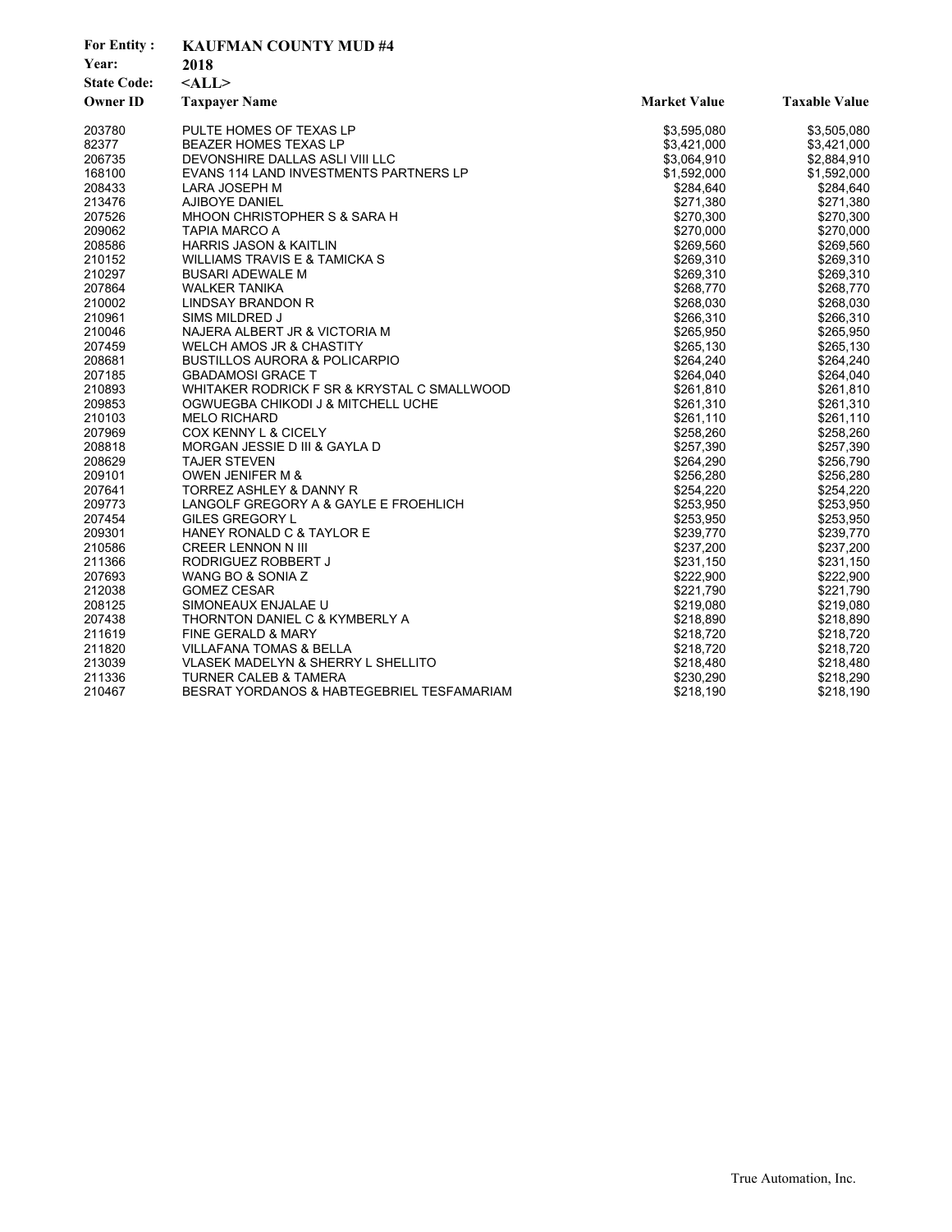**For Entity :** KAUFMAN COUNTY MUD #4

**Year:** 2018

**State Code:** <ALL>

| Owner ID | Taxpayer Name | Market Value | Taxable Value |
|---|---|---|---|
| 203780 | PULTE HOMES OF TEXAS LP | $3,595,080 | $3,505,080 |
| 82377 | BEAZER HOMES TEXAS LP | $3,421,000 | $3,421,000 |
| 206735 | DEVONSHIRE DALLAS ASLI VIII LLC | $3,064,910 | $2,884,910 |
| 168100 | EVANS 114 LAND INVESTMENTS PARTNERS LP | $1,592,000 | $1,592,000 |
| 208433 | LARA JOSEPH M | $284,640 | $284,640 |
| 213476 | AJIBOYE DANIEL | $271,380 | $271,380 |
| 207526 | MHOON CHRISTOPHER S & SARA H | $270,300 | $270,300 |
| 209062 | TAPIA MARCO A | $270,000 | $270,000 |
| 208586 | HARRIS JASON & KAITLIN | $269,560 | $269,560 |
| 210152 | WILLIAMS TRAVIS E & TAMICKA S | $269,310 | $269,310 |
| 210297 | BUSARI ADEWALE M | $269,310 | $269,310 |
| 207864 | WALKER TANIKA | $268,770 | $268,770 |
| 210002 | LINDSAY BRANDON R | $268,030 | $268,030 |
| 210961 | SIMS MILDRED J | $266,310 | $266,310 |
| 210046 | NAJERA ALBERT JR & VICTORIA M | $265,950 | $265,950 |
| 207459 | WELCH AMOS JR & CHASTITY | $265,130 | $265,130 |
| 208681 | BUSTILLOS AURORA & POLICARPIO | $264,240 | $264,240 |
| 207185 | GBADAMOSI GRACE T | $264,040 | $264,040 |
| 210893 | WHITAKER RODRICK F SR & KRYSTAL C SMALLWOOD | $261,810 | $261,810 |
| 209853 | OGWUEGBA CHIKODI J & MITCHELL UCHE | $261,310 | $261,310 |
| 210103 | MELO RICHARD | $261,110 | $261,110 |
| 207969 | COX KENNY L & CICELY | $258,260 | $258,260 |
| 208818 | MORGAN JESSIE D III & GAYLA D | $257,390 | $257,390 |
| 208629 | TAJER STEVEN | $264,290 | $256,790 |
| 209101 | OWEN JENIFER M & | $256,280 | $256,280 |
| 207641 | TORREZ ASHLEY & DANNY R | $254,220 | $254,220 |
| 209773 | LANGOLF GREGORY A & GAYLE E FROEHLICH | $253,950 | $253,950 |
| 207454 | GILES GREGORY L | $253,950 | $253,950 |
| 209301 | HANEY RONALD C & TAYLOR E | $239,770 | $239,770 |
| 210586 | CREER LENNON N III | $237,200 | $237,200 |
| 211366 | RODRIGUEZ ROBBERT J | $231,150 | $231,150 |
| 207693 | WANG BO & SONIA Z | $222,900 | $222,900 |
| 212038 | GOMEZ CESAR | $221,790 | $221,790 |
| 208125 | SIMONEAUX ENJALAE U | $219,080 | $219,080 |
| 207438 | THORNTON DANIEL C & KYMBERLY A | $218,890 | $218,890 |
| 211619 | FINE GERALD & MARY | $218,720 | $218,720 |
| 211820 | VILLAFANA TOMAS & BELLA | $218,720 | $218,720 |
| 213039 | VLASEK MADELYN & SHERRY L SHELLITO | $218,480 | $218,480 |
| 211336 | TURNER CALEB & TAMERA | $230,290 | $218,290 |
| 210467 | BESRAT YORDANOS & HABTEGEBRIEL TESFAMARIAM | $218,190 | $218,190 |

True Automation, Inc.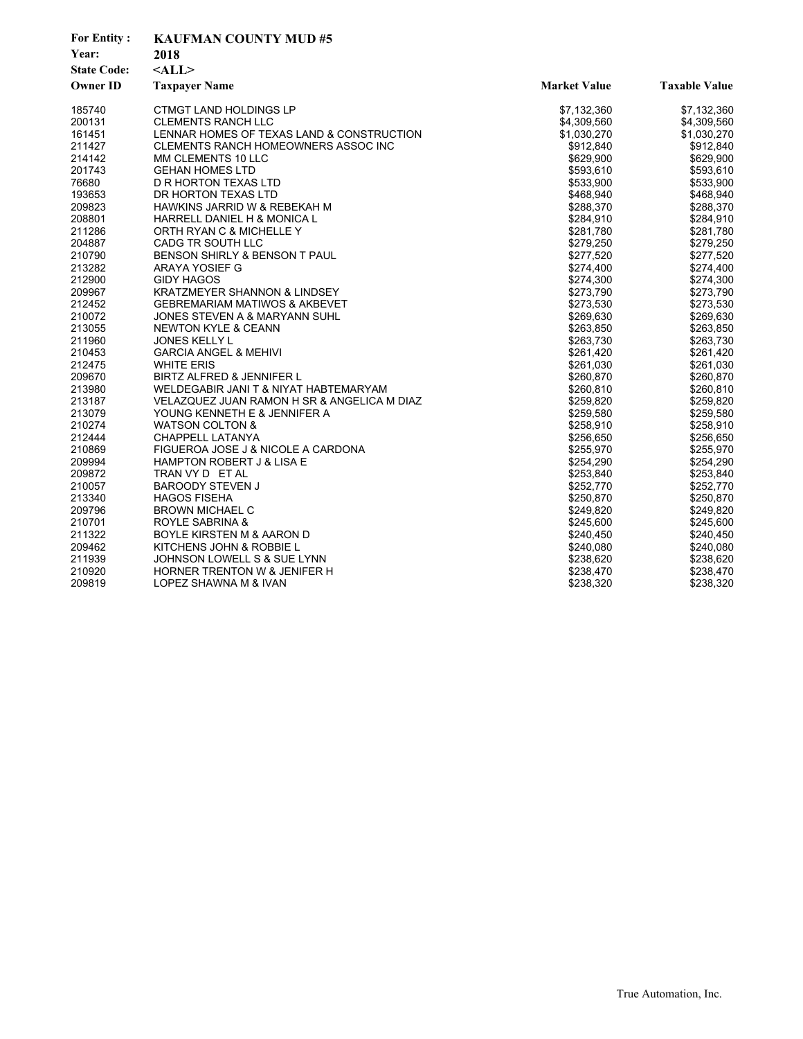**For Entity :** KAUFMAN COUNTY MUD #5
**Year:** 2018
**State Code:** <ALL>

| Owner ID | Taxpayer Name | Market Value | Taxable Value |
|---|---|---|---|
| 185740 | CTMGT LAND HOLDINGS LP | $7,132,360 | $7,132,360 |
| 200131 | CLEMENTS RANCH LLC | $4,309,560 | $4,309,560 |
| 161451 | LENNAR HOMES OF TEXAS LAND & CONSTRUCTION | $1,030,270 | $1,030,270 |
| 211427 | CLEMENTS RANCH HOMEOWNERS ASSOC INC | $912,840 | $912,840 |
| 214142 | MM CLEMENTS 10 LLC | $629,900 | $629,900 |
| 201743 | GEHAN HOMES LTD | $593,610 | $593,610 |
| 76680 | D R HORTON TEXAS LTD | $533,900 | $533,900 |
| 193653 | DR HORTON TEXAS LTD | $468,940 | $468,940 |
| 209823 | HAWKINS JARRID W & REBEKAH M | $288,370 | $288,370 |
| 208801 | HARRELL DANIEL H & MONICA L | $284,910 | $284,910 |
| 211286 | ORTH RYAN C & MICHELLE Y | $281,780 | $281,780 |
| 204887 | CADG TR SOUTH LLC | $279,250 | $279,250 |
| 210790 | BENSON SHIRLY & BENSON T PAUL | $277,520 | $277,520 |
| 213282 | ARAYA YOSIEF G | $274,400 | $274,400 |
| 212900 | GIDY HAGOS | $274,300 | $274,300 |
| 209967 | KRATZMEYER SHANNON & LINDSEY | $273,790 | $273,790 |
| 212452 | GEBREMARIAM MATIWOS & AKBEVET | $273,530 | $273,530 |
| 210072 | JONES STEVEN A & MARYANN SUHL | $269,630 | $269,630 |
| 213055 | NEWTON KYLE & CEANN | $263,850 | $263,850 |
| 211960 | JONES KELLY L | $263,730 | $263,730 |
| 210453 | GARCIA ANGEL & MEHIVI | $261,420 | $261,420 |
| 212475 | WHITE ERIS | $261,030 | $261,030 |
| 209670 | BIRTZ ALFRED & JENNIFER L | $260,870 | $260,870 |
| 213980 | WELDEGABIR JANI T & NIYAT HABTEMARYAM | $260,810 | $260,810 |
| 213187 | VELAZQUEZ JUAN RAMON H SR & ANGELICA M DIAZ | $259,820 | $259,820 |
| 213079 | YOUNG KENNETH E & JENNIFER A | $259,580 | $259,580 |
| 210274 | WATSON COLTON & | $258,910 | $258,910 |
| 212444 | CHAPPELL LATANYA | $256,650 | $256,650 |
| 210869 | FIGUEROA JOSE J & NICOLE A CARDONA | $255,970 | $255,970 |
| 209994 | HAMPTON ROBERT J & LISA E | $254,290 | $254,290 |
| 209872 | TRAN VY D ET AL | $253,840 | $253,840 |
| 210057 | BAROODY STEVEN J | $252,770 | $252,770 |
| 213340 | HAGOS FISEHA | $250,870 | $250,870 |
| 209796 | BROWN MICHAEL C | $249,820 | $249,820 |
| 210701 | ROYLE SABRINA & | $245,600 | $245,600 |
| 211322 | BOYLE KIRSTEN M & AARON D | $240,450 | $240,450 |
| 209462 | KITCHENS JOHN & ROBBIE L | $240,080 | $240,080 |
| 211939 | JOHNSON LOWELL S & SUE LYNN | $238,620 | $238,620 |
| 210920 | HORNER TRENTON W & JENIFER H | $238,470 | $238,470 |
| 209819 | LOPEZ SHAWNA M & IVAN | $238,320 | $238,320 |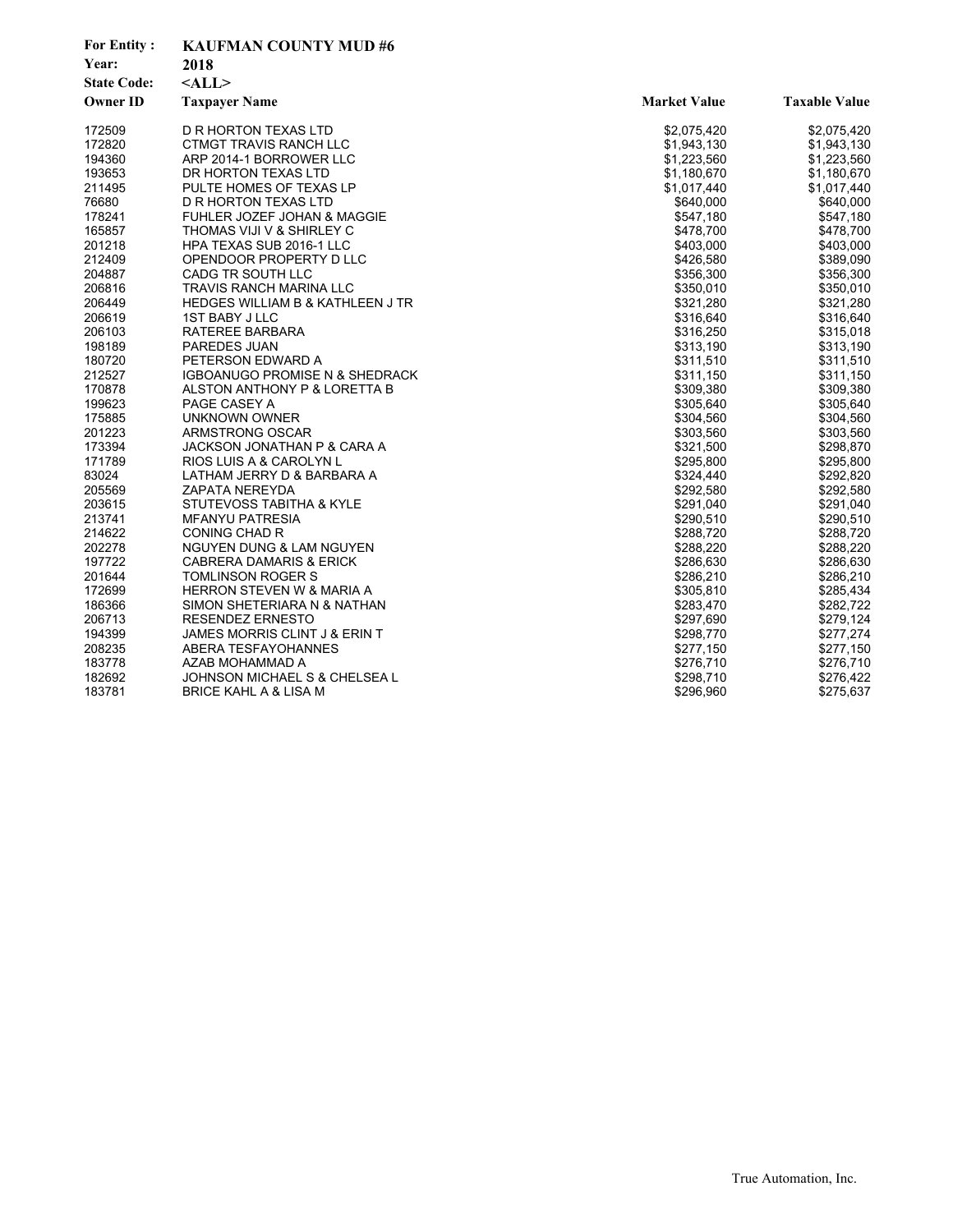| | |
|---|---|
| **For Entity :** | **KAUFMAN COUNTY MUD #6** |
| **Year:** | **2018** |
| **State Code:** | **<ALL>** |

| Owner ID | Taxpayer Name | Market Value | Taxable Value |
|---|---|---|---|
| 172509 | D R HORTON TEXAS LTD | $2,075,420 | $2,075,420 |
| 172820 | CTMGT TRAVIS RANCH LLC | $1,943,130 | $1,943,130 |
| 194360 | ARP 2014-1 BORROWER LLC | $1,223,560 | $1,223,560 |
| 193653 | DR HORTON TEXAS LTD | $1,180,670 | $1,180,670 |
| 211495 | PULTE HOMES OF TEXAS LP | $1,017,440 | $1,017,440 |
| 76680 | D R HORTON TEXAS LTD | $640,000 | $640,000 |
| 178241 | FUHLER JOZEF JOHAN & MAGGIE | $547,180 | $547,180 |
| 165857 | THOMAS VIJI V & SHIRLEY C | $478,700 | $478,700 |
| 201218 | HPA TEXAS SUB 2016-1 LLC | $403,000 | $403,000 |
| 212409 | OPENDOOR PROPERTY D LLC | $426,580 | $389,090 |
| 204887 | CADG TR SOUTH LLC | $356,300 | $356,300 |
| 206816 | TRAVIS RANCH MARINA LLC | $350,010 | $350,010 |
| 206449 | HEDGES WILLIAM B & KATHLEEN J TR | $321,280 | $321,280 |
| 206619 | 1ST BABY J LLC | $316,640 | $316,640 |
| 206103 | RATEREE BARBARA | $316,250 | $315,018 |
| 198189 | PAREDES JUAN | $313,190 | $313,190 |
| 180720 | PETERSON EDWARD A | $311,510 | $311,510 |
| 212527 | IGBOANUGO PROMISE N & SHEDRACK | $311,150 | $311,150 |
| 170878 | ALSTON ANTHONY P & LORETTA B | $309,380 | $309,380 |
| 199623 | PAGE CASEY A | $305,640 | $305,640 |
| 175885 | UNKNOWN OWNER | $304,560 | $304,560 |
| 201223 | ARMSTRONG OSCAR | $303,560 | $303,560 |
| 173394 | JACKSON JONATHAN P & CARA A | $321,500 | $298,870 |
| 171789 | RIOS LUIS A & CAROLYN L | $295,800 | $295,800 |
| 83024 | LATHAM JERRY D & BARBARA A | $324,440 | $292,820 |
| 205569 | ZAPATA NEREYDA | $292,580 | $292,580 |
| 203615 | STUTEVOSS TABITHA & KYLE | $291,040 | $291,040 |
| 213741 | MFANYU PATRESIA | $290,510 | $290,510 |
| 214622 | CONING CHAD R | $288,720 | $288,720 |
| 202278 | NGUYEN DUNG & LAM NGUYEN | $288,220 | $288,220 |
| 197722 | CABRERA DAMARIS & ERICK | $286,630 | $286,630 |
| 201644 | TOMLINSON ROGER S | $286,210 | $286,210 |
| 172699 | HERRON STEVEN W & MARIA A | $305,810 | $285,434 |
| 186366 | SIMON SHETERIARA N & NATHAN | $283,470 | $282,722 |
| 206713 | RESENDEZ ERNESTO | $297,690 | $279,124 |
| 194399 | JAMES MORRIS CLINT J & ERIN T | $298,770 | $277,274 |
| 208235 | ABERA TESFAYOHANNES | $277,150 | $277,150 |
| 183778 | AZAB MOHAMMAD A | $276,710 | $276,710 |
| 182692 | JOHNSON MICHAEL S & CHELSEA L | $298,710 | $276,422 |
| 183781 | BRICE KAHL A & LISA M | $296,960 | $275,637 |

True Automation, Inc.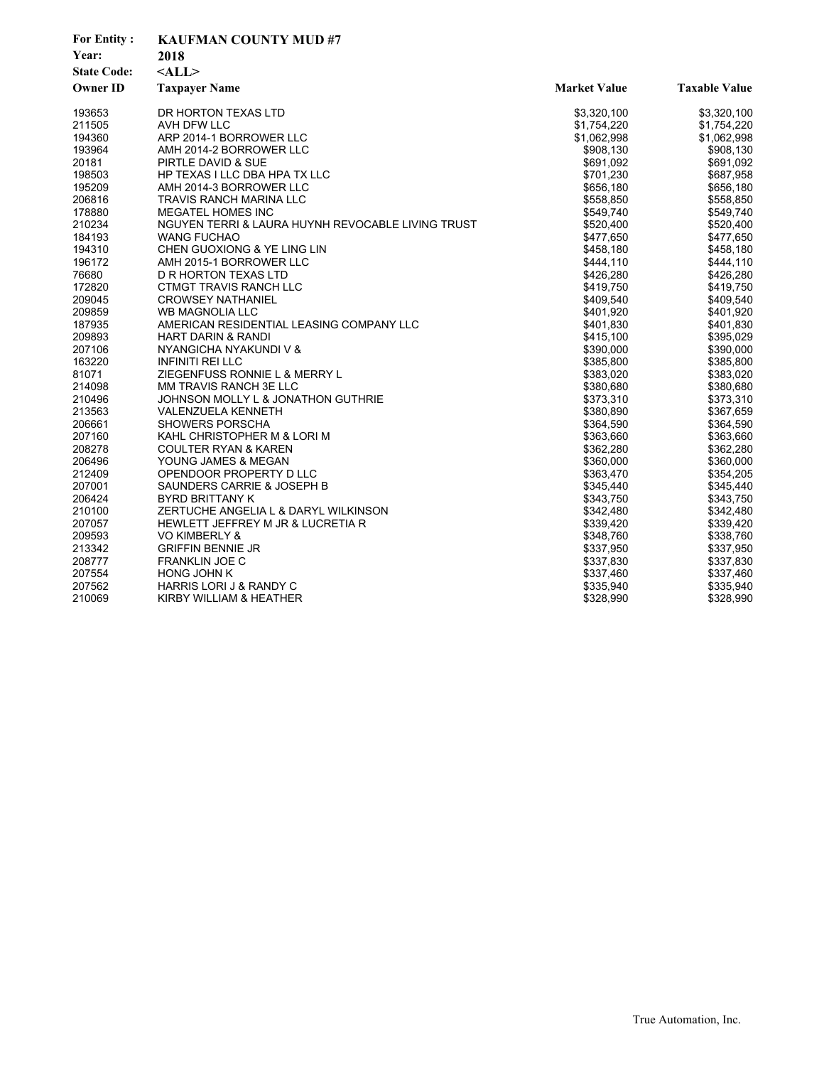**For Entity :** KAUFMAN COUNTY MUD #7

**Year:** 2018

**State Code:** <ALL>

| Owner ID | Taxpayer Name | Market Value | Taxable Value |
|---|---|---|---|
| 193653 | DR HORTON TEXAS LTD | $3,320,100 | $3,320,100 |
| 211505 | AVH DFW LLC | $1,754,220 | $1,754,220 |
| 194360 | ARP 2014-1 BORROWER LLC | $1,062,998 | $1,062,998 |
| 193964 | AMH 2014-2 BORROWER LLC | $908,130 | $908,130 |
| 20181 | PIRTLE DAVID & SUE | $691,092 | $691,092 |
| 198503 | HP TEXAS I LLC DBA HPA TX LLC | $701,230 | $687,958 |
| 195209 | AMH 2014-3 BORROWER LLC | $656,180 | $656,180 |
| 206816 | TRAVIS RANCH MARINA LLC | $558,850 | $558,850 |
| 178880 | MEGATEL HOMES INC | $549,740 | $549,740 |
| 210234 | NGUYEN TERRI & LAURA HUYNH REVOCABLE LIVING TRUST | $520,400 | $520,400 |
| 184193 | WANG FUCHAO | $477,650 | $477,650 |
| 194310 | CHEN GUOXIONG & YE LING LIN | $458,180 | $458,180 |
| 196172 | AMH 2015-1 BORROWER LLC | $444,110 | $444,110 |
| 76680 | D R HORTON TEXAS LTD | $426,280 | $426,280 |
| 172820 | CTMGT TRAVIS RANCH LLC | $419,750 | $419,750 |
| 209045 | CROWSEY NATHANIEL | $409,540 | $409,540 |
| 209859 | WB MAGNOLIA LLC | $401,920 | $401,920 |
| 187935 | AMERICAN RESIDENTIAL LEASING COMPANY LLC | $401,830 | $401,830 |
| 209893 | HART DARIN & RANDI | $415,100 | $395,029 |
| 207106 | NYANGICHA NYAKUNDI V & | $390,000 | $390,000 |
| 163220 | INFINITI REI LLC | $385,800 | $385,800 |
| 81071 | ZIEGENFUSS RONNIE L & MERRY L | $383,020 | $383,020 |
| 214098 | MM TRAVIS RANCH 3E LLC | $380,680 | $380,680 |
| 210496 | JOHNSON MOLLY L & JONATHON GUTHRIE | $373,310 | $373,310 |
| 213563 | VALENZUELA KENNETH | $380,890 | $367,659 |
| 206661 | SHOWERS PORSCHA | $364,590 | $364,590 |
| 207160 | KAHL CHRISTOPHER M & LORI M | $363,660 | $363,660 |
| 208278 | COULTER RYAN & KAREN | $362,280 | $362,280 |
| 206496 | YOUNG JAMES & MEGAN | $360,000 | $360,000 |
| 212409 | OPENDOOR PROPERTY D LLC | $363,470 | $354,205 |
| 207001 | SAUNDERS CARRIE & JOSEPH B | $345,440 | $345,440 |
| 206424 | BYRD BRITTANY K | $343,750 | $343,750 |
| 210100 | ZERTUCHE ANGELIA L & DARYL WILKINSON | $342,480 | $342,480 |
| 207057 | HEWLETT JEFFREY M JR & LUCRETIA R | $339,420 | $339,420 |
| 209593 | VO KIMBERLY & | $348,760 | $338,760 |
| 213342 | GRIFFIN BENNIE JR | $337,950 | $337,950 |
| 208777 | FRANKLIN JOE C | $337,830 | $337,830 |
| 207554 | HONG JOHN K | $337,460 | $337,460 |
| 207562 | HARRIS LORI J & RANDY C | $335,940 | $335,940 |
| 210069 | KIRBY WILLIAM & HEATHER | $328,990 | $328,990 |

True Automation, Inc.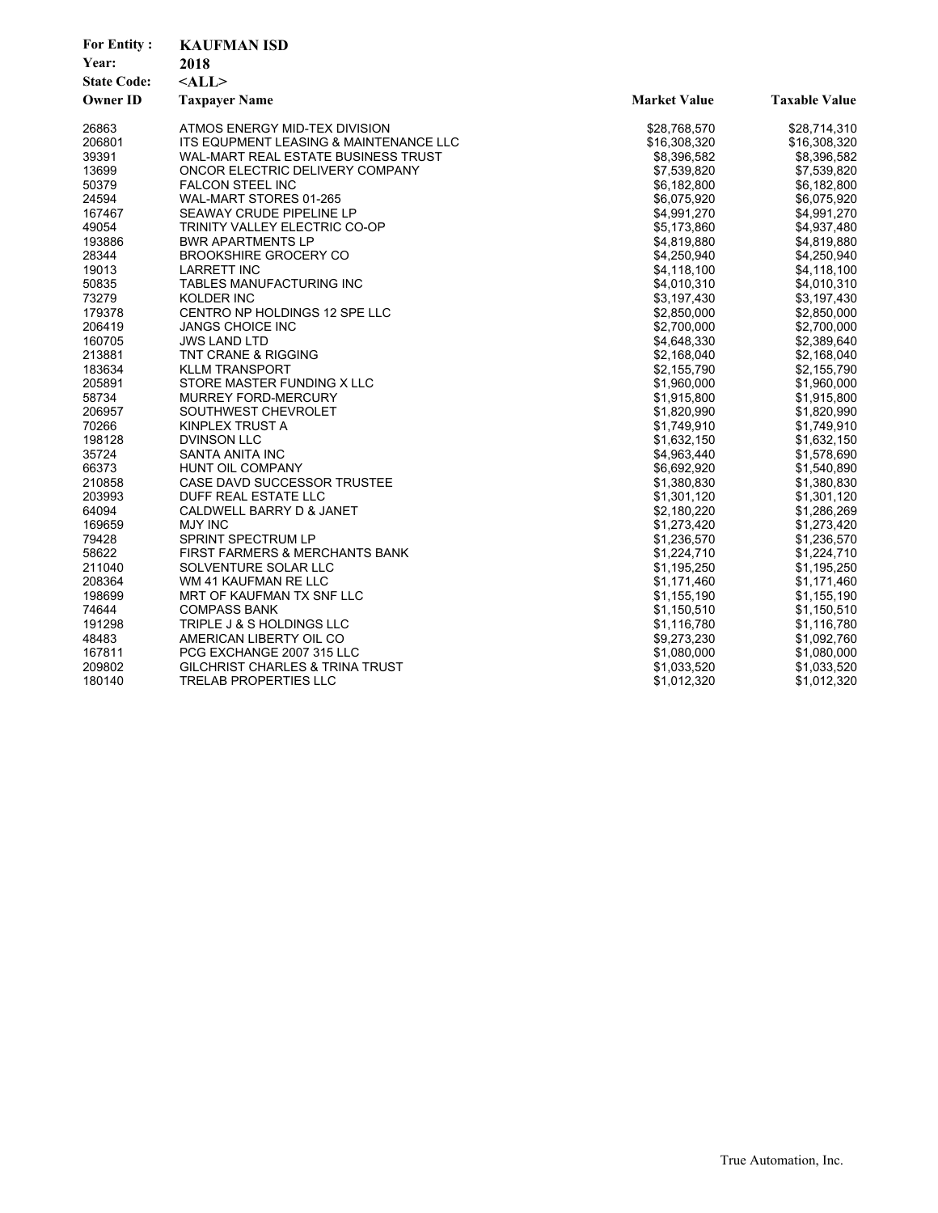**For Entity :** KAUFMAN ISD

**Year:** 2018

**State Code:** <ALL>

| Owner ID | Taxpayer Name | Market Value | Taxable Value |
|---|---|---|---|
| 26863 | ATMOS ENERGY MID-TEX DIVISION | $28,768,570 | $28,714,310 |
| 206801 | ITS EQUPMENT LEASING & MAINTENANCE LLC | $16,308,320 | $16,308,320 |
| 39391 | WAL-MART REAL ESTATE BUSINESS TRUST | $8,396,582 | $8,396,582 |
| 13699 | ONCOR ELECTRIC DELIVERY COMPANY | $7,539,820 | $7,539,820 |
| 50379 | FALCON STEEL INC | $6,182,800 | $6,182,800 |
| 24594 | WAL-MART STORES 01-265 | $6,075,920 | $6,075,920 |
| 167467 | SEAWAY CRUDE PIPELINE LP | $4,991,270 | $4,991,270 |
| 49054 | TRINITY VALLEY ELECTRIC CO-OP | $5,173,860 | $4,937,480 |
| 193886 | BWR APARTMENTS LP | $4,819,880 | $4,819,880 |
| 28344 | BROOKSHIRE GROCERY CO | $4,250,940 | $4,250,940 |
| 19013 | LARRETT INC | $4,118,100 | $4,118,100 |
| 50835 | TABLES MANUFACTURING INC | $4,010,310 | $4,010,310 |
| 73279 | KOLDER INC | $3,197,430 | $3,197,430 |
| 179378 | CENTRO NP HOLDINGS 12 SPE LLC | $2,850,000 | $2,850,000 |
| 206419 | JANGS CHOICE INC | $2,700,000 | $2,700,000 |
| 160705 | JWS LAND LTD | $4,648,330 | $2,389,640 |
| 213881 | TNT CRANE & RIGGING | $2,168,040 | $2,168,040 |
| 183634 | KLLM TRANSPORT | $2,155,790 | $2,155,790 |
| 205891 | STORE MASTER FUNDING X LLC | $1,960,000 | $1,960,000 |
| 58734 | MURREY FORD-MERCURY | $1,915,800 | $1,915,800 |
| 206957 | SOUTHWEST CHEVROLET | $1,820,990 | $1,820,990 |
| 70266 | KINPLEX TRUST A | $1,749,910 | $1,749,910 |
| 198128 | DVINSON LLC | $1,632,150 | $1,632,150 |
| 35724 | SANTA ANITA INC | $4,963,440 | $1,578,690 |
| 66373 | HUNT OIL COMPANY | $6,692,920 | $1,540,890 |
| 210858 | CASE DAVD SUCCESSOR TRUSTEE | $1,380,830 | $1,380,830 |
| 203993 | DUFF REAL ESTATE LLC | $1,301,120 | $1,301,120 |
| 64094 | CALDWELL BARRY D & JANET | $2,180,220 | $1,286,269 |
| 169659 | MJY INC | $1,273,420 | $1,273,420 |
| 79428 | SPRINT SPECTRUM LP | $1,236,570 | $1,236,570 |
| 58622 | FIRST FARMERS & MERCHANTS BANK | $1,224,710 | $1,224,710 |
| 211040 | SOLVENTURE SOLAR LLC | $1,195,250 | $1,195,250 |
| 208364 | WM 41 KAUFMAN RE LLC | $1,171,460 | $1,171,460 |
| 198699 | MRT OF KAUFMAN TX SNF LLC | $1,155,190 | $1,155,190 |
| 74644 | COMPASS BANK | $1,150,510 | $1,150,510 |
| 191298 | TRIPLE J & S HOLDINGS LLC | $1,116,780 | $1,116,780 |
| 48483 | AMERICAN LIBERTY OIL CO | $9,273,230 | $1,092,760 |
| 167811 | PCG EXCHANGE 2007 315 LLC | $1,080,000 | $1,080,000 |
| 209802 | GILCHRIST CHARLES & TRINA TRUST | $1,033,520 | $1,033,520 |
| 180140 | TRELAB PROPERTIES LLC | $1,012,320 | $1,012,320 |

True Automation, Inc.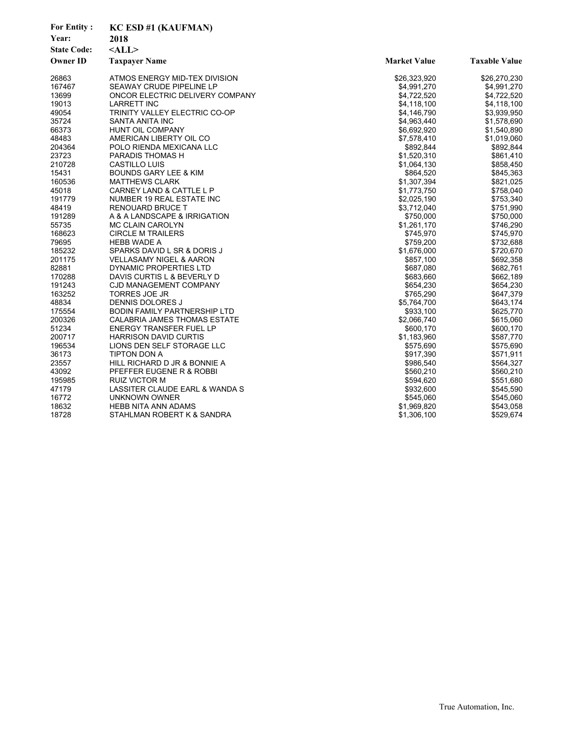**For Entity :** KC ESD #1 (KAUFMAN)
**Year:** 2018
**State Code:** <ALL>

| Owner ID | Taxpayer Name | Market Value | Taxable Value |
|---|---|---|---|
| 26863 | ATMOS ENERGY MID-TEX DIVISION | $26,323,920 | $26,270,230 |
| 167467 | SEAWAY CRUDE PIPELINE LP | $4,991,270 | $4,991,270 |
| 13699 | ONCOR ELECTRIC DELIVERY COMPANY | $4,722,520 | $4,722,520 |
| 19013 | LARRETT INC | $4,118,100 | $4,118,100 |
| 49054 | TRINITY VALLEY ELECTRIC CO-OP | $4,146,790 | $3,939,950 |
| 35724 | SANTA ANITA INC | $4,963,440 | $1,578,690 |
| 66373 | HUNT OIL COMPANY | $6,692,920 | $1,540,890 |
| 48483 | AMERICAN LIBERTY OIL CO | $7,578,410 | $1,019,060 |
| 204364 | POLO RIENDA MEXICANA LLC | $892,844 | $892,844 |
| 23723 | PARADIS THOMAS H | $1,520,310 | $861,410 |
| 210728 | CASTILLO LUIS | $1,064,130 | $858,450 |
| 15431 | BOUNDS GARY LEE & KIM | $864,520 | $845,363 |
| 160536 | MATTHEWS CLARK | $1,307,394 | $821,025 |
| 45018 | CARNEY LAND & CATTLE L P | $1,773,750 | $758,040 |
| 191779 | NUMBER 19 REAL ESTATE INC | $2,025,190 | $753,340 |
| 48419 | RENOUARD BRUCE T | $3,712,040 | $751,990 |
| 191289 | A & A LANDSCAPE & IRRIGATION | $750,000 | $750,000 |
| 55735 | MC CLAIN CAROLYN | $1,261,170 | $746,290 |
| 168623 | CIRCLE M TRAILERS | $745,970 | $745,970 |
| 79695 | HEBB WADE A | $759,200 | $732,688 |
| 185232 | SPARKS DAVID L SR & DORIS J | $1,676,000 | $720,670 |
| 201175 | VELLASAMY NIGEL & AARON | $857,100 | $692,358 |
| 82881 | DYNAMIC PROPERTIES LTD | $687,080 | $682,761 |
| 170288 | DAVIS CURTIS L & BEVERLY D | $683,660 | $662,189 |
| 191243 | CJD MANAGEMENT COMPANY | $654,230 | $654,230 |
| 163252 | TORRES JOE JR | $765,290 | $647,379 |
| 48834 | DENNIS DOLORES J | $5,764,700 | $643,174 |
| 175554 | BODIN FAMILY PARTNERSHIP LTD | $933,100 | $625,770 |
| 200326 | CALABRIA JAMES THOMAS ESTATE | $2,066,740 | $615,060 |
| 51234 | ENERGY TRANSFER FUEL LP | $600,170 | $600,170 |
| 200717 | HARRISON DAVID CURTIS | $1,183,960 | $587,770 |
| 196534 | LIONS DEN SELF STORAGE LLC | $575,690 | $575,690 |
| 36173 | TIPTON DON A | $917,390 | $571,911 |
| 23557 | HILL RICHARD D JR & BONNIE A | $986,540 | $564,327 |
| 43092 | PFEFFER EUGENE R & ROBBI | $560,210 | $560,210 |
| 195985 | RUIZ VICTOR M | $594,620 | $551,680 |
| 47179 | LASSITER CLAUDE EARL & WANDA S | $932,600 | $545,590 |
| 16772 | UNKNOWN OWNER | $545,060 | $545,060 |
| 18632 | HEBB NITA ANN ADAMS | $1,969,820 | $543,058 |
| 18728 | STAHLMAN ROBERT K & SANDRA | $1,306,100 | $529,674 |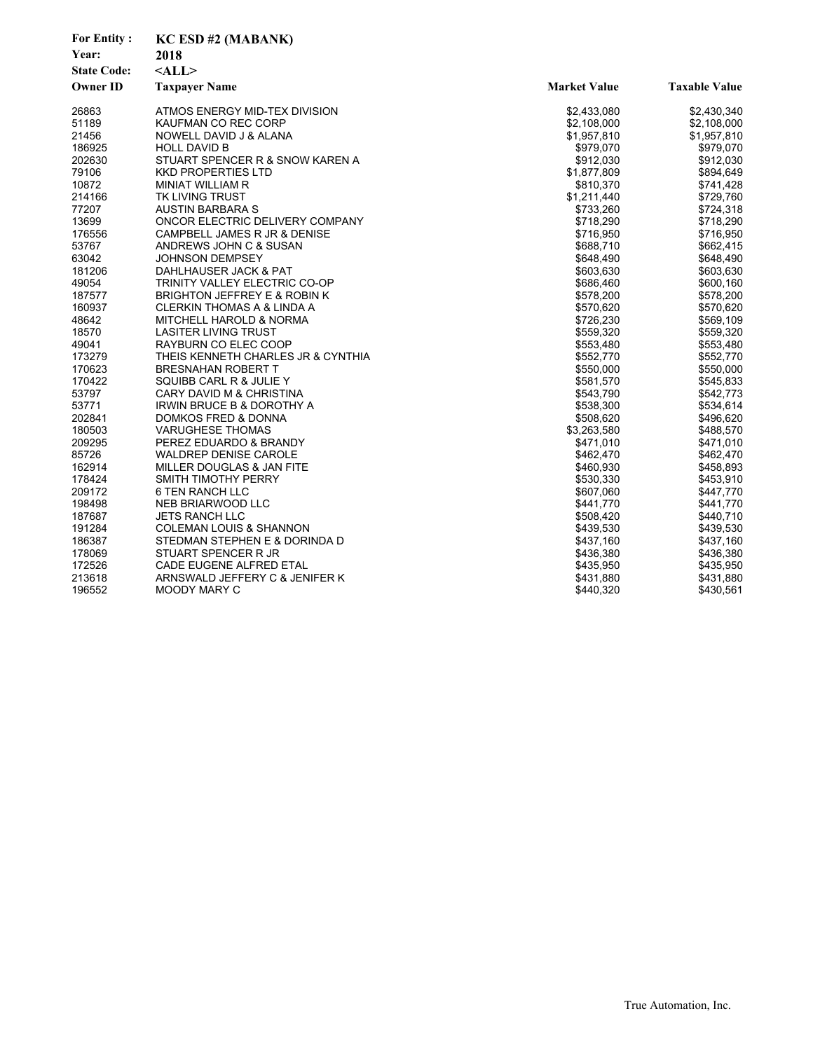**For Entity :** KC ESD #2 (MABANK)
**Year:** 2018
**State Code:** <ALL>

| Owner ID | Taxpayer Name | Market Value | Taxable Value |
|---|---|---|---|
| 26863 | ATMOS ENERGY MID-TEX DIVISION | $2,433,080 | $2,430,340 |
| 51189 | KAUFMAN CO REC CORP | $2,108,000 | $2,108,000 |
| 21456 | NOWELL DAVID J & ALANA | $1,957,810 | $1,957,810 |
| 186925 | HOLL DAVID B | $979,070 | $979,070 |
| 202630 | STUART SPENCER R & SNOW KAREN A | $912,030 | $912,030 |
| 79106 | KKD PROPERTIES LTD | $1,877,809 | $894,649 |
| 10872 | MINIAT WILLIAM R | $810,370 | $741,428 |
| 214166 | TK LIVING TRUST | $1,211,440 | $729,760 |
| 77207 | AUSTIN BARBARA S | $733,260 | $724,318 |
| 13699 | ONCOR ELECTRIC DELIVERY COMPANY | $718,290 | $718,290 |
| 176556 | CAMPBELL JAMES R JR & DENISE | $716,950 | $716,950 |
| 53767 | ANDREWS JOHN C & SUSAN | $688,710 | $662,415 |
| 63042 | JOHNSON DEMPSEY | $648,490 | $648,490 |
| 181206 | DAHLHAUSER JACK & PAT | $603,630 | $603,630 |
| 49054 | TRINITY VALLEY ELECTRIC CO-OP | $686,460 | $600,160 |
| 187577 | BRIGHTON JEFFREY E & ROBIN K | $578,200 | $578,200 |
| 160937 | CLERKIN THOMAS A & LINDA A | $570,620 | $570,620 |
| 48642 | MITCHELL HAROLD & NORMA | $726,230 | $569,109 |
| 18570 | LASITER LIVING TRUST | $559,320 | $559,320 |
| 49041 | RAYBURN CO ELEC COOP | $553,480 | $553,480 |
| 173279 | THEIS KENNETH CHARLES JR & CYNTHIA | $552,770 | $552,770 |
| 170623 | BRESNAHAN ROBERT T | $550,000 | $550,000 |
| 170422 | SQUIBB CARL R & JULIE Y | $581,570 | $545,833 |
| 53797 | CARY DAVID M & CHRISTINA | $543,790 | $542,773 |
| 53771 | IRWIN BRUCE B & DOROTHY A | $538,300 | $534,614 |
| 202841 | DOMKOS FRED & DONNA | $508,620 | $496,620 |
| 180503 | VARUGHESE THOMAS | $3,263,580 | $488,570 |
| 209295 | PEREZ EDUARDO & BRANDY | $471,010 | $471,010 |
| 85726 | WALDREP DENISE CAROLE | $462,470 | $462,470 |
| 162914 | MILLER DOUGLAS & JAN FITE | $460,930 | $458,893 |
| 178424 | SMITH TIMOTHY PERRY | $530,330 | $453,910 |
| 209172 | 6 TEN RANCH LLC | $607,060 | $447,770 |
| 198498 | NEB BRIARWOOD LLC | $441,770 | $441,770 |
| 187687 | JETS RANCH LLC | $508,420 | $440,710 |
| 191284 | COLEMAN LOUIS & SHANNON | $439,530 | $439,530 |
| 186387 | STEDMAN STEPHEN E & DORINDA D | $437,160 | $437,160 |
| 178069 | STUART SPENCER R JR | $436,380 | $436,380 |
| 172526 | CADE EUGENE ALFRED ETAL | $435,950 | $435,950 |
| 213618 | ARNSWALD JEFFERY C & JENIFER K | $431,880 | $431,880 |
| 196552 | MOODY MARY C | $440,320 | $430,561 |

True Automation, Inc.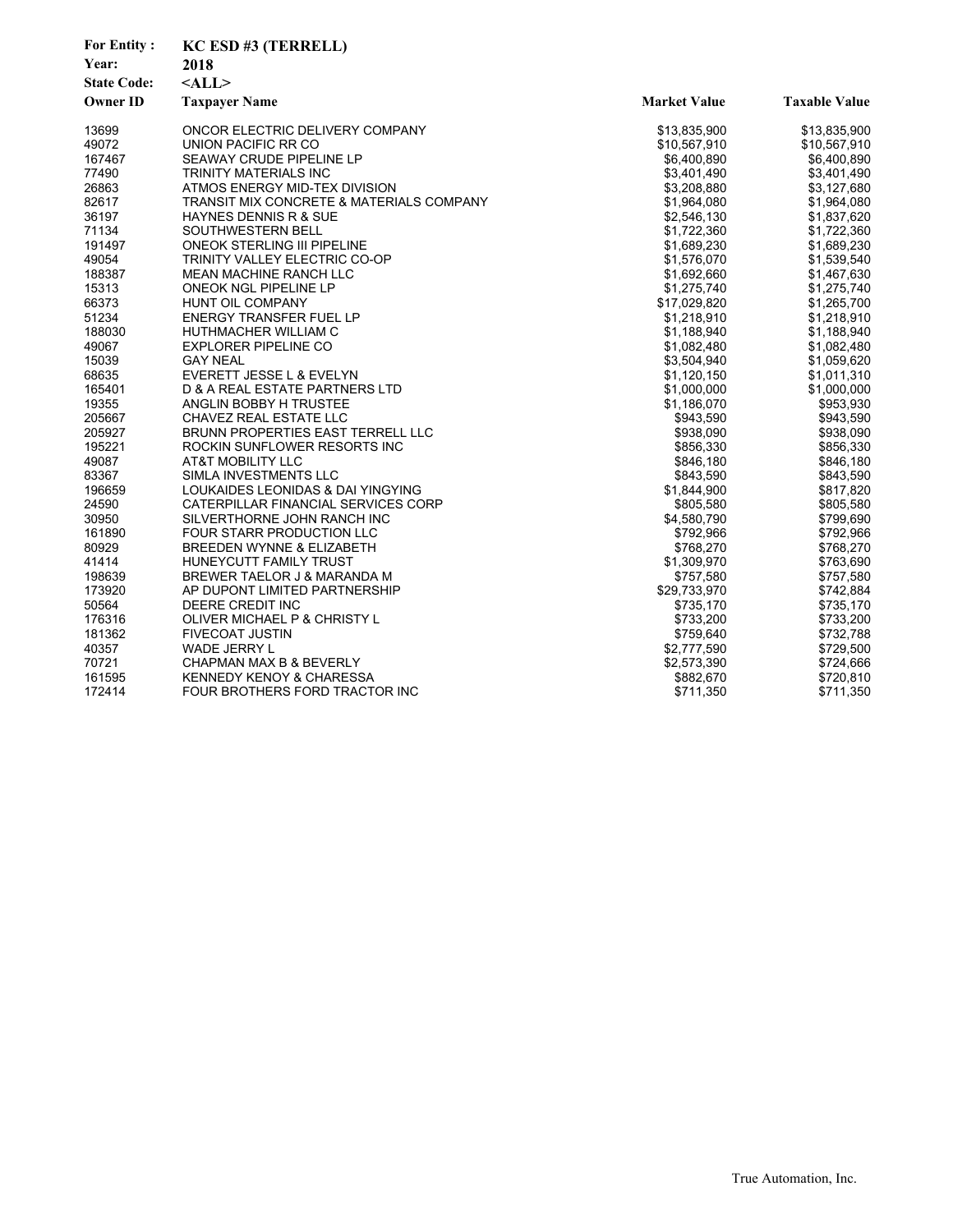**For Entity :** KC ESD #3 (TERRELL)
**Year:** 2018
**State Code:** <ALL>

| Owner ID | Taxpayer Name | Market Value | Taxable Value |
|---|---|---|---|
| 13699 | ONCOR ELECTRIC DELIVERY COMPANY | $13,835,900 | $13,835,900 |
| 49072 | UNION PACIFIC RR CO | $10,567,910 | $10,567,910 |
| 167467 | SEAWAY CRUDE PIPELINE LP | $6,400,890 | $6,400,890 |
| 77490 | TRINITY MATERIALS INC | $3,401,490 | $3,401,490 |
| 26863 | ATMOS ENERGY MID-TEX DIVISION | $3,208,880 | $3,127,680 |
| 82617 | TRANSIT MIX CONCRETE & MATERIALS COMPANY | $1,964,080 | $1,964,080 |
| 36197 | HAYNES DENNIS R & SUE | $2,546,130 | $1,837,620 |
| 71134 | SOUTHWESTERN BELL | $1,722,360 | $1,722,360 |
| 191497 | ONEOK STERLING III PIPELINE | $1,689,230 | $1,689,230 |
| 49054 | TRINITY VALLEY ELECTRIC CO-OP | $1,576,070 | $1,539,540 |
| 188387 | MEAN MACHINE RANCH LLC | $1,692,660 | $1,467,630 |
| 15313 | ONEOK NGL PIPELINE LP | $1,275,740 | $1,275,740 |
| 66373 | HUNT OIL COMPANY | $17,029,820 | $1,265,700 |
| 51234 | ENERGY TRANSFER FUEL LP | $1,218,910 | $1,218,910 |
| 188030 | HUTHMACHER WILLIAM C | $1,188,940 | $1,188,940 |
| 49067 | EXPLORER PIPELINE CO | $1,082,480 | $1,082,480 |
| 15039 | GAY NEAL | $3,504,940 | $1,059,620 |
| 68635 | EVERETT JESSE L & EVELYN | $1,120,150 | $1,011,310 |
| 165401 | D & A REAL ESTATE PARTNERS LTD | $1,000,000 | $1,000,000 |
| 19355 | ANGLIN BOBBY H TRUSTEE | $1,186,070 | $953,930 |
| 205667 | CHAVEZ REAL ESTATE LLC | $943,590 | $943,590 |
| 205927 | BRUNN PROPERTIES EAST TERRELL LLC | $938,090 | $938,090 |
| 195221 | ROCKIN SUNFLOWER RESORTS INC | $856,330 | $856,330 |
| 49087 | AT&T MOBILITY LLC | $846,180 | $846,180 |
| 83367 | SIMLA INVESTMENTS LLC | $843,590 | $843,590 |
| 196659 | LOUKAIDES LEONIDAS & DAI YINGYING | $1,844,900 | $817,820 |
| 24590 | CATERPILLAR FINANCIAL SERVICES CORP | $805,580 | $805,580 |
| 30950 | SILVERTHORNE JOHN RANCH INC | $4,580,790 | $799,690 |
| 161890 | FOUR STARR PRODUCTION LLC | $792,966 | $792,966 |
| 80929 | BREEDEN WYNNE & ELIZABETH | $768,270 | $768,270 |
| 41414 | HUNEYCUTT FAMILY TRUST | $1,309,970 | $763,690 |
| 198639 | BREWER TAELOR J & MARANDA M | $757,580 | $757,580 |
| 173920 | AP DUPONT LIMITED PARTNERSHIP | $29,733,970 | $742,884 |
| 50564 | DEERE CREDIT INC | $735,170 | $735,170 |
| 176316 | OLIVER MICHAEL P & CHRISTY L | $733,200 | $733,200 |
| 181362 | FIVECOAT JUSTIN | $759,640 | $732,788 |
| 40357 | WADE JERRY L | $2,777,590 | $729,500 |
| 70721 | CHAPMAN MAX B & BEVERLY | $2,573,390 | $724,666 |
| 161595 | KENNEDY KENOY & CHARESSA | $882,670 | $720,810 |
| 172414 | FOUR BROTHERS FORD TRACTOR INC | $711,350 | $711,350 |

True Automation, Inc.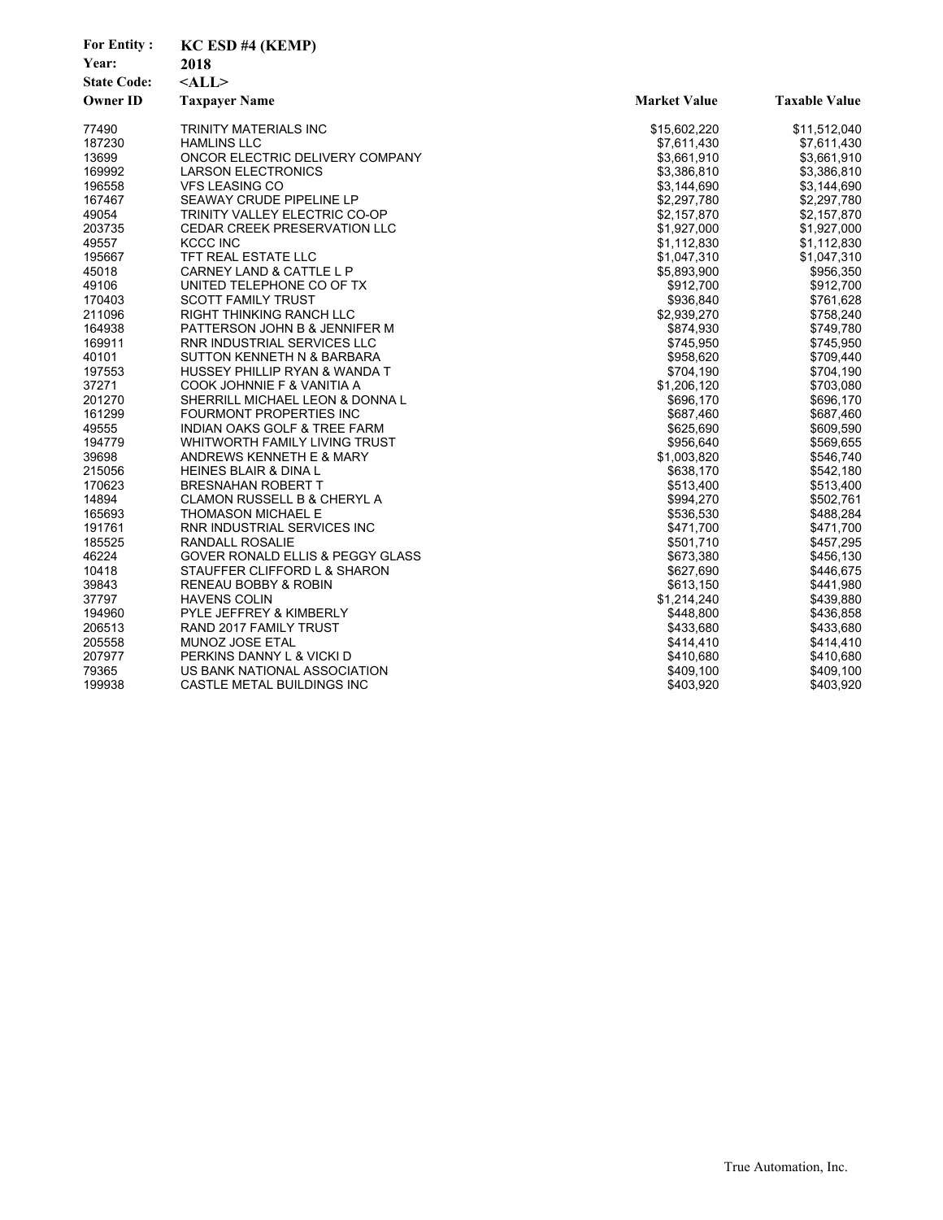**For Entity :** KC ESD #4 (KEMP)
**Year:** 2018
**State Code:** <ALL>

| Owner ID | Taxpayer Name | Market Value | Taxable Value |
|---|---|---|---|
| 77490 | TRINITY MATERIALS INC | $15,602,220 | $11,512,040 |
| 187230 | HAMLINS LLC | $7,611,430 | $7,611,430 |
| 13699 | ONCOR ELECTRIC DELIVERY COMPANY | $3,661,910 | $3,661,910 |
| 169992 | LARSON ELECTRONICS | $3,386,810 | $3,386,810 |
| 196558 | VFS LEASING CO | $3,144,690 | $3,144,690 |
| 167467 | SEAWAY CRUDE PIPELINE LP | $2,297,780 | $2,297,780 |
| 49054 | TRINITY VALLEY ELECTRIC CO-OP | $2,157,870 | $2,157,870 |
| 203735 | CEDAR CREEK PRESERVATION LLC | $1,927,000 | $1,927,000 |
| 49557 | KCCC INC | $1,112,830 | $1,112,830 |
| 195667 | TFT REAL ESTATE LLC | $1,047,310 | $1,047,310 |
| 45018 | CARNEY LAND & CATTLE L P | $5,893,900 | $956,350 |
| 49106 | UNITED TELEPHONE CO OF TX | $912,700 | $912,700 |
| 170403 | SCOTT FAMILY TRUST | $936,840 | $761,628 |
| 211096 | RIGHT THINKING RANCH LLC | $2,939,270 | $758,240 |
| 164938 | PATTERSON JOHN B & JENNIFER M | $874,930 | $749,780 |
| 169911 | RNR INDUSTRIAL SERVICES LLC | $745,950 | $745,950 |
| 40101 | SUTTON KENNETH N & BARBARA | $958,620 | $709,440 |
| 197553 | HUSSEY PHILLIP RYAN & WANDA T | $704,190 | $704,190 |
| 37271 | COOK JOHNNIE F & VANITIA A | $1,206,120 | $703,080 |
| 201270 | SHERRILL MICHAEL LEON & DONNA L | $696,170 | $696,170 |
| 161299 | FOURMONT PROPERTIES INC | $687,460 | $687,460 |
| 49555 | INDIAN OAKS GOLF & TREE FARM | $625,690 | $609,590 |
| 194779 | WHITWORTH FAMILY LIVING TRUST | $956,640 | $569,655 |
| 39698 | ANDREWS KENNETH E & MARY | $1,003,820 | $546,740 |
| 215056 | HEINES BLAIR & DINA L | $638,170 | $542,180 |
| 170623 | BRESNAHAN ROBERT T | $513,400 | $513,400 |
| 14894 | CLAMON RUSSELL B & CHERYL A | $994,270 | $502,761 |
| 165693 | THOMASON MICHAEL E | $536,530 | $488,284 |
| 191761 | RNR INDUSTRIAL SERVICES INC | $471,700 | $471,700 |
| 185525 | RANDALL ROSALIE | $501,710 | $457,295 |
| 46224 | GOVER RONALD ELLIS & PEGGY GLASS | $673,380 | $456,130 |
| 10418 | STAUFFER CLIFFORD L & SHARON | $627,690 | $446,675 |
| 39843 | RENEAU BOBBY & ROBIN | $613,150 | $441,980 |
| 37797 | HAVENS COLIN | $1,214,240 | $439,880 |
| 194960 | PYLE JEFFREY & KIMBERLY | $448,800 | $436,858 |
| 206513 | RAND 2017 FAMILY TRUST | $433,680 | $433,680 |
| 205558 | MUNOZ JOSE ETAL | $414,410 | $414,410 |
| 207977 | PERKINS DANNY L & VICKI D | $410,680 | $410,680 |
| 79365 | US BANK NATIONAL ASSOCIATION | $409,100 | $409,100 |
| 199938 | CASTLE METAL BUILDINGS INC | $403,920 | $403,920 |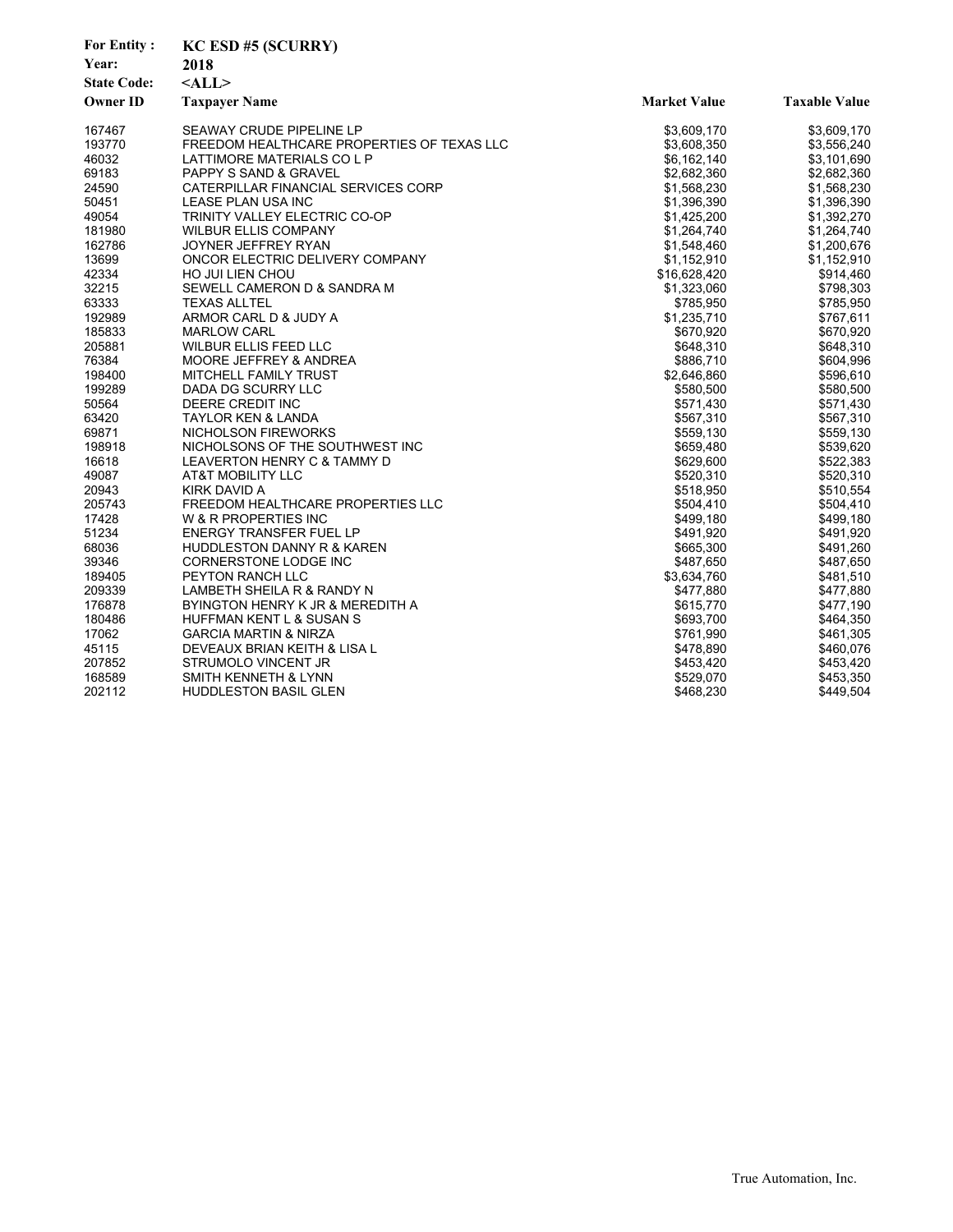**For Entity :** KC ESD #5 (SCURRY)
**Year:** 2018
**State Code:** <ALL>

| Owner ID | Taxpayer Name | Market Value | Taxable Value |
|---|---|---|---|
| 167467 | SEAWAY CRUDE PIPELINE LP | $3,609,170 | $3,609,170 |
| 193770 | FREEDOM HEALTHCARE PROPERTIES OF TEXAS LLC | $3,608,350 | $3,556,240 |
| 46032 | LATTIMORE MATERIALS CO L P | $6,162,140 | $3,101,690 |
| 69183 | PAPPY S SAND & GRAVEL | $2,682,360 | $2,682,360 |
| 24590 | CATERPILLAR FINANCIAL SERVICES CORP | $1,568,230 | $1,568,230 |
| 50451 | LEASE PLAN USA INC | $1,396,390 | $1,396,390 |
| 49054 | TRINITY VALLEY ELECTRIC CO-OP | $1,425,200 | $1,392,270 |
| 181980 | WILBUR ELLIS COMPANY | $1,264,740 | $1,264,740 |
| 162786 | JOYNER JEFFREY RYAN | $1,548,460 | $1,200,676 |
| 13699 | ONCOR ELECTRIC DELIVERY COMPANY | $1,152,910 | $1,152,910 |
| 42334 | HO JUI LIEN CHOU | $16,628,420 | $914,460 |
| 32215 | SEWELL CAMERON D & SANDRA M | $1,323,060 | $798,303 |
| 63333 | TEXAS ALLTEL | $785,950 | $785,950 |
| 192989 | ARMOR CARL D & JUDY A | $1,235,710 | $767,611 |
| 185833 | MARLOW CARL | $670,920 | $670,920 |
| 205881 | WILBUR ELLIS FEED LLC | $648,310 | $648,310 |
| 76384 | MOORE JEFFREY & ANDREA | $886,710 | $604,996 |
| 198400 | MITCHELL FAMILY TRUST | $2,646,860 | $596,610 |
| 199289 | DADA DG SCURRY LLC | $580,500 | $580,500 |
| 50564 | DEERE CREDIT INC | $571,430 | $571,430 |
| 63420 | TAYLOR KEN & LANDA | $567,310 | $567,310 |
| 69871 | NICHOLSON FIREWORKS | $559,130 | $559,130 |
| 198918 | NICHOLSONS OF THE SOUTHWEST INC | $659,480 | $539,620 |
| 16618 | LEAVERTON HENRY C & TAMMY D | $629,600 | $522,383 |
| 49087 | AT&T MOBILITY LLC | $520,310 | $520,310 |
| 20943 | KIRK DAVID A | $518,950 | $510,554 |
| 205743 | FREEDOM HEALTHCARE PROPERTIES LLC | $504,410 | $504,410 |
| 17428 | W & R PROPERTIES INC | $499,180 | $499,180 |
| 51234 | ENERGY TRANSFER FUEL LP | $491,920 | $491,920 |
| 68036 | HUDDLESTON DANNY R & KAREN | $665,300 | $491,260 |
| 39346 | CORNERSTONE LODGE INC | $487,650 | $487,650 |
| 189405 | PEYTON RANCH LLC | $3,634,760 | $481,510 |
| 209339 | LAMBETH SHEILA R & RANDY N | $477,880 | $477,880 |
| 176878 | BYINGTON HENRY K JR & MEREDITH A | $615,770 | $477,190 |
| 180486 | HUFFMAN KENT L & SUSAN S | $693,700 | $464,350 |
| 17062 | GARCIA MARTIN & NIRZA | $761,990 | $461,305 |
| 45115 | DEVEAUX BRIAN KEITH & LISA L | $478,890 | $460,076 |
| 207852 | STRUMOLO VINCENT JR | $453,420 | $453,420 |
| 168589 | SMITH KENNETH & LYNN | $529,070 | $453,350 |
| 202112 | HUDDLESTON BASIL GLEN | $468,230 | $449,504 |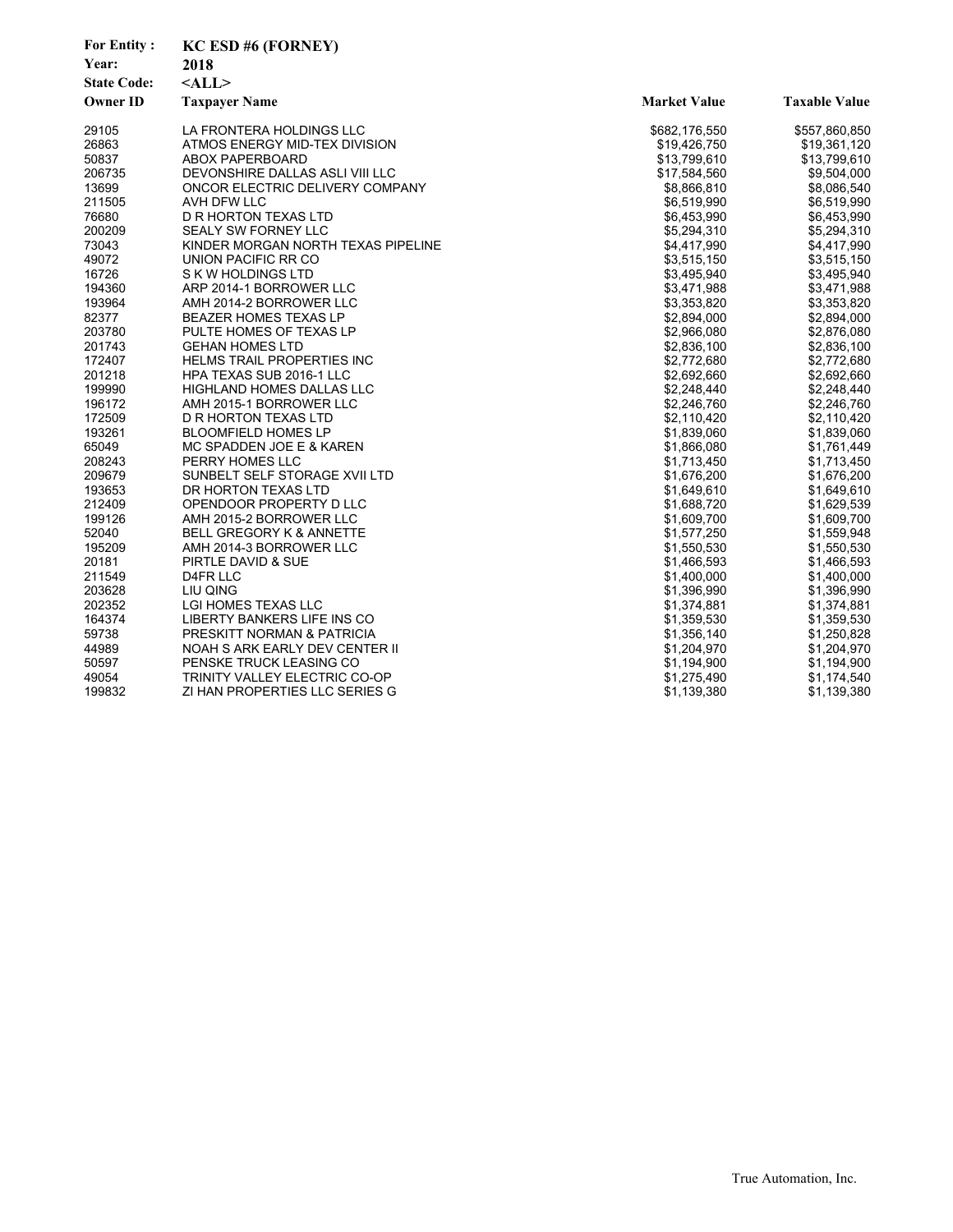**For Entity :** KC ESD #6 (FORNEY)
**Year:** 2018
**State Code:** <ALL>

| Owner ID | Taxpayer Name | Market Value | Taxable Value |
|---|---|---|---|
| 29105 | LA FRONTERA HOLDINGS LLC | $682,176,550 | $557,860,850 |
| 26863 | ATMOS ENERGY MID-TEX DIVISION | $19,426,750 | $19,361,120 |
| 50837 | ABOX PAPERBOARD | $13,799,610 | $13,799,610 |
| 206735 | DEVONSHIRE DALLAS ASLI VIII LLC | $17,584,560 | $9,504,000 |
| 13699 | ONCOR ELECTRIC DELIVERY COMPANY | $8,866,810 | $8,086,540 |
| 211505 | AVH DFW LLC | $6,519,990 | $6,519,990 |
| 76680 | D R HORTON TEXAS LTD | $6,453,990 | $6,453,990 |
| 200209 | SEALY SW FORNEY LLC | $5,294,310 | $5,294,310 |
| 73043 | KINDER MORGAN NORTH TEXAS PIPELINE | $4,417,990 | $4,417,990 |
| 49072 | UNION PACIFIC RR CO | $3,515,150 | $3,515,150 |
| 16726 | S K W HOLDINGS LTD | $3,495,940 | $3,495,940 |
| 194360 | ARP 2014-1 BORROWER LLC | $3,471,988 | $3,471,988 |
| 193964 | AMH 2014-2 BORROWER LLC | $3,353,820 | $3,353,820 |
| 82377 | BEAZER HOMES TEXAS LP | $2,894,000 | $2,894,000 |
| 203780 | PULTE HOMES OF TEXAS LP | $2,966,080 | $2,876,080 |
| 201743 | GEHAN HOMES LTD | $2,836,100 | $2,836,100 |
| 172407 | HELMS TRAIL PROPERTIES INC | $2,772,680 | $2,772,680 |
| 201218 | HPA TEXAS SUB 2016-1 LLC | $2,692,660 | $2,692,660 |
| 199990 | HIGHLAND HOMES DALLAS LLC | $2,248,440 | $2,248,440 |
| 196172 | AMH 2015-1 BORROWER LLC | $2,246,760 | $2,246,760 |
| 172509 | D R HORTON TEXAS LTD | $2,110,420 | $2,110,420 |
| 193261 | BLOOMFIELD HOMES LP | $1,839,060 | $1,839,060 |
| 65049 | MC SPADDEN JOE E & KAREN | $1,866,080 | $1,761,449 |
| 208243 | PERRY HOMES LLC | $1,713,450 | $1,713,450 |
| 209679 | SUNBELT SELF STORAGE XVII LTD | $1,676,200 | $1,676,200 |
| 193653 | DR HORTON TEXAS LTD | $1,649,610 | $1,649,610 |
| 212409 | OPENDOOR PROPERTY D LLC | $1,688,720 | $1,629,539 |
| 199126 | AMH 2015-2 BORROWER LLC | $1,609,700 | $1,609,700 |
| 52040 | BELL GREGORY K & ANNETTE | $1,577,250 | $1,559,948 |
| 195209 | AMH 2014-3 BORROWER LLC | $1,550,530 | $1,550,530 |
| 20181 | PIRTLE DAVID & SUE | $1,466,593 | $1,466,593 |
| 211549 | D4FR LLC | $1,400,000 | $1,400,000 |
| 203628 | LIU QING | $1,396,990 | $1,396,990 |
| 202352 | LGI HOMES TEXAS LLC | $1,374,881 | $1,374,881 |
| 164374 | LIBERTY BANKERS LIFE INS CO | $1,359,530 | $1,359,530 |
| 59738 | PRESKITT NORMAN & PATRICIA | $1,356,140 | $1,250,828 |
| 44989 | NOAH S ARK EARLY DEV CENTER II | $1,204,970 | $1,204,970 |
| 50597 | PENSKE TRUCK LEASING CO | $1,194,900 | $1,194,900 |
| 49054 | TRINITY VALLEY ELECTRIC CO-OP | $1,275,490 | $1,174,540 |
| 199832 | ZI HAN PROPERTIES LLC SERIES G | $1,139,380 | $1,139,380 |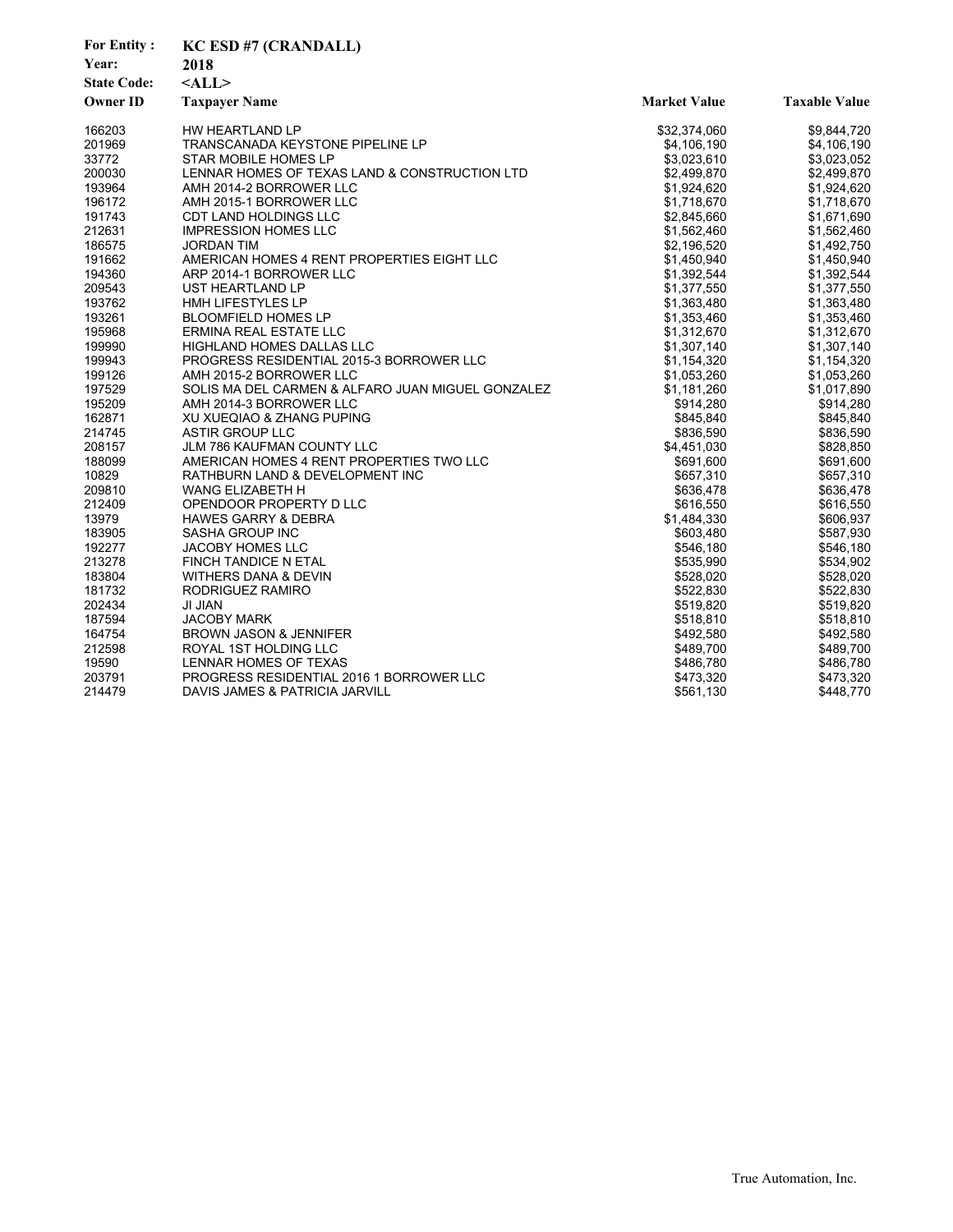**For Entity :** KC ESD #7 (CRANDALL)
**Year:** 2018
**State Code:** <ALL>

| Owner ID | Taxpayer Name | Market Value | Taxable Value |
|---|---|---|---|
| 166203 | HW HEARTLAND LP | $32,374,060 | $9,844,720 |
| 201969 | TRANSCANADA KEYSTONE PIPELINE LP | $4,106,190 | $4,106,190 |
| 33772 | STAR MOBILE HOMES LP | $3,023,610 | $3,023,052 |
| 200030 | LENNAR HOMES OF TEXAS LAND & CONSTRUCTION LTD | $2,499,870 | $2,499,870 |
| 193964 | AMH 2014-2 BORROWER LLC | $1,924,620 | $1,924,620 |
| 196172 | AMH 2015-1 BORROWER LLC | $1,718,670 | $1,718,670 |
| 191743 | CDT LAND HOLDINGS LLC | $2,845,660 | $1,671,690 |
| 212631 | IMPRESSION HOMES LLC | $1,562,460 | $1,562,460 |
| 186575 | JORDAN TIM | $2,196,520 | $1,492,750 |
| 191662 | AMERICAN HOMES 4 RENT PROPERTIES EIGHT LLC | $1,450,940 | $1,450,940 |
| 194360 | ARP 2014-1 BORROWER LLC | $1,392,544 | $1,392,544 |
| 209543 | UST HEARTLAND LP | $1,377,550 | $1,377,550 |
| 193762 | HMH LIFESTYLES LP | $1,363,480 | $1,363,480 |
| 193261 | BLOOMFIELD HOMES LP | $1,353,460 | $1,353,460 |
| 195968 | ERMINA REAL ESTATE LLC | $1,312,670 | $1,312,670 |
| 199990 | HIGHLAND HOMES DALLAS LLC | $1,307,140 | $1,307,140 |
| 199943 | PROGRESS RESIDENTIAL 2015-3 BORROWER LLC | $1,154,320 | $1,154,320 |
| 199126 | AMH 2015-2 BORROWER LLC | $1,053,260 | $1,053,260 |
| 197529 | SOLIS MA DEL CARMEN & ALFARO JUAN MIGUEL GONZALEZ | $1,181,260 | $1,017,890 |
| 195209 | AMH 2014-3 BORROWER LLC | $914,280 | $914,280 |
| 162871 | XU XUEQIAO & ZHANG PUPING | $845,840 | $845,840 |
| 214745 | ASTIR GROUP LLC | $836,590 | $836,590 |
| 208157 | JLM 786 KAUFMAN COUNTY LLC | $4,451,030 | $828,850 |
| 188099 | AMERICAN HOMES 4 RENT PROPERTIES TWO LLC | $691,600 | $691,600 |
| 10829 | RATHBURN LAND & DEVELOPMENT INC | $657,310 | $657,310 |
| 209810 | WANG ELIZABETH H | $636,478 | $636,478 |
| 212409 | OPENDOOR PROPERTY D LLC | $616,550 | $616,550 |
| 13979 | HAWES GARRY & DEBRA | $1,484,330 | $606,937 |
| 183905 | SASHA GROUP INC | $603,480 | $587,930 |
| 192277 | JACOBY HOMES LLC | $546,180 | $546,180 |
| 213278 | FINCH TANDICE N ETAL | $535,990 | $534,902 |
| 183804 | WITHERS DANA & DEVIN | $528,020 | $528,020 |
| 181732 | RODRIGUEZ RAMIRO | $522,830 | $522,830 |
| 202434 | JI JIAN | $519,820 | $519,820 |
| 187594 | JACOBY MARK | $518,810 | $518,810 |
| 164754 | BROWN JASON & JENNIFER | $492,580 | $492,580 |
| 212598 | ROYAL 1ST HOLDING LLC | $489,700 | $489,700 |
| 19590 | LENNAR HOMES OF TEXAS | $486,780 | $486,780 |
| 203791 | PROGRESS RESIDENTIAL 2016 1 BORROWER LLC | $473,320 | $473,320 |
| 214479 | DAVIS JAMES & PATRICIA JARVILL | $561,130 | $448,770 |

True Automation, Inc.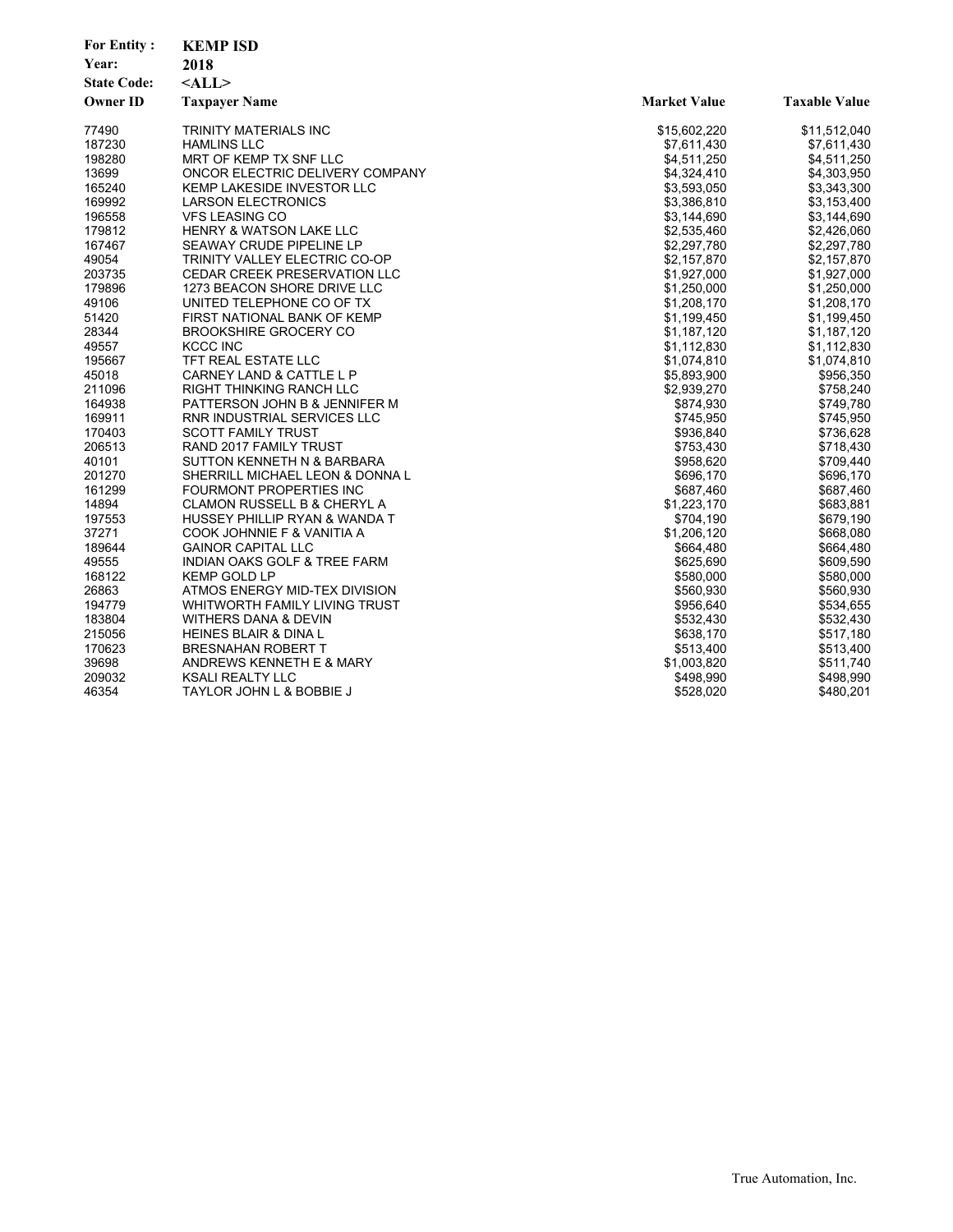**For Entity :** KEMP ISD
**Year:** 2018
**State Code:** <ALL>

| Owner ID | Taxpayer Name | Market Value | Taxable Value |
|---|---|---|---|
| 77490 | TRINITY MATERIALS INC | $15,602,220 | $11,512,040 |
| 187230 | HAMLINS LLC | $7,611,430 | $7,611,430 |
| 198280 | MRT OF KEMP TX SNF LLC | $4,511,250 | $4,511,250 |
| 13699 | ONCOR ELECTRIC DELIVERY COMPANY | $4,324,410 | $4,303,950 |
| 165240 | KEMP LAKESIDE INVESTOR LLC | $3,593,050 | $3,343,300 |
| 169992 | LARSON ELECTRONICS | $3,386,810 | $3,153,400 |
| 196558 | VFS LEASING CO | $3,144,690 | $3,144,690 |
| 179812 | HENRY & WATSON LAKE LLC | $2,535,460 | $2,426,060 |
| 167467 | SEAWAY CRUDE PIPELINE LP | $2,297,780 | $2,297,780 |
| 49054 | TRINITY VALLEY ELECTRIC CO-OP | $2,157,870 | $2,157,870 |
| 203735 | CEDAR CREEK PRESERVATION LLC | $1,927,000 | $1,927,000 |
| 179896 | 1273 BEACON SHORE DRIVE LLC | $1,250,000 | $1,250,000 |
| 49106 | UNITED TELEPHONE CO OF TX | $1,208,170 | $1,208,170 |
| 51420 | FIRST NATIONAL BANK OF KEMP | $1,199,450 | $1,199,450 |
| 28344 | BROOKSHIRE GROCERY CO | $1,187,120 | $1,187,120 |
| 49557 | KCCC INC | $1,112,830 | $1,112,830 |
| 195667 | TFT REAL ESTATE LLC | $1,074,810 | $1,074,810 |
| 45018 | CARNEY LAND & CATTLE L P | $5,893,900 | $956,350 |
| 211096 | RIGHT THINKING RANCH LLC | $2,939,270 | $758,240 |
| 164938 | PATTERSON JOHN B & JENNIFER M | $874,930 | $749,780 |
| 169911 | RNR INDUSTRIAL SERVICES LLC | $745,950 | $745,950 |
| 170403 | SCOTT FAMILY TRUST | $936,840 | $736,628 |
| 206513 | RAND 2017 FAMILY TRUST | $753,430 | $718,430 |
| 40101 | SUTTON KENNETH N & BARBARA | $958,620 | $709,440 |
| 201270 | SHERRILL MICHAEL LEON & DONNA L | $696,170 | $696,170 |
| 161299 | FOURMONT PROPERTIES INC | $687,460 | $687,460 |
| 14894 | CLAMON RUSSELL B & CHERYL A | $1,223,170 | $683,881 |
| 197553 | HUSSEY PHILLIP RYAN & WANDA T | $704,190 | $679,190 |
| 37271 | COOK JOHNNIE F & VANITIA A | $1,206,120 | $668,080 |
| 189644 | GAINOR CAPITAL LLC | $664,480 | $664,480 |
| 49555 | INDIAN OAKS GOLF & TREE FARM | $625,690 | $609,590 |
| 168122 | KEMP GOLD LP | $580,000 | $580,000 |
| 26863 | ATMOS ENERGY MID-TEX DIVISION | $560,930 | $560,930 |
| 194779 | WHITWORTH FAMILY LIVING TRUST | $956,640 | $534,655 |
| 183804 | WITHERS DANA & DEVIN | $532,430 | $532,430 |
| 215056 | HEINES BLAIR & DINA L | $638,170 | $517,180 |
| 170623 | BRESNAHAN ROBERT T | $513,400 | $513,400 |
| 39698 | ANDREWS KENNETH E & MARY | $1,003,820 | $511,740 |
| 209032 | KSALI REALTY LLC | $498,990 | $498,990 |
| 46354 | TAYLOR JOHN L & BOBBIE J | $528,020 | $480,201 |

True Automation, Inc.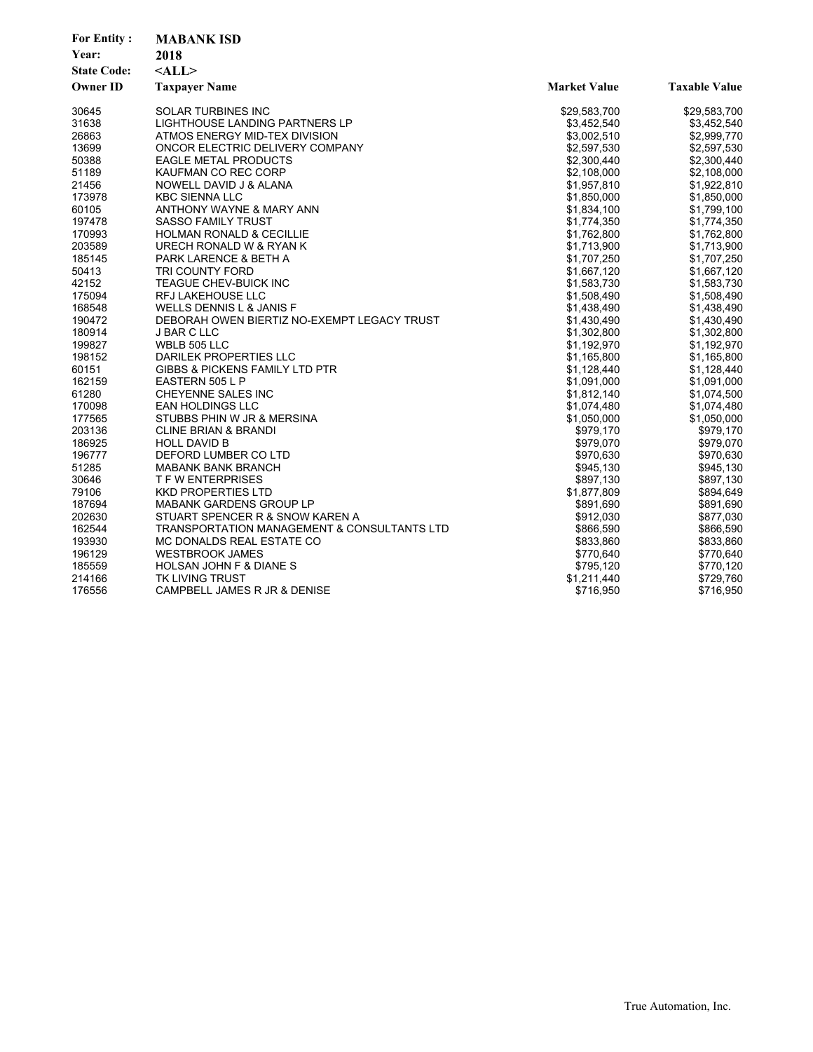**For Entity :** MABANK ISD
**Year:** 2018
**State Code:** <ALL>

| Owner ID | Taxpayer Name | Market Value | Taxable Value |
|---|---|---|---|
| 30645 | SOLAR TURBINES INC | $29,583,700 | $29,583,700 |
| 31638 | LIGHTHOUSE LANDING PARTNERS LP | $3,452,540 | $3,452,540 |
| 26863 | ATMOS ENERGY MID-TEX DIVISION | $3,002,510 | $2,999,770 |
| 13699 | ONCOR ELECTRIC DELIVERY COMPANY | $2,597,530 | $2,597,530 |
| 50388 | EAGLE METAL PRODUCTS | $2,300,440 | $2,300,440 |
| 51189 | KAUFMAN CO REC CORP | $2,108,000 | $2,108,000 |
| 21456 | NOWELL DAVID J & ALANA | $1,957,810 | $1,922,810 |
| 173978 | KBC SIENNA LLC | $1,850,000 | $1,850,000 |
| 60105 | ANTHONY WAYNE & MARY ANN | $1,834,100 | $1,799,100 |
| 197478 | SASSO FAMILY TRUST | $1,774,350 | $1,774,350 |
| 170993 | HOLMAN RONALD & CECILLIE | $1,762,800 | $1,762,800 |
| 203589 | URECH RONALD W & RYAN K | $1,713,900 | $1,713,900 |
| 185145 | PARK LARENCE & BETH A | $1,707,250 | $1,707,250 |
| 50413 | TRI COUNTY FORD | $1,667,120 | $1,667,120 |
| 42152 | TEAGUE CHEV-BUICK INC | $1,583,730 | $1,583,730 |
| 175094 | RFJ LAKEHOUSE LLC | $1,508,490 | $1,508,490 |
| 168548 | WELLS DENNIS L & JANIS F | $1,438,490 | $1,438,490 |
| 190472 | DEBORAH OWEN BIERTIZ NO-EXEMPT LEGACY TRUST | $1,430,490 | $1,430,490 |
| 180914 | J BAR C LLC | $1,302,800 | $1,302,800 |
| 199827 | WBLB 505 LLC | $1,192,970 | $1,192,970 |
| 198152 | DARILEK PROPERTIES LLC | $1,165,800 | $1,165,800 |
| 60151 | GIBBS & PICKENS FAMILY LTD PTR | $1,128,440 | $1,128,440 |
| 162159 | EASTERN 505 L P | $1,091,000 | $1,091,000 |
| 61280 | CHEYENNE SALES INC | $1,812,140 | $1,074,500 |
| 170098 | EAN HOLDINGS LLC | $1,074,480 | $1,074,480 |
| 177565 | STUBBS PHIN W JR & MERSINA | $1,050,000 | $1,050,000 |
| 203136 | CLINE BRIAN & BRANDI | $979,170 | $979,170 |
| 186925 | HOLL DAVID B | $979,070 | $979,070 |
| 196777 | DEFORD LUMBER CO LTD | $970,630 | $970,630 |
| 51285 | MABANK BANK BRANCH | $945,130 | $945,130 |
| 30646 | T F W ENTERPRISES | $897,130 | $897,130 |
| 79106 | KKD PROPERTIES LTD | $1,877,809 | $894,649 |
| 187694 | MABANK GARDENS GROUP LP | $891,690 | $891,690 |
| 202630 | STUART SPENCER R & SNOW KAREN A | $912,030 | $877,030 |
| 162544 | TRANSPORTATION MANAGEMENT & CONSULTANTS LTD | $866,590 | $866,590 |
| 193930 | MC DONALDS REAL ESTATE CO | $833,860 | $833,860 |
| 196129 | WESTBROOK JAMES | $770,640 | $770,640 |
| 185559 | HOLSAN JOHN F & DIANE S | $795,120 | $770,120 |
| 214166 | TK LIVING TRUST | $1,211,440 | $729,760 |
| 176556 | CAMPBELL JAMES R JR & DENISE | $716,950 | $716,950 |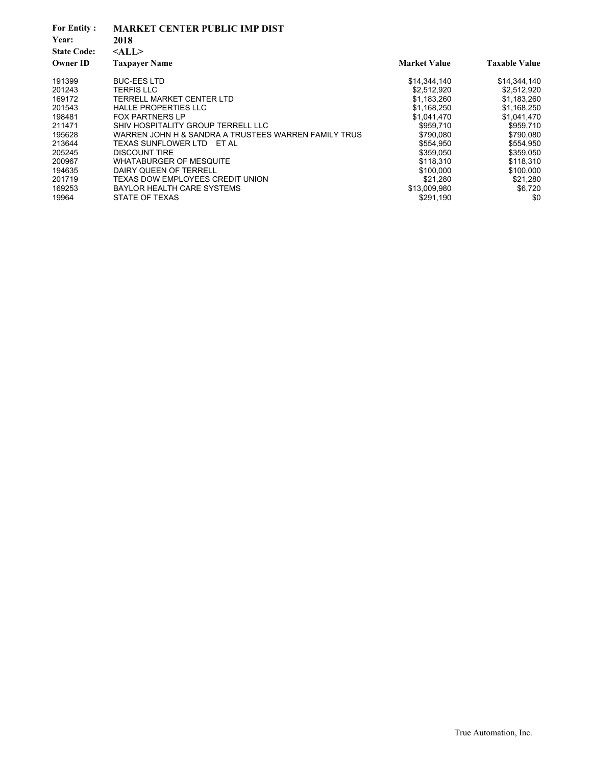**For Entity :** **MARKET CENTER PUBLIC IMP DIST**
**Year:** **2018**
**State Code:** **<ALL>**

| Owner ID | Taxpayer Name | Market Value | Taxable Value |
|---|---|---|---|
| 191399 | BUC-EES LTD | $14,344,140 | $14,344,140 |
| 201243 | TERFIS LLC | $2,512,920 | $2,512,920 |
| 169172 | TERRELL MARKET CENTER LTD | $1,183,260 | $1,183,260 |
| 201543 | HALLE PROPERTIES LLC | $1,168,250 | $1,168,250 |
| 198481 | FOX PARTNERS LP | $1,041,470 | $1,041,470 |
| 211471 | SHIV HOSPITALITY GROUP TERRELL LLC | $959,710 | $959,710 |
| 195628 | WARREN JOHN H & SANDRA A TRUSTEES WARREN FAMILY TRUS | $790,080 | $790,080 |
| 213644 | TEXAS SUNFLOWER LTD ET AL | $554,950 | $554,950 |
| 205245 | DISCOUNT TIRE | $359,050 | $359,050 |
| 200967 | WHATABURGER OF MESQUITE | $118,310 | $118,310 |
| 194635 | DAIRY QUEEN OF TERRELL | $100,000 | $100,000 |
| 201719 | TEXAS DOW EMPLOYEES CREDIT UNION | $21,280 | $21,280 |
| 169253 | BAYLOR HEALTH CARE SYSTEMS | $13,009,980 | $6,720 |
| 19964 | STATE OF TEXAS | $291,190 | $0 |

True Automation, Inc.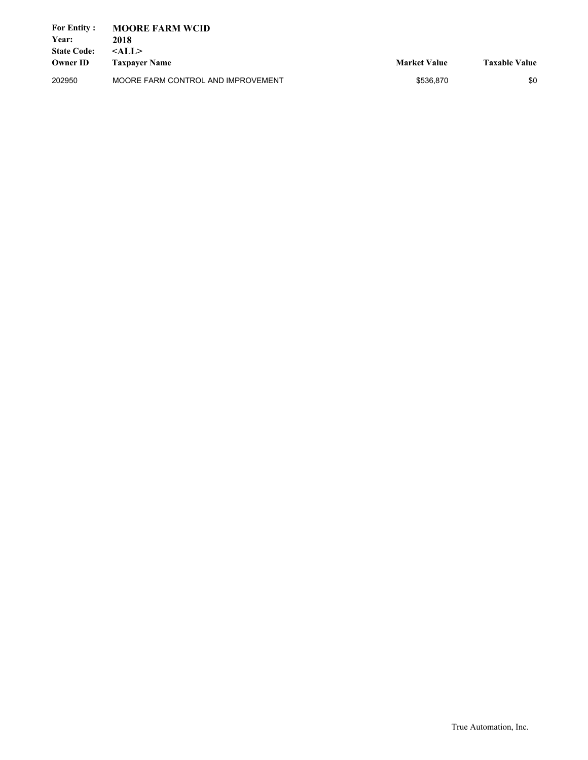**For Entity :** **MOORE FARM WCID**
**Year:** **2018**
**State Code:** **<ALL>**

| Owner ID | Taxpayer Name | Market Value | Taxable Value |
|---|---|---|---|
| 202950 | MOORE FARM CONTROL AND IMPROVEMENT | $536,870 | $0 |

True Automation, Inc.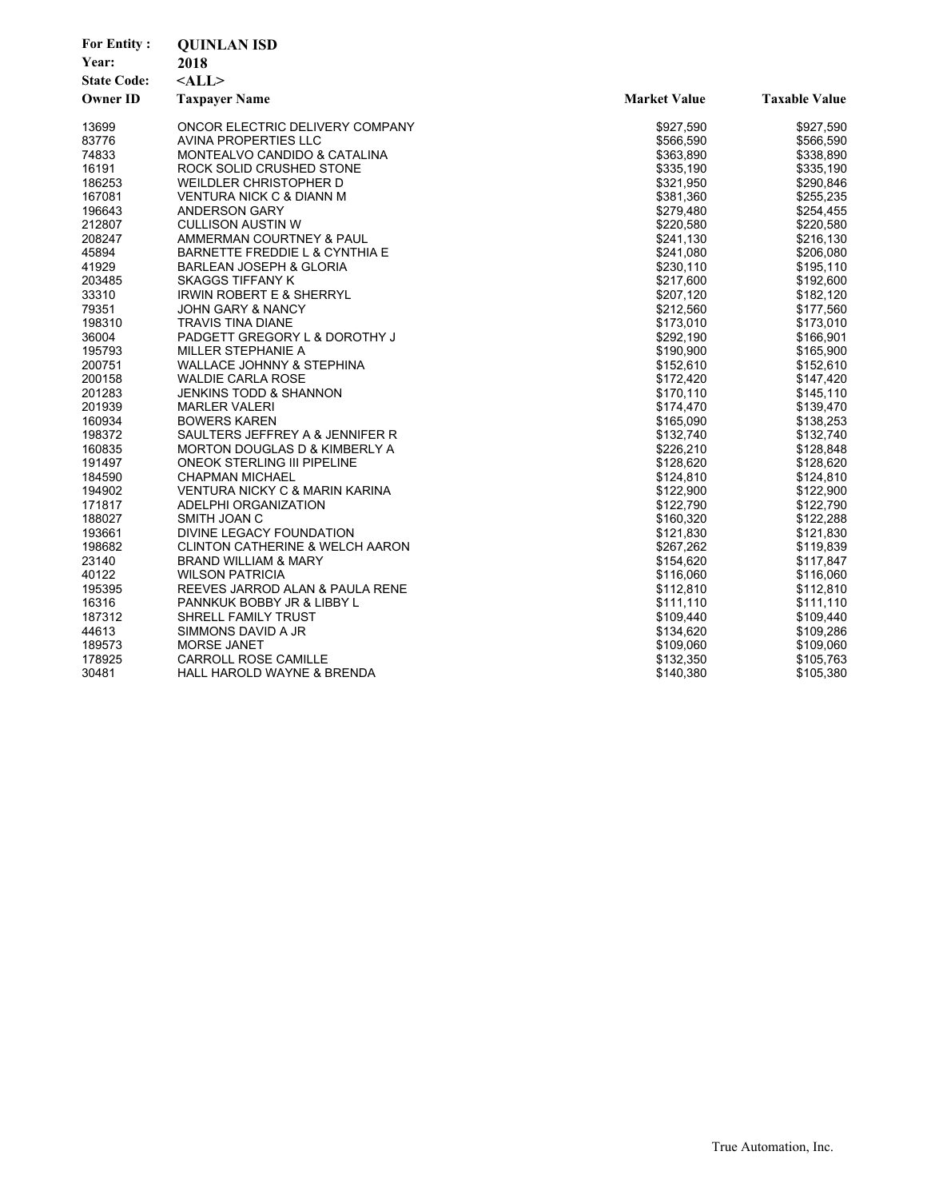**For Entity :** **QUINLAN ISD**
**Year:** **2018**
**State Code:** **<ALL>**

| Owner ID | Taxpayer Name | Market Value | Taxable Value |
|---|---|---|---|
| 13699 | ONCOR ELECTRIC DELIVERY COMPANY | $927,590 | $927,590 |
| 83776 | AVINA PROPERTIES LLC | $566,590 | $566,590 |
| 74833 | MONTEALVO CANDIDO & CATALINA | $363,890 | $338,890 |
| 16191 | ROCK SOLID CRUSHED STONE | $335,190 | $335,190 |
| 186253 | WEILDLER CHRISTOPHER D | $321,950 | $290,846 |
| 167081 | VENTURA NICK C & DIANN M | $381,360 | $255,235 |
| 196643 | ANDERSON GARY | $279,480 | $254,455 |
| 212807 | CULLISON AUSTIN W | $220,580 | $220,580 |
| 208247 | AMMERMAN COURTNEY & PAUL | $241,130 | $216,130 |
| 45894 | BARNETTE FREDDIE L & CYNTHIA E | $241,080 | $206,080 |
| 41929 | BARLEAN JOSEPH & GLORIA | $230,110 | $195,110 |
| 203485 | SKAGGS TIFFANY K | $217,600 | $192,600 |
| 33310 | IRWIN ROBERT E & SHERRYL | $207,120 | $182,120 |
| 79351 | JOHN GARY & NANCY | $212,560 | $177,560 |
| 198310 | TRAVIS TINA DIANE | $173,010 | $173,010 |
| 36004 | PADGETT GREGORY L & DOROTHY J | $292,190 | $166,901 |
| 195793 | MILLER STEPHANIE A | $190,900 | $165,900 |
| 200751 | WALLACE JOHNNY & STEPHINA | $152,610 | $152,610 |
| 200158 | WALDIE CARLA ROSE | $172,420 | $147,420 |
| 201283 | JENKINS TODD & SHANNON | $170,110 | $145,110 |
| 201939 | MARLER VALERI | $174,470 | $139,470 |
| 160934 | BOWERS KAREN | $165,090 | $138,253 |
| 198372 | SAULTERS JEFFREY A & JENNIFER R | $132,740 | $132,740 |
| 160835 | MORTON DOUGLAS D & KIMBERLY A | $226,210 | $128,848 |
| 191497 | ONEOK STERLING III PIPELINE | $128,620 | $128,620 |
| 184590 | CHAPMAN MICHAEL | $124,810 | $124,810 |
| 194902 | VENTURA NICKY C & MARIN KARINA | $122,900 | $122,900 |
| 171817 | ADELPHI ORGANIZATION | $122,790 | $122,790 |
| 188027 | SMITH JOAN C | $160,320 | $122,288 |
| 193661 | DIVINE LEGACY FOUNDATION | $121,830 | $121,830 |
| 198682 | CLINTON CATHERINE & WELCH AARON | $267,262 | $119,839 |
| 23140 | BRAND WILLIAM & MARY | $154,620 | $117,847 |
| 40122 | WILSON PATRICIA | $116,060 | $116,060 |
| 195395 | REEVES JARROD ALAN & PAULA RENE | $112,810 | $112,810 |
| 16316 | PANNKUK BOBBY JR & LIBBY L | $111,110 | $111,110 |
| 187312 | SHRELL FAMILY TRUST | $109,440 | $109,440 |
| 44613 | SIMMONS DAVID A JR | $134,620 | $109,286 |
| 189573 | MORSE JANET | $109,060 | $109,060 |
| 178925 | CARROLL ROSE CAMILLE | $132,350 | $105,763 |
| 30481 | HALL HAROLD WAYNE & BRENDA | $140,380 | $105,380 |

True Automation, Inc.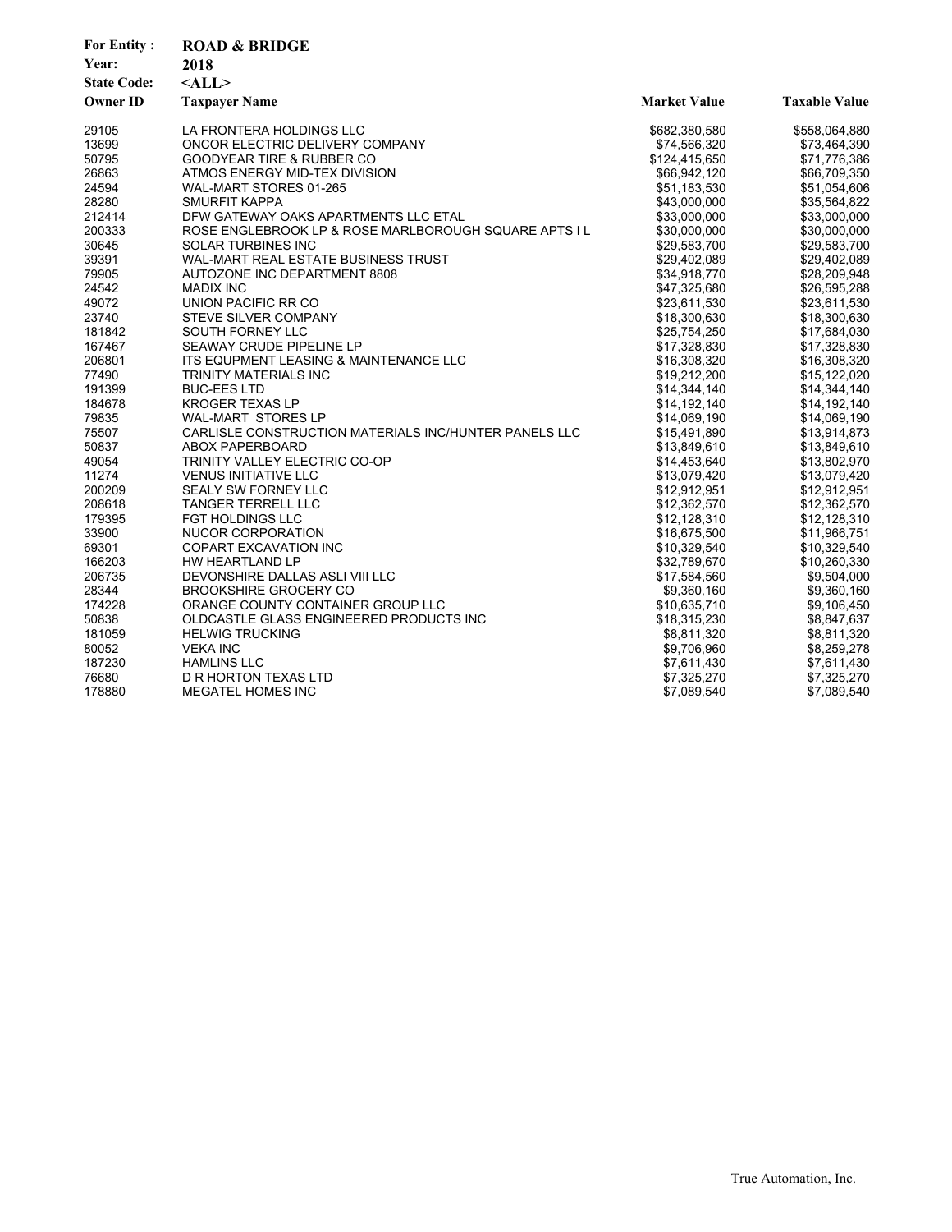**For Entity :** ROAD & BRIDGE
**Year:** 2018
**State Code:** <ALL>

| Owner ID | Taxpayer Name | Market Value | Taxable Value |
|---|---|---|---|
| 29105 | LA FRONTERA HOLDINGS LLC | $682,380,580 | $558,064,880 |
| 13699 | ONCOR ELECTRIC DELIVERY COMPANY | $74,566,320 | $73,464,390 |
| 50795 | GOODYEAR TIRE & RUBBER CO | $124,415,650 | $71,776,386 |
| 26863 | ATMOS ENERGY MID-TEX DIVISION | $66,942,120 | $66,709,350 |
| 24594 | WAL-MART STORES 01-265 | $51,183,530 | $51,054,606 |
| 28280 | SMURFIT KAPPA | $43,000,000 | $35,564,822 |
| 212414 | DFW GATEWAY OAKS APARTMENTS LLC ETAL | $33,000,000 | $33,000,000 |
| 200333 | ROSE ENGLEBROOK LP & ROSE MARLBOROUGH SQUARE APTS I L | $30,000,000 | $30,000,000 |
| 30645 | SOLAR TURBINES INC | $29,583,700 | $29,583,700 |
| 39391 | WAL-MART REAL ESTATE BUSINESS TRUST | $29,402,089 | $29,402,089 |
| 79905 | AUTOZONE INC DEPARTMENT 8808 | $34,918,770 | $28,209,948 |
| 24542 | MADIX INC | $47,325,680 | $26,595,288 |
| 49072 | UNION PACIFIC RR CO | $23,611,530 | $23,611,530 |
| 23740 | STEVE SILVER COMPANY | $18,300,630 | $18,300,630 |
| 181842 | SOUTH FORNEY LLC | $25,754,250 | $17,684,030 |
| 167467 | SEAWAY CRUDE PIPELINE LP | $17,328,830 | $17,328,830 |
| 206801 | ITS EQUPMENT LEASING & MAINTENANCE LLC | $16,308,320 | $16,308,320 |
| 77490 | TRINITY MATERIALS INC | $19,212,200 | $15,122,020 |
| 191399 | BUC-EES LTD | $14,344,140 | $14,344,140 |
| 184678 | KROGER TEXAS LP | $14,192,140 | $14,192,140 |
| 79835 | WAL-MART STORES LP | $14,069,190 | $14,069,190 |
| 75507 | CARLISLE CONSTRUCTION MATERIALS INC/HUNTER PANELS LLC | $15,491,890 | $13,914,873 |
| 50837 | ABOX PAPERBOARD | $13,849,610 | $13,849,610 |
| 49054 | TRINITY VALLEY ELECTRIC CO-OP | $14,453,640 | $13,802,970 |
| 11274 | VENUS INITIATIVE LLC | $13,079,420 | $13,079,420 |
| 200209 | SEALY SW FORNEY LLC | $12,912,951 | $12,912,951 |
| 208618 | TANGER TERRELL LLC | $12,362,570 | $12,362,570 |
| 179395 | FGT HOLDINGS LLC | $12,128,310 | $12,128,310 |
| 33900 | NUCOR CORPORATION | $16,675,500 | $11,966,751 |
| 69301 | COPART EXCAVATION INC | $10,329,540 | $10,329,540 |
| 166203 | HW HEARTLAND LP | $32,789,670 | $10,260,330 |
| 206735 | DEVONSHIRE DALLAS ASLI VIII LLC | $17,584,560 | $9,504,000 |
| 28344 | BROOKSHIRE GROCERY CO | $9,360,160 | $9,360,160 |
| 174228 | ORANGE COUNTY CONTAINER GROUP LLC | $10,635,710 | $9,106,450 |
| 50838 | OLDCASTLE GLASS ENGINEERED PRODUCTS INC | $18,315,230 | $8,847,637 |
| 181059 | HELWIG TRUCKING | $8,811,320 | $8,811,320 |
| 80052 | VEKA INC | $9,706,960 | $8,259,278 |
| 187230 | HAMLINS LLC | $7,611,430 | $7,611,430 |
| 76680 | D R HORTON TEXAS LTD | $7,325,270 | $7,325,270 |
| 178880 | MEGATEL HOMES INC | $7,089,540 | $7,089,540 |

True Automation, Inc.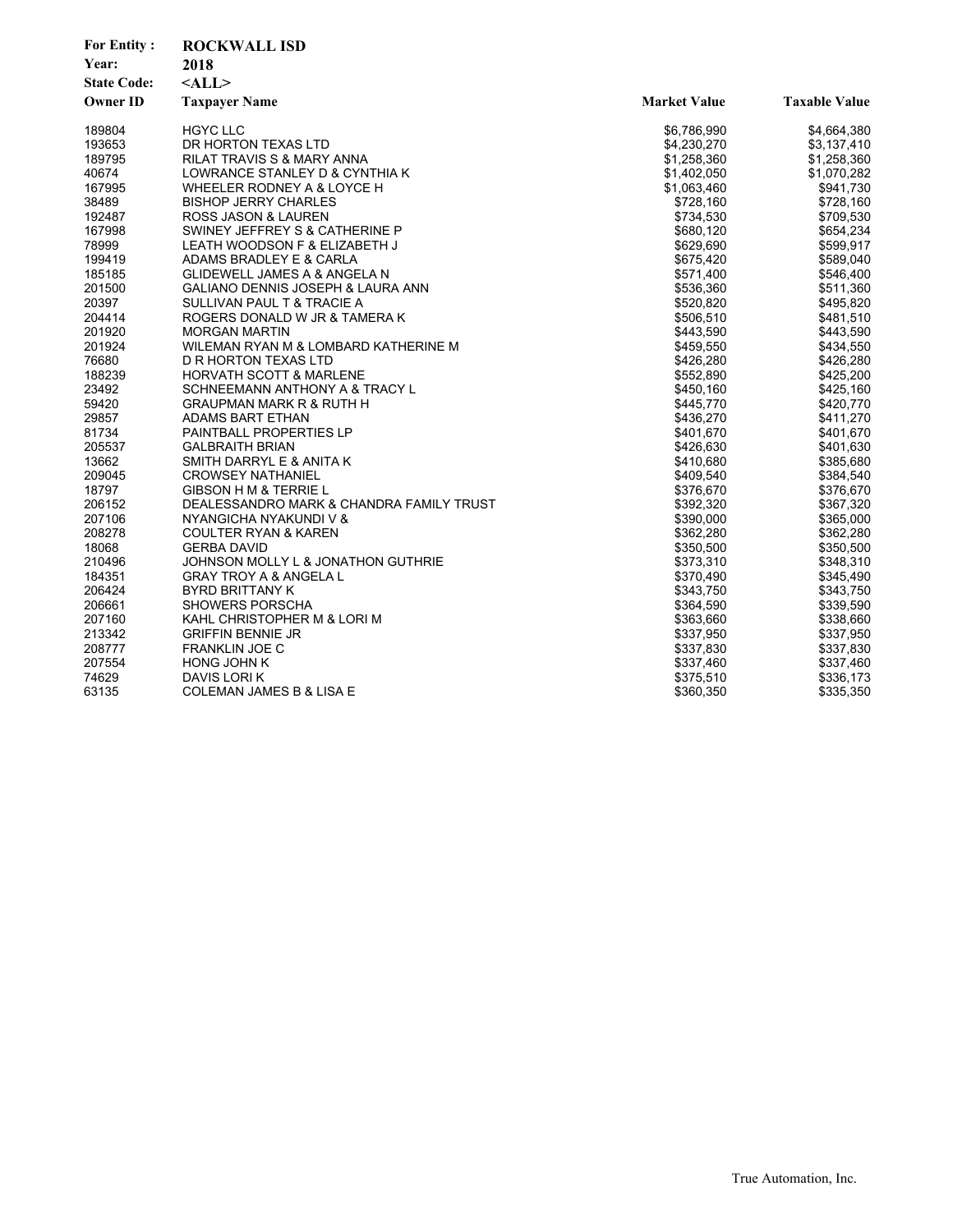**For Entity :** ROCKWALL ISD
**Year:** 2018
**State Code:** <ALL>

| Owner ID | Taxpayer Name | Market Value | Taxable Value |
|---|---|---|---|
| 189804 | HGYC LLC | $6,786,990 | $4,664,380 |
| 193653 | DR HORTON TEXAS LTD | $4,230,270 | $3,137,410 |
| 189795 | RILAT TRAVIS S & MARY ANNA | $1,258,360 | $1,258,360 |
| 40674 | LOWRANCE STANLEY D & CYNTHIA K | $1,402,050 | $1,070,282 |
| 167995 | WHEELER RODNEY A & LOYCE H | $1,063,460 | $941,730 |
| 38489 | BISHOP JERRY CHARLES | $728,160 | $728,160 |
| 192487 | ROSS JASON & LAUREN | $734,530 | $709,530 |
| 167998 | SWINEY JEFFREY S & CATHERINE P | $680,120 | $654,234 |
| 78999 | LEATH WOODSON F & ELIZABETH J | $629,690 | $599,917 |
| 199419 | ADAMS BRADLEY E & CARLA | $675,420 | $589,040 |
| 185185 | GLIDEWELL JAMES A & ANGELA N | $571,400 | $546,400 |
| 201500 | GALIANO DENNIS JOSEPH & LAURA ANN | $536,360 | $511,360 |
| 20397 | SULLIVAN PAUL T & TRACIE A | $520,820 | $495,820 |
| 204414 | ROGERS DONALD W JR & TAMERA K | $506,510 | $481,510 |
| 201920 | MORGAN MARTIN | $443,590 | $443,590 |
| 201924 | WILEMAN RYAN M & LOMBARD KATHERINE M | $459,550 | $434,550 |
| 76680 | D R HORTON TEXAS LTD | $426,280 | $426,280 |
| 188239 | HORVATH SCOTT & MARLENE | $552,890 | $425,200 |
| 23492 | SCHNEEMANN ANTHONY A & TRACY L | $450,160 | $425,160 |
| 59420 | GRAUPMAN MARK R & RUTH H | $445,770 | $420,770 |
| 29857 | ADAMS BART ETHAN | $436,270 | $411,270 |
| 81734 | PAINTBALL PROPERTIES LP | $401,670 | $401,670 |
| 205537 | GALBRAITH BRIAN | $426,630 | $401,630 |
| 13662 | SMITH DARRYL E & ANITA K | $410,680 | $385,680 |
| 209045 | CROWSEY NATHANIEL | $409,540 | $384,540 |
| 18797 | GIBSON H M & TERRIE L | $376,670 | $376,670 |
| 206152 | DEALESSANDRO MARK & CHANDRA FAMILY TRUST | $392,320 | $367,320 |
| 207106 | NYANGICHA NYAKUNDI V & | $390,000 | $365,000 |
| 208278 | COULTER RYAN & KAREN | $362,280 | $362,280 |
| 18068 | GERBA DAVID | $350,500 | $350,500 |
| 210496 | JOHNSON MOLLY L & JONATHON GUTHRIE | $373,310 | $348,310 |
| 184351 | GRAY TROY A & ANGELA L | $370,490 | $345,490 |
| 206424 | BYRD BRITTANY K | $343,750 | $343,750 |
| 206661 | SHOWERS PORSCHA | $364,590 | $339,590 |
| 207160 | KAHL CHRISTOPHER M & LORI M | $363,660 | $338,660 |
| 213342 | GRIFFIN BENNIE JR | $337,950 | $337,950 |
| 208777 | FRANKLIN JOE C | $337,830 | $337,830 |
| 207554 | HONG JOHN K | $337,460 | $337,460 |
| 74629 | DAVIS LORI K | $375,510 | $336,173 |
| 63135 | COLEMAN JAMES B & LISA E | $360,350 | $335,350 |

True Automation, Inc.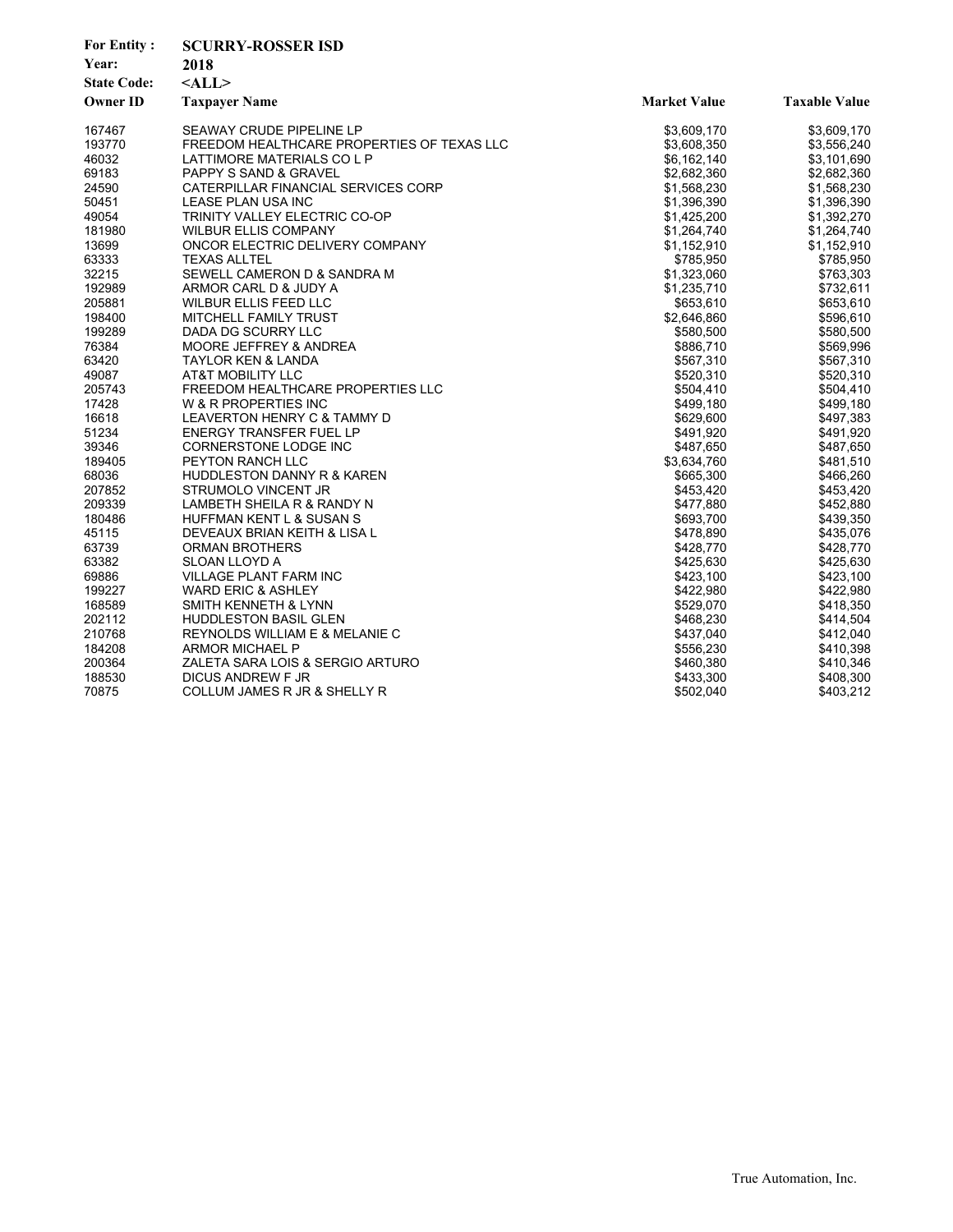**For Entity :** SCURRY-ROSSER ISD
**Year:** 2018
**State Code:** <ALL>

| Owner ID | Taxpayer Name | Market Value | Taxable Value |
|---|---|---|---|
| 167467 | SEAWAY CRUDE PIPELINE LP | $3,609,170 | $3,609,170 |
| 193770 | FREEDOM HEALTHCARE PROPERTIES OF TEXAS LLC | $3,608,350 | $3,556,240 |
| 46032 | LATTIMORE MATERIALS CO L P | $6,162,140 | $3,101,690 |
| 69183 | PAPPY S SAND & GRAVEL | $2,682,360 | $2,682,360 |
| 24590 | CATERPILLAR FINANCIAL SERVICES CORP | $1,568,230 | $1,568,230 |
| 50451 | LEASE PLAN USA INC | $1,396,390 | $1,396,390 |
| 49054 | TRINITY VALLEY ELECTRIC CO-OP | $1,425,200 | $1,392,270 |
| 181980 | WILBUR ELLIS COMPANY | $1,264,740 | $1,264,740 |
| 13699 | ONCOR ELECTRIC DELIVERY COMPANY | $1,152,910 | $1,152,910 |
| 63333 | TEXAS ALLTEL | $785,950 | $785,950 |
| 32215 | SEWELL CAMERON D & SANDRA M | $1,323,060 | $763,303 |
| 192989 | ARMOR CARL D & JUDY A | $1,235,710 | $732,611 |
| 205881 | WILBUR ELLIS FEED LLC | $653,610 | $653,610 |
| 198400 | MITCHELL FAMILY TRUST | $2,646,860 | $596,610 |
| 199289 | DADA DG SCURRY LLC | $580,500 | $580,500 |
| 76384 | MOORE JEFFREY & ANDREA | $886,710 | $569,996 |
| 63420 | TAYLOR KEN & LANDA | $567,310 | $567,310 |
| 49087 | AT&T MOBILITY LLC | $520,310 | $520,310 |
| 205743 | FREEDOM HEALTHCARE PROPERTIES LLC | $504,410 | $504,410 |
| 17428 | W & R PROPERTIES INC | $499,180 | $499,180 |
| 16618 | LEAVERTON HENRY C & TAMMY D | $629,600 | $497,383 |
| 51234 | ENERGY TRANSFER FUEL LP | $491,920 | $491,920 |
| 39346 | CORNERSTONE LODGE INC | $487,650 | $487,650 |
| 189405 | PEYTON RANCH LLC | $3,634,760 | $481,510 |
| 68036 | HUDDLESTON DANNY R & KAREN | $665,300 | $466,260 |
| 207852 | STRUMOLO VINCENT JR | $453,420 | $453,420 |
| 209339 | LAMBETH SHEILA R & RANDY N | $477,880 | $452,880 |
| 180486 | HUFFMAN KENT L & SUSAN S | $693,700 | $439,350 |
| 45115 | DEVEAUX BRIAN KEITH & LISA L | $478,890 | $435,076 |
| 63739 | ORMAN BROTHERS | $428,770 | $428,770 |
| 63382 | SLOAN LLOYD A | $425,630 | $425,630 |
| 69886 | VILLAGE PLANT FARM INC | $423,100 | $423,100 |
| 199227 | WARD ERIC & ASHLEY | $422,980 | $422,980 |
| 168589 | SMITH KENNETH & LYNN | $529,070 | $418,350 |
| 202112 | HUDDLESTON BASIL GLEN | $468,230 | $414,504 |
| 210768 | REYNOLDS WILLIAM E & MELANIE C | $437,040 | $412,040 |
| 184208 | ARMOR MICHAEL P | $556,230 | $410,398 |
| 200364 | ZALETA SARA LOIS & SERGIO ARTURO | $460,380 | $410,346 |
| 188530 | DICUS ANDREW F JR | $433,300 | $408,300 |
| 70875 | COLLUM JAMES R JR & SHELLY R | $502,040 | $403,212 |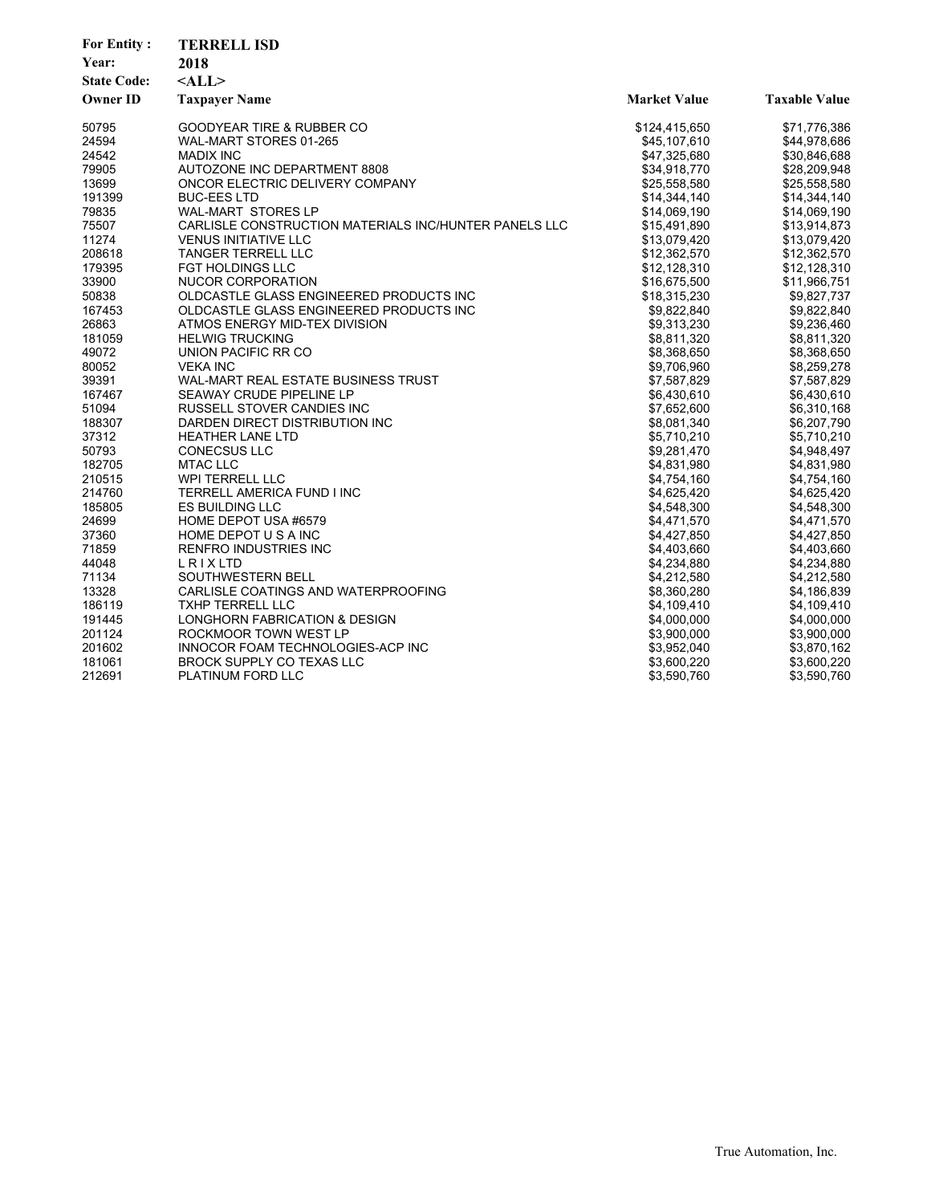**For Entity :** **TERRELL ISD**

**Year:** **2018**

**State Code:** **<ALL>**

| Owner ID | Taxpayer Name | Market Value | Taxable Value |
|---|---|---|---|
| 50795 | GOODYEAR TIRE & RUBBER CO | $124,415,650 | $71,776,386 |
| 24594 | WAL-MART STORES 01-265 | $45,107,610 | $44,978,686 |
| 24542 | MADIX INC | $47,325,680 | $30,846,688 |
| 79905 | AUTOZONE INC DEPARTMENT 8808 | $34,918,770 | $28,209,948 |
| 13699 | ONCOR ELECTRIC DELIVERY COMPANY | $25,558,580 | $25,558,580 |
| 191399 | BUC-EES LTD | $14,344,140 | $14,344,140 |
| 79835 | WAL-MART STORES LP | $14,069,190 | $14,069,190 |
| 75507 | CARLISLE CONSTRUCTION MATERIALS INC/HUNTER PANELS LLC | $15,491,890 | $13,914,873 |
| 11274 | VENUS INITIATIVE LLC | $13,079,420 | $13,079,420 |
| 208618 | TANGER TERRELL LLC | $12,362,570 | $12,362,570 |
| 179395 | FGT HOLDINGS LLC | $12,128,310 | $12,128,310 |
| 33900 | NUCOR CORPORATION | $16,675,500 | $11,966,751 |
| 50838 | OLDCASTLE GLASS ENGINEERED PRODUCTS INC | $18,315,230 | $9,827,737 |
| 167453 | OLDCASTLE GLASS ENGINEERED PRODUCTS INC | $9,822,840 | $9,822,840 |
| 26863 | ATMOS ENERGY MID-TEX DIVISION | $9,313,230 | $9,236,460 |
| 181059 | HELWIG TRUCKING | $8,811,320 | $8,811,320 |
| 49072 | UNION PACIFIC RR CO | $8,368,650 | $8,368,650 |
| 80052 | VEKA INC | $9,706,960 | $8,259,278 |
| 39391 | WAL-MART REAL ESTATE BUSINESS TRUST | $7,587,829 | $7,587,829 |
| 167467 | SEAWAY CRUDE PIPELINE LP | $6,430,610 | $6,430,610 |
| 51094 | RUSSELL STOVER CANDIES INC | $7,652,600 | $6,310,168 |
| 188307 | DARDEN DIRECT DISTRIBUTION INC | $8,081,340 | $6,207,790 |
| 37312 | HEATHER LANE LTD | $5,710,210 | $5,710,210 |
| 50793 | CONECSUS LLC | $9,281,470 | $4,948,497 |
| 182705 | MTAC LLC | $4,831,980 | $4,831,980 |
| 210515 | WPI TERRELL LLC | $4,754,160 | $4,754,160 |
| 214760 | TERRELL AMERICA FUND I INC | $4,625,420 | $4,625,420 |
| 185805 | ES BUILDING LLC | $4,548,300 | $4,548,300 |
| 24699 | HOME DEPOT USA #6579 | $4,471,570 | $4,471,570 |
| 37360 | HOME DEPOT U S A INC | $4,427,850 | $4,427,850 |
| 71859 | RENFRO INDUSTRIES INC | $4,403,660 | $4,403,660 |
| 44048 | L R I X LTD | $4,234,880 | $4,234,880 |
| 71134 | SOUTHWESTERN BELL | $4,212,580 | $4,212,580 |
| 13328 | CARLISLE COATINGS AND WATERPROOFING | $8,360,280 | $4,186,839 |
| 186119 | TXHP TERRELL LLC | $4,109,410 | $4,109,410 |
| 191445 | LONGHORN FABRICATION & DESIGN | $4,000,000 | $4,000,000 |
| 201124 | ROCKMOOR TOWN WEST LP | $3,900,000 | $3,900,000 |
| 201602 | INNOCOR FOAM TECHNOLOGIES-ACP INC | $3,952,040 | $3,870,162 |
| 181061 | BROCK SUPPLY CO TEXAS LLC | $3,600,220 | $3,600,220 |
| 212691 | PLATINUM FORD LLC | $3,590,760 | $3,590,760 |

True Automation, Inc.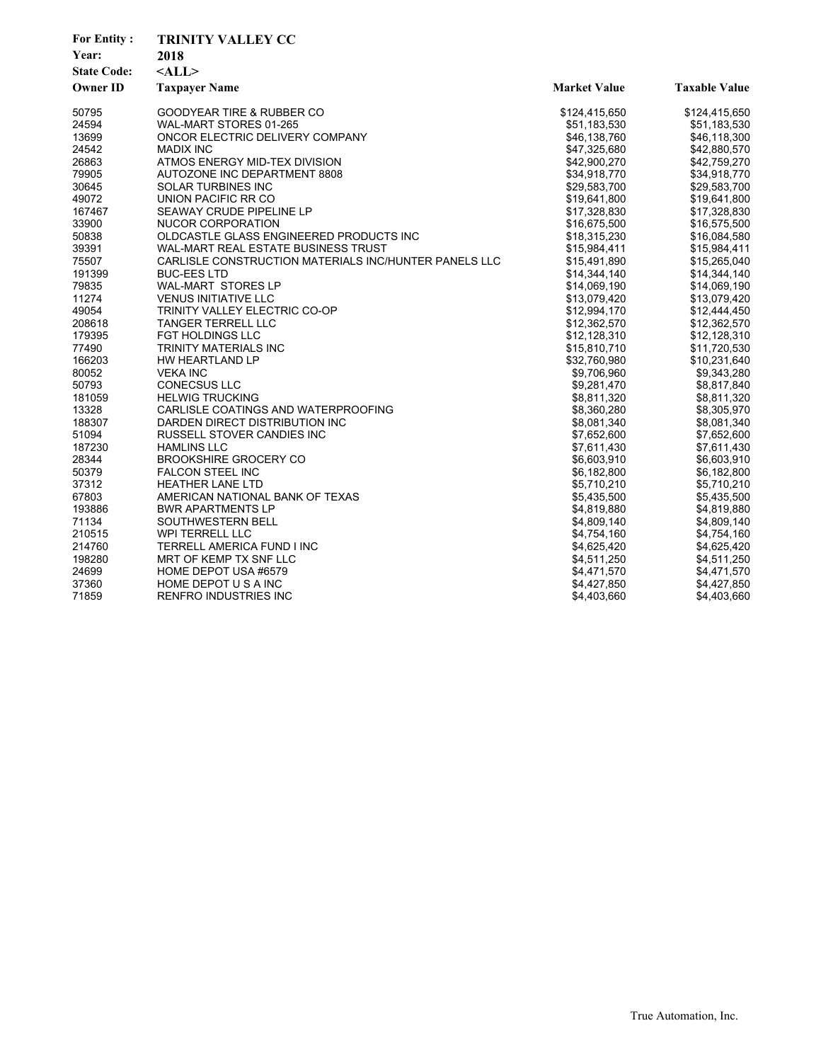**For Entity :** TRINITY VALLEY CC
**Year:** 2018
**State Code:** <ALL>

| Owner ID | Taxpayer Name | Market Value | Taxable Value |
|---|---|---|---|
| 50795 | GOODYEAR TIRE & RUBBER CO | $124,415,650 | $124,415,650 |
| 24594 | WAL-MART STORES 01-265 | $51,183,530 | $51,183,530 |
| 13699 | ONCOR ELECTRIC DELIVERY COMPANY | $46,138,760 | $46,118,300 |
| 24542 | MADIX INC | $47,325,680 | $42,880,570 |
| 26863 | ATMOS ENERGY MID-TEX DIVISION | $42,900,270 | $42,759,270 |
| 79905 | AUTOZONE INC DEPARTMENT 8808 | $34,918,770 | $34,918,770 |
| 30645 | SOLAR TURBINES INC | $29,583,700 | $29,583,700 |
| 49072 | UNION PACIFIC RR CO | $19,641,800 | $19,641,800 |
| 167467 | SEAWAY CRUDE PIPELINE LP | $17,328,830 | $17,328,830 |
| 33900 | NUCOR CORPORATION | $16,675,500 | $16,575,500 |
| 50838 | OLDCASTLE GLASS ENGINEERED PRODUCTS INC | $18,315,230 | $16,084,580 |
| 39391 | WAL-MART REAL ESTATE BUSINESS TRUST | $15,984,411 | $15,984,411 |
| 75507 | CARLISLE CONSTRUCTION MATERIALS INC/HUNTER PANELS LLC | $15,491,890 | $15,265,040 |
| 191399 | BUC-EES LTD | $14,344,140 | $14,344,140 |
| 79835 | WAL-MART STORES LP | $14,069,190 | $14,069,190 |
| 11274 | VENUS INITIATIVE LLC | $13,079,420 | $13,079,420 |
| 49054 | TRINITY VALLEY ELECTRIC CO-OP | $12,994,170 | $12,444,450 |
| 208618 | TANGER TERRELL LLC | $12,362,570 | $12,362,570 |
| 179395 | FGT HOLDINGS LLC | $12,128,310 | $12,128,310 |
| 77490 | TRINITY MATERIALS INC | $15,810,710 | $11,720,530 |
| 166203 | HW HEARTLAND LP | $32,760,980 | $10,231,640 |
| 80052 | VEKA INC | $9,706,960 | $9,343,280 |
| 50793 | CONECSUS LLC | $9,281,470 | $8,817,840 |
| 181059 | HELWIG TRUCKING | $8,811,320 | $8,811,320 |
| 13328 | CARLISLE COATINGS AND WATERPROOFING | $8,360,280 | $8,305,970 |
| 188307 | DARDEN DIRECT DISTRIBUTION INC | $8,081,340 | $8,081,340 |
| 51094 | RUSSELL STOVER CANDIES INC | $7,652,600 | $7,652,600 |
| 187230 | HAMLINS LLC | $7,611,430 | $7,611,430 |
| 28344 | BROOKSHIRE GROCERY CO | $6,603,910 | $6,603,910 |
| 50379 | FALCON STEEL INC | $6,182,800 | $6,182,800 |
| 37312 | HEATHER LANE LTD | $5,710,210 | $5,710,210 |
| 67803 | AMERICAN NATIONAL BANK OF TEXAS | $5,435,500 | $5,435,500 |
| 193886 | BWR APARTMENTS LP | $4,819,880 | $4,819,880 |
| 71134 | SOUTHWESTERN BELL | $4,809,140 | $4,809,140 |
| 210515 | WPI TERRELL LLC | $4,754,160 | $4,754,160 |
| 214760 | TERRELL AMERICA FUND I INC | $4,625,420 | $4,625,420 |
| 198280 | MRT OF KEMP TX SNF LLC | $4,511,250 | $4,511,250 |
| 24699 | HOME DEPOT USA #6579 | $4,471,570 | $4,471,570 |
| 37360 | HOME DEPOT U S A INC | $4,427,850 | $4,427,850 |
| 71859 | RENFRO INDUSTRIES INC | $4,403,660 | $4,403,660 |

True Automation, Inc.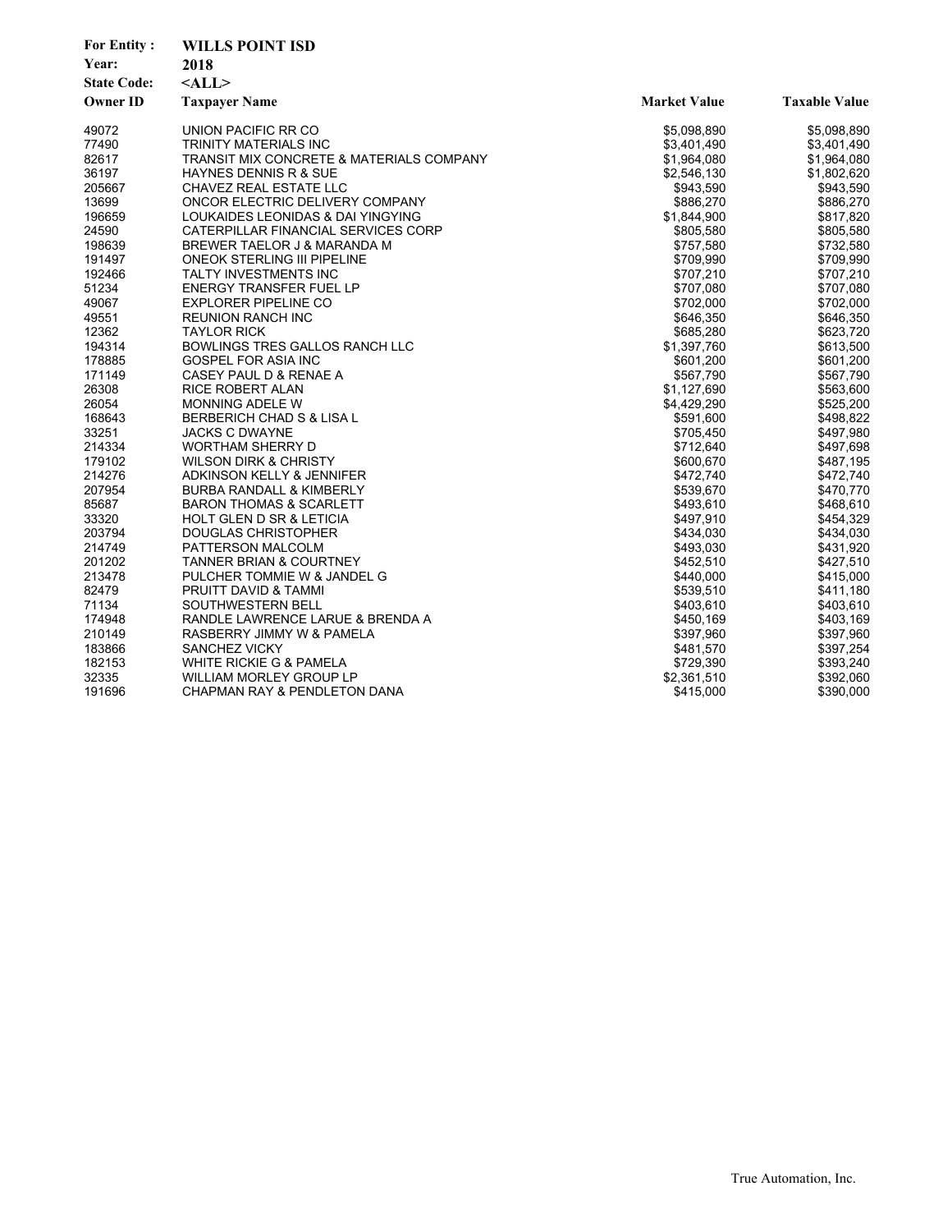**For Entity :** WILLS POINT ISD
**Year:** 2018
**State Code:** <ALL>

| Owner ID | Taxpayer Name | Market Value | Taxable Value |
|---|---|---|---|
| 49072 | UNION PACIFIC RR CO | $5,098,890 | $5,098,890 |
| 77490 | TRINITY MATERIALS INC | $3,401,490 | $3,401,490 |
| 82617 | TRANSIT MIX CONCRETE & MATERIALS COMPANY | $1,964,080 | $1,964,080 |
| 36197 | HAYNES DENNIS R & SUE | $2,546,130 | $1,802,620 |
| 205667 | CHAVEZ REAL ESTATE LLC | $943,590 | $943,590 |
| 13699 | ONCOR ELECTRIC DELIVERY COMPANY | $886,270 | $886,270 |
| 196659 | LOUKAIDES LEONIDAS & DAI YINGYING | $1,844,900 | $817,820 |
| 24590 | CATERPILLAR FINANCIAL SERVICES CORP | $805,580 | $805,580 |
| 198639 | BREWER TAELOR J & MARANDA M | $757,580 | $732,580 |
| 191497 | ONEOK STERLING III PIPELINE | $709,990 | $709,990 |
| 192466 | TALTY INVESTMENTS INC | $707,210 | $707,210 |
| 51234 | ENERGY TRANSFER FUEL LP | $707,080 | $707,080 |
| 49067 | EXPLORER PIPELINE CO | $702,000 | $702,000 |
| 49551 | REUNION RANCH INC | $646,350 | $646,350 |
| 12362 | TAYLOR RICK | $685,280 | $623,720 |
| 194314 | BOWLINGS TRES GALLOS RANCH LLC | $1,397,760 | $613,500 |
| 178885 | GOSPEL FOR ASIA INC | $601,200 | $601,200 |
| 171149 | CASEY PAUL D & RENAE A | $567,790 | $567,790 |
| 26308 | RICE ROBERT ALAN | $1,127,690 | $563,600 |
| 26054 | MONNING ADELE W | $4,429,290 | $525,200 |
| 168643 | BERBERICH CHAD S & LISA L | $591,600 | $498,822 |
| 33251 | JACKS C DWAYNE | $705,450 | $497,980 |
| 214334 | WORTHAM SHERRY D | $712,640 | $497,698 |
| 179102 | WILSON DIRK & CHRISTY | $600,670 | $487,195 |
| 214276 | ADKINSON KELLY & JENNIFER | $472,740 | $472,740 |
| 207954 | BURBA RANDALL & KIMBERLY | $539,670 | $470,770 |
| 85687 | BARON THOMAS & SCARLETT | $493,610 | $468,610 |
| 33320 | HOLT GLEN D SR & LETICIA | $497,910 | $454,329 |
| 203794 | DOUGLAS CHRISTOPHER | $434,030 | $434,030 |
| 214749 | PATTERSON MALCOLM | $493,030 | $431,920 |
| 201202 | TANNER BRIAN & COURTNEY | $452,510 | $427,510 |
| 213478 | PULCHER TOMMIE W & JANDEL G | $440,000 | $415,000 |
| 82479 | PRUITT DAVID & TAMMI | $539,510 | $411,180 |
| 71134 | SOUTHWESTERN BELL | $403,610 | $403,610 |
| 174948 | RANDLE LAWRENCE LARUE & BRENDA A | $450,169 | $403,169 |
| 210149 | RASBERRY JIMMY W & PAMELA | $397,960 | $397,960 |
| 183866 | SANCHEZ VICKY | $481,570 | $397,254 |
| 182153 | WHITE RICKIE G & PAMELA | $729,390 | $393,240 |
| 32335 | WILLIAM MORLEY GROUP LP | $2,361,510 | $392,060 |
| 191696 | CHAPMAN RAY & PENDLETON DANA | $415,000 | $390,000 |

True Automation, Inc.